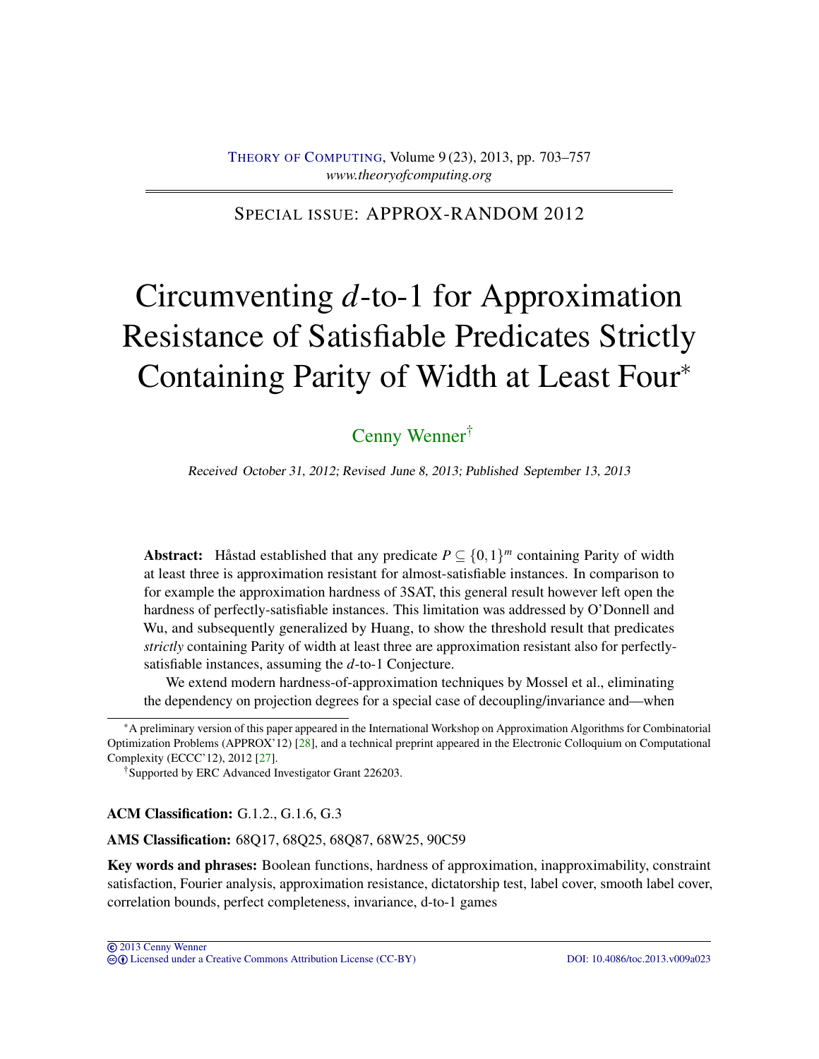SPECIAL ISSUE: APPROX-RANDOM 2012

# Circumventing $d$-to-1 for Approximation Resistance of Satisfiable Predicates Strictly Containing Parity of Width at Least Four*

Cenny Wenner[†]

*Received October 31, 2012; Revised June 8, 2013; Published September 13, 2013*

**Abstract:** Håstad established that any predicate $P \subseteq \{0,1\}^m$ containing Parity of width at least three is approximation resistant for almost-satisfiable instances. In comparison to for example the approximation hardness of 3SAT, this general result however left open the hardness of perfectly-satisfiable instances. This limitation was addressed by O'Donnell and Wu, and subsequently generalized by Huang, to show the threshold result that predicates *strictly* containing Parity of width at least three are approximation resistant also for perfectly-satisfiable instances, assuming the $d$-to-1 Conjecture.

We extend modern hardness-of-approximation techniques by Mossel et al., eliminating the dependency on projection degrees for a special case of decoupling/invariance and—when

---

*A preliminary version of this paper appeared in the International Workshop on Approximation Algorithms for Combinatorial Optimization Problems (APPROX'12) [28], and a technical preprint appeared in the Electronic Colloquium on Computational Complexity (ECCC'12), 2012 [27].

[†]Supported by ERC Advanced Investigator Grant 226203.

**ACM Classification:** G.1.2., G.1.6, G.3

**AMS Classification:** 68Q17, 68Q25, 68Q87, 68W25, 90C59

**Key words and phrases:** Boolean functions, hardness of approximation, inapproximability, constraint satisfaction, Fourier analysis, approximation resistance, dictatorship test, label cover, smooth label cover, correlation bounds, perfect completeness, invariance, d-to-1 games

© 2013 Cenny Wenner
Licensed under a Creative Commons Attribution License (CC-BY) DOI: 10.4086/toc.2013.v009a023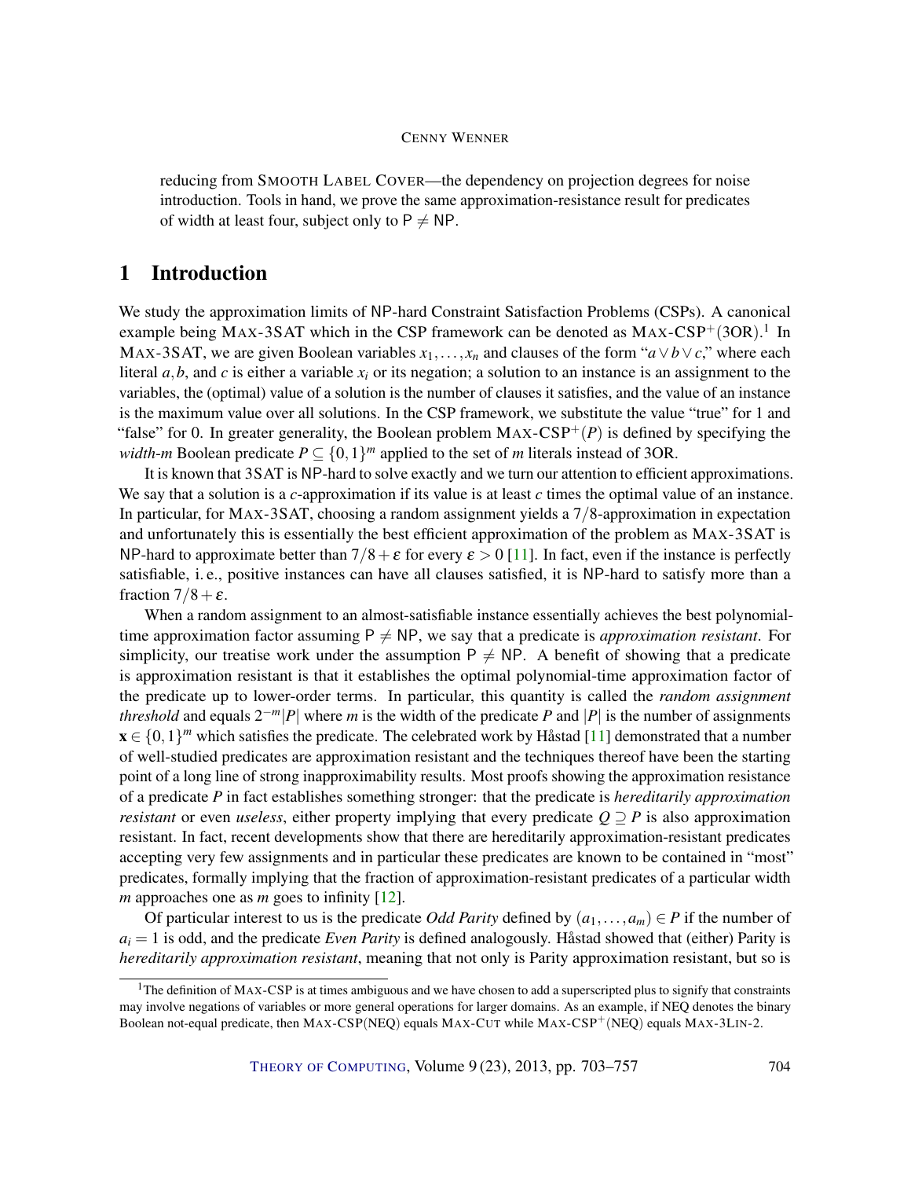reducing from SMOOTH LABEL COVER—the dependency on projection degrees for noise introduction. Tools in hand, we prove the same approximation-resistance result for predicates of width at least four, subject only to $\mathsf{P} \neq \mathsf{NP}$.

## 1 Introduction

We study the approximation limits of NP-hard Constraint Satisfaction Problems (CSPs). A canonical example being MAX-3SAT which in the CSP framework can be denoted as MAX-CSP$^+$(3OR).[1] In MAX-3SAT, we are given Boolean variables $x_1, \ldots, x_n$ and clauses of the form "$a \vee b \vee c$," where each literal $a, b$, and $c$ is either a variable $x_i$ or its negation; a solution to an instance is an assignment to the variables, the (optimal) value of a solution is the number of clauses it satisfies, and the value of an instance is the maximum value over all solutions. In the CSP framework, we substitute the value "true" for 1 and "false" for 0. In greater generality, the Boolean problem MAX-CSP$^+(P)$ is defined by specifying the *width-m* Boolean predicate $P \subseteq \{0,1\}^m$ applied to the set of $m$ literals instead of 3OR.

It is known that 3SAT is NP-hard to solve exactly and we turn our attention to efficient approximations. We say that a solution is a $c$-approximation if its value is at least $c$ times the optimal value of an instance. In particular, for MAX-3SAT, choosing a random assignment yields a $7/8$-approximation in expectation and unfortunately this is essentially the best efficient approximation of the problem as MAX-3SAT is NP-hard to approximate better than $7/8 + \varepsilon$ for every $\varepsilon > 0$ [11]. In fact, even if the instance is perfectly satisfiable, i. e., positive instances can have all clauses satisfied, it is NP-hard to satisfy more than a fraction $7/8 + \varepsilon$.

When a random assignment to an almost-satisfiable instance essentially achieves the best polynomial-time approximation factor assuming $\mathsf{P} \neq \mathsf{NP}$, we say that a predicate is *approximation resistant*. For simplicity, our treatise work under the assumption $\mathsf{P} \neq \mathsf{NP}$. A benefit of showing that a predicate is approximation resistant is that it establishes the optimal polynomial-time approximation factor of the predicate up to lower-order terms. In particular, this quantity is called the *random assignment threshold* and equals $2^{-m}|P|$ where $m$ is the width of the predicate $P$ and $|P|$ is the number of assignments $\mathbf{x} \in \{0,1\}^m$ which satisfies the predicate. The celebrated work by Håstad [11] demonstrated that a number of well-studied predicates are approximation resistant and the techniques thereof have been the starting point of a long line of strong inapproximability results. Most proofs showing the approximation resistance of a predicate $P$ in fact establishes something stronger: that the predicate is *hereditarily approximation resistant* or even *useless*, either property implying that every predicate $Q \supseteq P$ is also approximation resistant. In fact, recent developments show that there are hereditarily approximation-resistant predicates accepting very few assignments and in particular these predicates are known to be contained in "most" predicates, formally implying that the fraction of approximation-resistant predicates of a particular width $m$ approaches one as $m$ goes to infinity [12].

Of particular interest to us is the predicate *Odd Parity* defined by $(a_1, \ldots, a_m) \in P$ if the number of $a_i = 1$ is odd, and the predicate *Even Parity* is defined analogously. Håstad showed that (either) Parity is *hereditarily approximation resistant*, meaning that not only is Parity approximation resistant, but so is

[1] The definition of MAX-CSP is at times ambiguous and we have chosen to add a superscripted plus to signify that constraints may involve negations of variables or more general operations for larger domains. As an example, if NEQ denotes the binary Boolean not-equal predicate, then MAX-CSP(NEQ) equals MAX-CUT while MAX-CSP$^+$(NEQ) equals MAX-3LIN-2.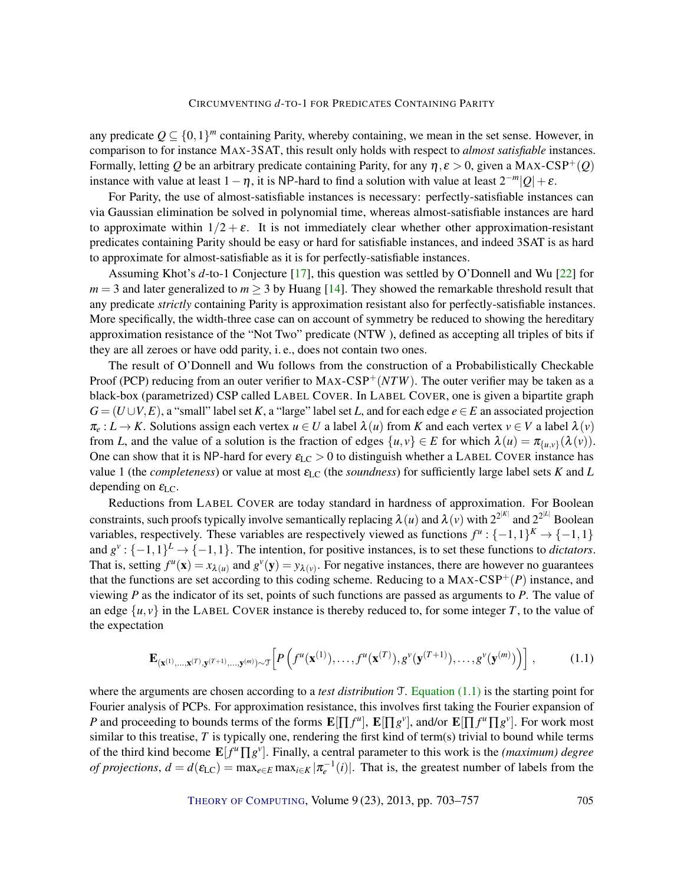any predicate $Q \subseteq \{0,1\}^m$ containing Parity, whereby containing, we mean in the set sense. However, in comparison to for instance MAX-3SAT, this result only holds with respect to *almost satisfiable* instances. Formally, letting $Q$ be an arbitrary predicate containing Parity, for any $\eta, \varepsilon > 0$, given a MAX-CSP$^+(Q)$ instance with value at least $1-\eta$, it is NP-hard to find a solution with value at least $2^{-m}|Q| + \varepsilon$.

For Parity, the use of almost-satisfiable instances is necessary: perfectly-satisfiable instances can via Gaussian elimination be solved in polynomial time, whereas almost-satisfiable instances are hard to approximate within $1/2 + \varepsilon$. It is not immediately clear whether other approximation-resistant predicates containing Parity should be easy or hard for satisfiable instances, and indeed 3SAT is as hard to approximate for almost-satisfiable as it is for perfectly-satisfiable instances.

Assuming Khot's $d$-to-1 Conjecture [17], this question was settled by O'Donnell and Wu [22] for $m = 3$ and later generalized to $m \geq 3$ by Huang [14]. They showed the remarkable threshold result that any predicate *strictly* containing Parity is approximation resistant also for perfectly-satisfiable instances. More specifically, the width-three case can on account of symmetry be reduced to showing the hereditary approximation resistance of the "Not Two" predicate (NTW ), defined as accepting all triples of bits if they are all zeroes or have odd parity, i. e., does not contain two ones.

The result of O'Donnell and Wu follows from the construction of a Probabilistically Checkable Proof (PCP) reducing from an outer verifier to MAX-CSP$^+(NTW)$. The outer verifier may be taken as a black-box (parametrized) CSP called LABEL COVER. In LABEL COVER, one is given a bipartite graph $G = (U \cup V, E)$, a "small" label set $K$, a "large" label set $L$, and for each edge $e \in E$ an associated projection $\pi_e : L \to K$. Solutions assign each vertex $u \in U$ a label $\lambda(u)$ from $K$ and each vertex $v \in V$ a label $\lambda(v)$ from $L$, and the value of a solution is the fraction of edges $\{u, v\} \in E$ for which $\lambda(u) = \pi_{\{u,v\}}(\lambda(v))$. One can show that it is NP-hard for every $\varepsilon_{\text{LC}} > 0$ to distinguish whether a LABEL COVER instance has value 1 (the *completeness*) or value at most $\varepsilon_{\text{LC}}$ (the *soundness*) for sufficiently large label sets $K$ and $L$ depending on $\varepsilon_{\text{LC}}$.

Reductions from LABEL COVER are today standard in hardness of approximation. For Boolean constraints, such proofs typically involve semantically replacing $\lambda(u)$ and $\lambda(v)$ with $2^{2^{|K|}}$ and $2^{2^{|L|}}$ Boolean variables, respectively. These variables are respectively viewed as functions $f^u : \{-1,1\}^K \to \{-1,1\}$ and $g^v : \{-1,1\}^L \to \{-1,1\}$. The intention, for positive instances, is to set these functions to *dictators*. That is, setting $f^u(\mathbf{x}) = x_{\lambda(u)}$ and $g^v(\mathbf{y}) = y_{\lambda(v)}$. For negative instances, there are however no guarantees that the functions are set according to this coding scheme. Reducing to a MAX-CSP$^+(P)$ instance, and viewing $P$ as the indicator of its set, points of such functions are passed as arguments to $P$. The value of an edge $\{u, v\}$ in the LABEL COVER instance is thereby reduced to, for some integer $T$, to the value of the expectation

$$\mathbf{E}_{(\mathbf{x}^{(1)},\ldots,\mathbf{x}^{(T)},\mathbf{y}^{(T+1)},\ldots,\mathbf{y}^{(m)})\sim\mathcal{T}}\left[P\left(f^u(\mathbf{x}^{(1)}),\ldots,f^u(\mathbf{x}^{(T)}),g^v(\mathbf{y}^{(T+1)}),\ldots,g^v(\mathbf{y}^{(m)})\right)\right], \tag{1.1}$$

where the arguments are chosen according to a *test distribution* $\mathcal{T}$. Equation (1.1) is the starting point for Fourier analysis of PCPs. For approximation resistance, this involves first taking the Fourier expansion of $P$ and proceeding to bounds terms of the forms $\mathbf{E}[\prod f^u]$, $\mathbf{E}[\prod g^v]$, and/or $\mathbf{E}[\prod f^u \prod g^v]$. For work most similar to this treatise, $T$ is typically one, rendering the first kind of term(s) trivial to bound while terms of the third kind become $\mathbf{E}[f^u \prod g^v]$. Finally, a central parameter to this work is the *(maximum) degree of projections*, $d = d(\varepsilon_{\text{LC}}) = \max_{e \in E} \max_{i \in K} |\pi_e^{-1}(i)|$. That is, the greatest number of labels from the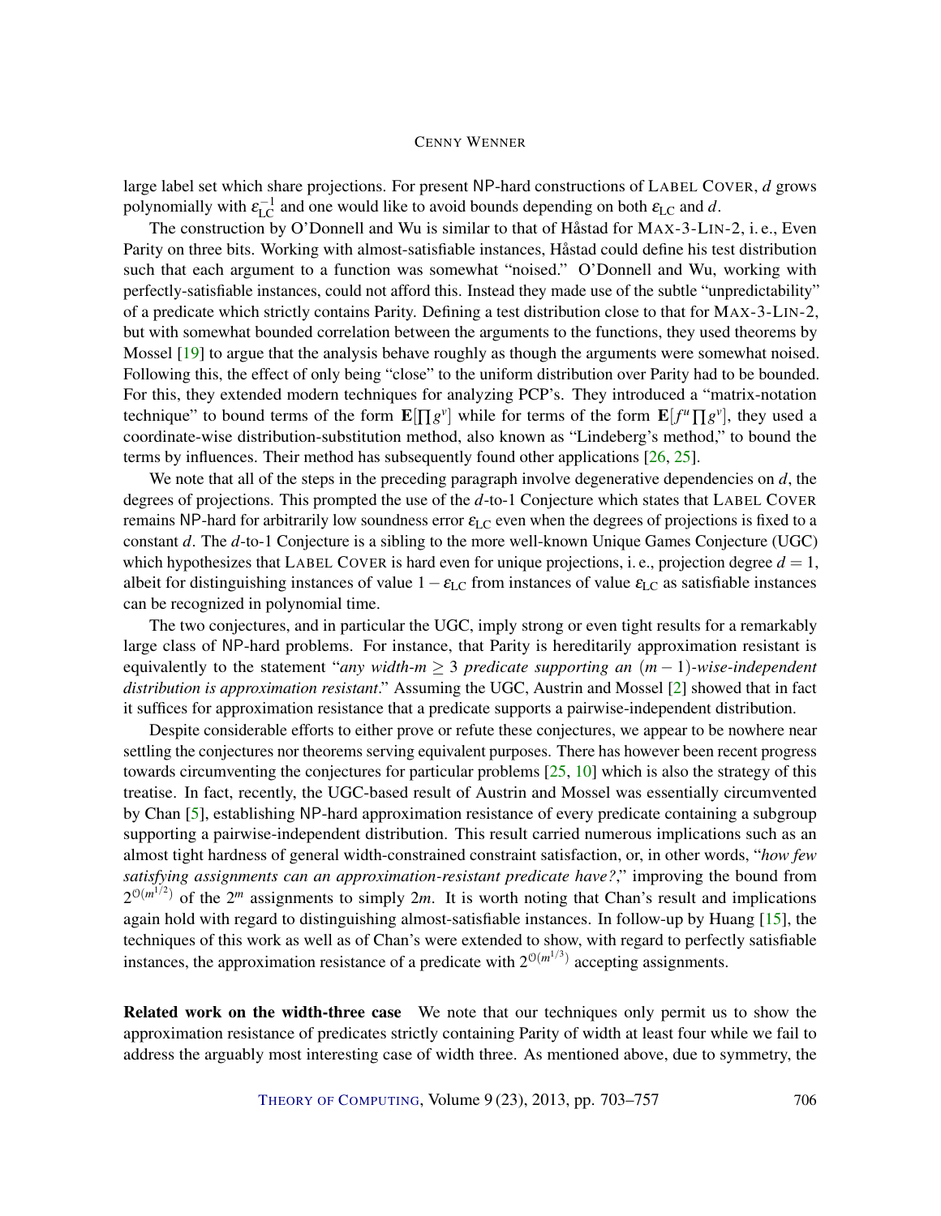large label set which share projections. For present NP-hard constructions of LABEL COVER, $d$ grows polynomially with $\varepsilon_{\mathrm{LC}}^{-1}$ and one would like to avoid bounds depending on both $\varepsilon_{\mathrm{LC}}$ and $d$.

The construction by O'Donnell and Wu is similar to that of Håstad for MAX-3-LIN-2, i. e., Even Parity on three bits. Working with almost-satisfiable instances, Håstad could define his test distribution such that each argument to a function was somewhat "noised." O'Donnell and Wu, working with perfectly-satisfiable instances, could not afford this. Instead they made use of the subtle "unpredictability" of a predicate which strictly contains Parity. Defining a test distribution close to that for MAX-3-LIN-2, but with somewhat bounded correlation between the arguments to the functions, they used theorems by Mossel [19] to argue that the analysis behave roughly as though the arguments were somewhat noised. Following this, the effect of only being "close" to the uniform distribution over Parity had to be bounded. For this, they extended modern techniques for analyzing PCP's. They introduced a "matrix-notation technique" to bound terms of the form $\mathbf{E}[\prod g^v]$ while for terms of the form $\mathbf{E}[f^u \prod g^v]$, they used a coordinate-wise distribution-substitution method, also known as "Lindeberg's method," to bound the terms by influences. Their method has subsequently found other applications [26, 25].

We note that all of the steps in the preceding paragraph involve degenerative dependencies on $d$, the degrees of projections. This prompted the use of the $d$-to-1 Conjecture which states that LABEL COVER remains NP-hard for arbitrarily low soundness error $\varepsilon_{\mathrm{LC}}$ even when the degrees of projections is fixed to a constant $d$. The $d$-to-1 Conjecture is a sibling to the more well-known Unique Games Conjecture (UGC) which hypothesizes that LABEL COVER is hard even for unique projections, i. e., projection degree $d = 1$, albeit for distinguishing instances of value $1 - \varepsilon_{\mathrm{LC}}$ from instances of value $\varepsilon_{\mathrm{LC}}$ as satisfiable instances can be recognized in polynomial time.

The two conjectures, and in particular the UGC, imply strong or even tight results for a remarkably large class of NP-hard problems. For instance, that Parity is hereditarily approximation resistant is equivalently to the statement "*any width-$m \geq 3$ predicate supporting an $(m-1)$-wise-independent distribution is approximation resistant*." Assuming the UGC, Austrin and Mossel [2] showed that in fact it suffices for approximation resistance that a predicate supports a pairwise-independent distribution.

Despite considerable efforts to either prove or refute these conjectures, we appear to be nowhere near settling the conjectures nor theorems serving equivalent purposes. There has however been recent progress towards circumventing the conjectures for particular problems [25, 10] which is also the strategy of this treatise. In fact, recently, the UGC-based result of Austrin and Mossel was essentially circumvented by Chan [5], establishing NP-hard approximation resistance of every predicate containing a subgroup supporting a pairwise-independent distribution. This result carried numerous implications such as an almost tight hardness of general width-constrained constraint satisfaction, or, in other words, "*how few satisfying assignments can an approximation-resistant predicate have?*," improving the bound from $2^{\mathcal{O}(m^{1/2})}$ of the $2^m$ assignments to simply $2m$. It is worth noting that Chan's result and implications again hold with regard to distinguishing almost-satisfiable instances. In follow-up by Huang [15], the techniques of this work as well as of Chan's were extended to show, with regard to perfectly satisfiable instances, the approximation resistance of a predicate with $2^{\mathcal{O}(m^{1/3})}$ accepting assignments.

**Related work on the width-three case** We note that our techniques only permit us to show the approximation resistance of predicates strictly containing Parity of width at least four while we fail to address the arguably most interesting case of width three. As mentioned above, due to symmetry, the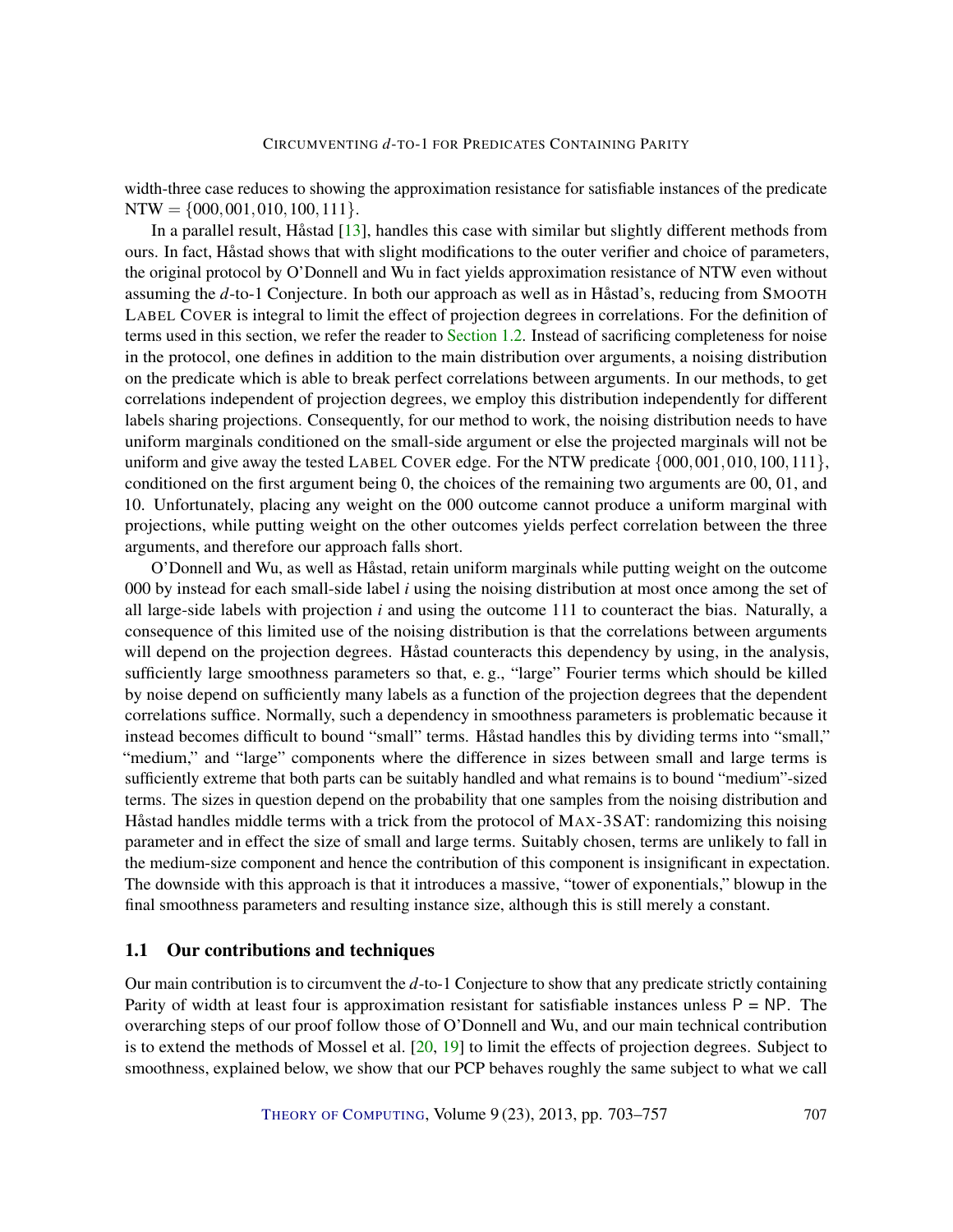width-three case reduces to showing the approximation resistance for satisfiable instances of the predicate $\mathrm{NTW} = \{000, 001, 010, 100, 111\}$.

In a parallel result, Håstad [13], handles this case with similar but slightly different methods from ours. In fact, Håstad shows that with slight modifications to the outer verifier and choice of parameters, the original protocol by O'Donnell and Wu in fact yields approximation resistance of NTW even without assuming the $d$-to-1 Conjecture. In both our approach as well as in Håstad's, reducing from SMOOTH LABEL COVER is integral to limit the effect of projection degrees in correlations. For the definition of terms used in this section, we refer the reader to Section 1.2. Instead of sacrificing completeness for noise in the protocol, one defines in addition to the main distribution over arguments, a noising distribution on the predicate which is able to break perfect correlations between arguments. In our methods, to get correlations independent of projection degrees, we employ this distribution independently for different labels sharing projections. Consequently, for our method to work, the noising distribution needs to have uniform marginals conditioned on the small-side argument or else the projected marginals will not be uniform and give away the tested LABEL COVER edge. For the NTW predicate $\{000, 001, 010, 100, 111\}$, conditioned on the first argument being 0, the choices of the remaining two arguments are 00, 01, and 10. Unfortunately, placing any weight on the 000 outcome cannot produce a uniform marginal with projections, while putting weight on the other outcomes yields perfect correlation between the three arguments, and therefore our approach falls short.

O'Donnell and Wu, as well as Håstad, retain uniform marginals while putting weight on the outcome 000 by instead for each small-side label $i$ using the noising distribution at most once among the set of all large-side labels with projection $i$ and using the outcome 111 to counteract the bias. Naturally, a consequence of this limited use of the noising distribution is that the correlations between arguments will depend on the projection degrees. Håstad counteracts this dependency by using, in the analysis, sufficiently large smoothness parameters so that, e. g., "large" Fourier terms which should be killed by noise depend on sufficiently many labels as a function of the projection degrees that the dependent correlations suffice. Normally, such a dependency in smoothness parameters is problematic because it instead becomes difficult to bound "small" terms. Håstad handles this by dividing terms into "small," "medium," and "large" components where the difference in sizes between small and large terms is sufficiently extreme that both parts can be suitably handled and what remains is to bound "medium"-sized terms. The sizes in question depend on the probability that one samples from the noising distribution and Håstad handles middle terms with a trick from the protocol of MAX-3SAT: randomizing this noising parameter and in effect the size of small and large terms. Suitably chosen, terms are unlikely to fall in the medium-size component and hence the contribution of this component is insignificant in expectation. The downside with this approach is that it introduces a massive, "tower of exponentials," blowup in the final smoothness parameters and resulting instance size, although this is still merely a constant.

## 1.1 Our contributions and techniques

Our main contribution is to circumvent the $d$-to-1 Conjecture to show that any predicate strictly containing Parity of width at least four is approximation resistant for satisfiable instances unless $\mathsf{P} = \mathsf{NP}$. The overarching steps of our proof follow those of O'Donnell and Wu, and our main technical contribution is to extend the methods of Mossel et al. [20, 19] to limit the effects of projection degrees. Subject to smoothness, explained below, we show that our PCP behaves roughly the same subject to what we call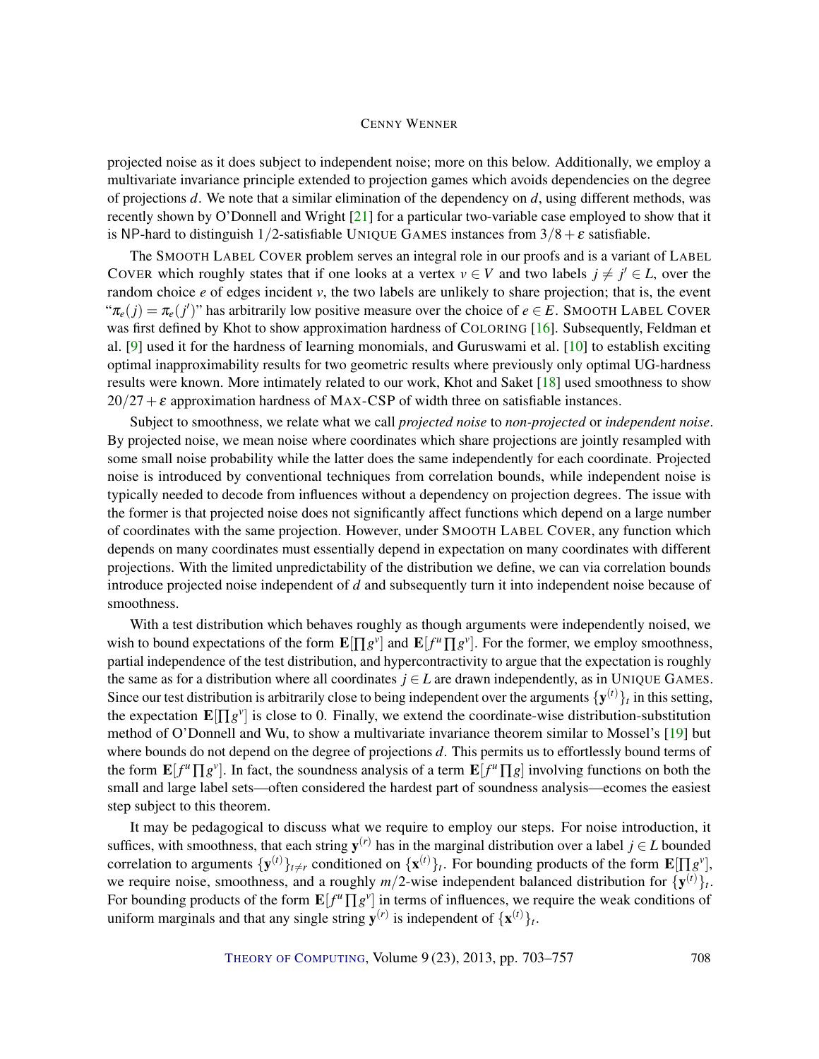projected noise as it does subject to independent noise; more on this below. Additionally, we employ a multivariate invariance principle extended to projection games which avoids dependencies on the degree of projections $d$. We note that a similar elimination of the dependency on $d$, using different methods, was recently shown by O'Donnell and Wright [21] for a particular two-variable case employed to show that it is NP-hard to distinguish $1/2$-satisfiable UNIQUE GAMES instances from $3/8+\varepsilon$ satisfiable.

The SMOOTH LABEL COVER problem serves an integral role in our proofs and is a variant of LABEL COVER which roughly states that if one looks at a vertex $v \in V$ and two labels $j \neq j' \in L$, over the random choice $e$ of edges incident $v$, the two labels are unlikely to share projection; that is, the event "$\pi_e(j) = \pi_e(j')$" has arbitrarily low positive measure over the choice of $e \in E$. SMOOTH LABEL COVER was first defined by Khot to show approximation hardness of COLORING [16]. Subsequently, Feldman et al. [9] used it for the hardness of learning monomials, and Guruswami et al. [10] to establish exciting optimal inapproximability results for two geometric results where previously only optimal UG-hardness results were known. More intimately related to our work, Khot and Saket [18] used smoothness to show $20/27+\varepsilon$ approximation hardness of MAX-CSP of width three on satisfiable instances.

Subject to smoothness, we relate what we call *projected noise* to *non-projected* or *independent noise*. By projected noise, we mean noise where coordinates which share projections are jointly resampled with some small noise probability while the latter does the same independently for each coordinate. Projected noise is introduced by conventional techniques from correlation bounds, while independent noise is typically needed to decode from influences without a dependency on projection degrees. The issue with the former is that projected noise does not significantly affect functions which depend on a large number of coordinates with the same projection. However, under SMOOTH LABEL COVER, any function which depends on many coordinates must essentially depend in expectation on many coordinates with different projections. With the limited unpredictability of the distribution we define, we can via correlation bounds introduce projected noise independent of $d$ and subsequently turn it into independent noise because of smoothness.

With a test distribution which behaves roughly as though arguments were independently noised, we wish to bound expectations of the form $\mathbf{E}[\prod g^v]$ and $\mathbf{E}[f^u \prod g^v]$. For the former, we employ smoothness, partial independence of the test distribution, and hypercontractivity to argue that the expectation is roughly the same as for a distribution where all coordinates $j \in L$ are drawn independently, as in UNIQUE GAMES. Since our test distribution is arbitrarily close to being independent over the arguments $\{\mathbf{y}^{(t)}\}_t$ in this setting, the expectation $\mathbf{E}[\prod g^v]$ is close to 0. Finally, we extend the coordinate-wise distribution-substitution method of O'Donnell and Wu, to show a multivariate invariance theorem similar to Mossel's [19] but where bounds do not depend on the degree of projections $d$. This permits us to effortlessly bound terms of the form $\mathbf{E}[f^u \prod g^v]$. In fact, the soundness analysis of a term $\mathbf{E}[f^u \prod g]$ involving functions on both the small and large label sets—often considered the hardest part of soundness analysis—ecomes the easiest step subject to this theorem.

It may be pedagogical to discuss what we require to employ our steps. For noise introduction, it suffices, with smoothness, that each string $\mathbf{y}^{(r)}$ has in the marginal distribution over a label $j \in L$ bounded correlation to arguments $\{\mathbf{y}^{(t)}\}_{t \neq r}$ conditioned on $\{\mathbf{x}^{(t)}\}_t$. For bounding products of the form $\mathbf{E}[\prod g^v]$, we require noise, smoothness, and a roughly $m/2$-wise independent balanced distribution for $\{\mathbf{y}^{(t)}\}_t$. For bounding products of the form $\mathbf{E}[f^u \prod g^v]$ in terms of influences, we require the weak conditions of uniform marginals and that any single string $\mathbf{y}^{(r)}$ is independent of $\{\mathbf{x}^{(t)}\}_t$.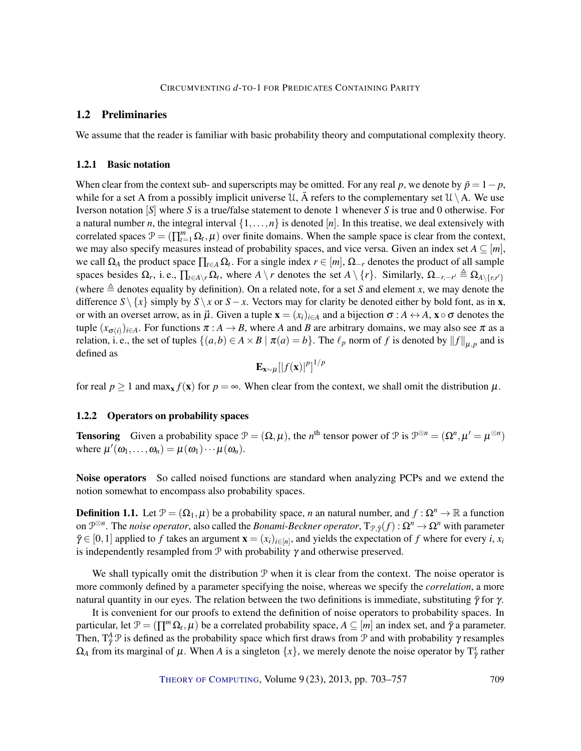## 1.2 Preliminaries

We assume that the reader is familiar with basic probability theory and computational complexity theory.

### 1.2.1 Basic notation

When clear from the context sub- and superscripts may be omitted. For any real $p$, we denote by $\bar{p} = 1 - p$, while for a set A from a possibly implicit universe $\mathcal{U}$, $\bar{A}$ refers to the complementary set $\mathcal{U} \setminus A$. We use Iverson notation $[S]$ where $S$ is a true/false statement to denote 1 whenever $S$ is true and 0 otherwise. For a natural number $n$, the integral interval $\{1, \ldots, n\}$ is denoted $[n]$. In this treatise, we deal extensively with correlated spaces $\mathcal{P} = (\prod_{t=1}^{m} \Omega_t, \mu)$ over finite domains. When the sample space is clear from the context, we may also specify measures instead of probability spaces, and vice versa. Given an index set $A \subseteq [m]$, we call $\Omega_A$ the product space $\prod_{t \in A} \Omega_t$. For a single index $r \in [m]$, $\Omega_{-r}$ denotes the product of all sample spaces besides $\Omega_r$, i. e., $\prod_{t \in A \setminus r} \Omega_t$, where $A \setminus r$ denotes the set $A \setminus \{r\}$. Similarly, $\Omega_{-r,-r'} \triangleq \Omega_{A \setminus \{r,r'\}}$ (where $\triangleq$ denotes equality by definition). On a related note, for a set $S$ and element $x$, we may denote the difference $S \setminus \{x\}$ simply by $S \setminus x$ or $S - x$. Vectors may for clarity be denoted either by bold font, as in $\mathbf{x}$, or with an overset arrow, as in $\vec{\mu}$. Given a tuple $\mathbf{x} = (x_i)_{i \in A}$ and a bijection $\sigma : A \leftrightarrow A$, $\mathbf{x} \circ \sigma$ denotes the tuple $(x_{\sigma(i)})_{i \in A}$. For functions $\pi : A \to B$, where $A$ and $B$ are arbitrary domains, we may also see $\pi$ as a relation, i. e., the set of tuples $\{(a, b) \in A \times B \mid \pi(a) = b\}$. The $\ell_p$ norm of $f$ is denoted by $\|f\|_{\mu,p}$ and is defined as

$$\mathbf{E}_{\mathbf{x} \sim \mu}[|f(\mathbf{x})|^p]^{1/p}$$

for real $p \geq 1$ and $\max_{\mathbf{x}} f(\mathbf{x})$ for $p = \infty$. When clear from the context, we shall omit the distribution $\mu$.

### 1.2.2 Operators on probability spaces

**Tensoring** Given a probability space $\mathcal{P} = (\Omega, \mu)$, the $n^{\text{th}}$ tensor power of $\mathcal{P}$ is $\mathcal{P}^{\otimes n} = (\Omega^n, \mu' = \mu^{\otimes n})$ where $\mu'(\omega_1, \ldots, \omega_n) = \mu(\omega_1) \cdots \mu(\omega_n)$.

**Noise operators** So called noised functions are standard when analyzing PCPs and we extend the notion somewhat to encompass also probability spaces.

**Definition 1.1.** Let $\mathcal{P} = (\Omega_1, \mu)$ be a probability space, $n$ an natural number, and $f : \Omega^n \to \mathbb{R}$ a function on $\mathcal{P}^{\otimes n}$. The *noise operator*, also called the *Bonami-Beckner operator*, $\mathrm{T}_{\mathcal{P},\bar{\gamma}}(f) : \Omega^n \to \Omega^n$ with parameter $\bar{\gamma} \in [0, 1]$ applied to $f$ takes an argument $\mathbf{x} = (x_i)_{i \in [n]}$, and yields the expectation of $f$ where for every $i$, $x_i$ is independently resampled from $\mathcal{P}$ with probability $\gamma$ and otherwise preserved.

We shall typically omit the distribution $\mathcal{P}$ when it is clear from the context. The noise operator is more commonly defined by a parameter specifying the noise, whereas we specify the *correlation*, a more natural quantity in our eyes. The relation between the two definitions is immediate, substituting $\bar{\gamma}$ for $\gamma$.

It is convenient for our proofs to extend the definition of noise operators to probability spaces. In particular, let $\mathcal{P} = (\prod^m \Omega_t, \mu)$ be a correlated probability space, $A \subseteq [m]$ an index set, and $\bar{\gamma}$ a parameter. Then, $\mathrm{T}^A_{\bar{\gamma}} \mathcal{P}$ is defined as the probability space which first draws from $\mathcal{P}$ and with probability $\gamma$ resamples $\Omega_A$ from its marginal of $\mu$. When $A$ is a singleton $\{x\}$, we merely denote the noise operator by $\mathrm{T}^x_{\bar{\gamma}}$ rather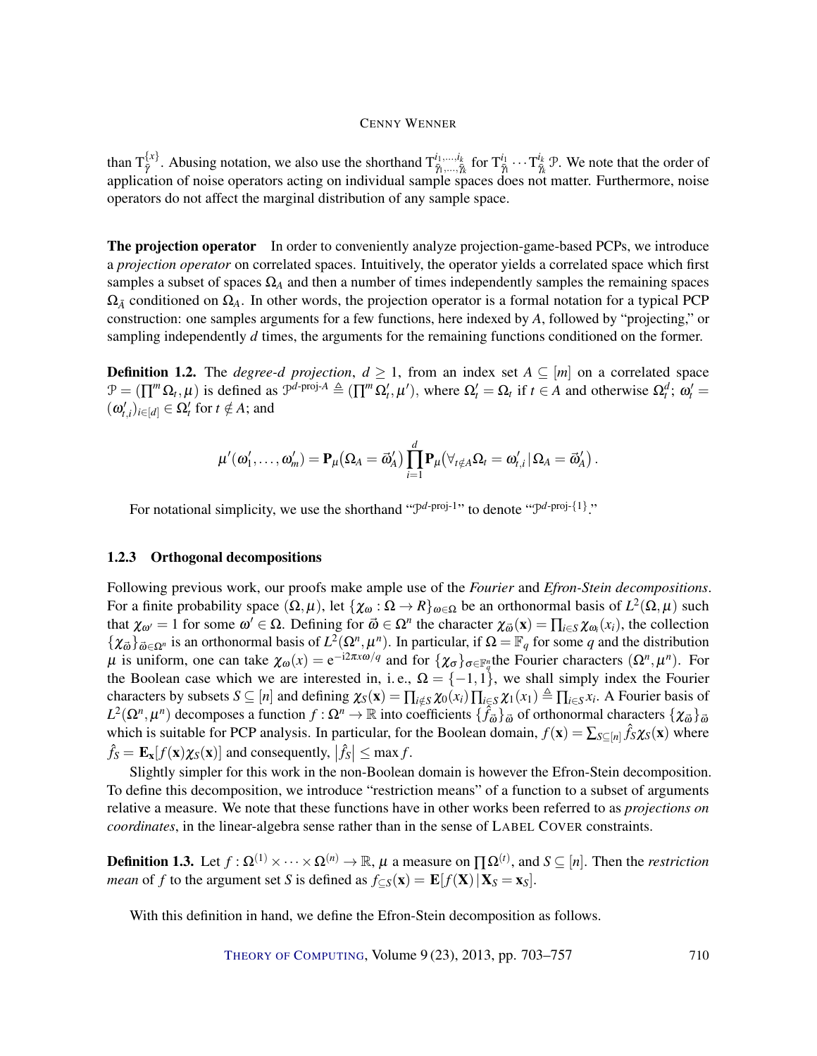than $\mathrm{T}^{\{x\}}_{\vec{\gamma}}$. Abusing notation, we also use the shorthand $\mathrm{T}^{i_1,\ldots,i_k}_{\vec{\gamma}_1,\ldots,\vec{\gamma}_k}$ for $\mathrm{T}^{i_1}_{\vec{\gamma}_1} \cdots \mathrm{T}^{i_k}_{\vec{\gamma}_k} \mathcal{P}$. We note that the order of application of noise operators acting on individual sample spaces does not matter. Furthermore, noise operators do not affect the marginal distribution of any sample space.

**The projection operator** In order to conveniently analyze projection-game-based PCPs, we introduce a *projection operator* on correlated spaces. Intuitively, the operator yields a correlated space which first samples a subset of spaces $\Omega_A$ and then a number of times independently samples the remaining spaces $\Omega_{\bar{A}}$ conditioned on $\Omega_A$. In other words, the projection operator is a formal notation for a typical PCP construction: one samples arguments for a few functions, here indexed by $A$, followed by "projecting," or sampling independently $d$ times, the arguments for the remaining functions conditioned on the former.

**Definition 1.2.** The *degree-$d$ projection*, $d \geq 1$, from an index set $A \subseteq [m]$ on a correlated space $\mathcal{P} = (\prod^m \Omega_t, \mu)$ is defined as $\mathcal{P}^{d\text{-proj-}A} \triangleq (\prod^m \Omega'_t, \mu')$, where $\Omega'_t = \Omega_t$ if $t \in A$ and otherwise $\Omega^d_t$; $\omega'_t = (\omega'_{t,i})_{i \in [d]} \in \Omega'_t$ for $t \notin A$; and

$$\mu'(\omega'_1, \ldots, \omega'_m) = \mathbf{P}_\mu\big(\Omega_A = \vec{\omega}'_A\big) \prod_{i=1}^{d} \mathbf{P}_\mu\big(\forall_{t \notin A} \Omega_t = \omega'_{t,i} \,|\, \Omega_A = \vec{\omega}'_A\big) .$$

For notational simplicity, we use the shorthand "$\mathcal{P}^{d\text{-proj-}1}$" to denote "$\mathcal{P}^{d\text{-proj-}\{1\}}$."

### 1.2.3 Orthogonal decompositions

Following previous work, our proofs make ample use of the *Fourier* and *Efron-Stein decompositions*. For a finite probability space $(\Omega, \mu)$, let $\{\chi_\omega : \Omega \to R\}_{\omega \in \Omega}$ be an orthonormal basis of $L^2(\Omega, \mu)$ such that $\chi_{\omega'} = 1$ for some $\omega' \in \Omega$. Defining for $\vec{\omega} \in \Omega^n$ the character $\chi_{\vec{\omega}}(\mathbf{x}) = \prod_{i \in S} \chi_{\omega_i}(x_i)$, the collection $\{\chi_{\vec{\omega}}\}_{\vec{\omega} \in \Omega^n}$ is an orthonormal basis of $L^2(\Omega^n, \mu^n)$. In particular, if $\Omega = \mathbb{F}_q$ for some $q$ and the distribution $\mu$ is uniform, one can take $\chi_\omega(x) = \mathrm{e}^{-\mathrm{i}2\pi x\omega/q}$ and for $\{\chi_\sigma\}_{\sigma \in \mathbb{F}^n_q}$the Fourier characters $(\Omega^n, \mu^n)$. For the Boolean case which we are interested in, i. e., $\Omega = \{-1, 1\}$, we shall simply index the Fourier characters by subsets $S \subseteq [n]$ and defining $\chi_S(\mathbf{x}) = \prod_{i \notin S} \chi_0(x_i) \prod_{i \in S} \chi_1(x_1) \triangleq \prod_{i \in S} x_i$. A Fourier basis of $L^2(\Omega^n, \mu^n)$ decomposes a function $f : \Omega^n \to \mathbb{R}$ into coefficients $\{\hat{f}_{\vec{\omega}}\}_{\vec{\omega}}$ of orthonormal characters $\{\chi_{\vec{\omega}}\}_{\vec{\omega}}$ which is suitable for PCP analysis. In particular, for the Boolean domain, $f(\mathbf{x}) = \sum_{S \subseteq [n]} \hat{f}_S \chi_S(\mathbf{x})$ where $\hat{f}_S = \mathbf{E}_{\mathbf{x}}[f(\mathbf{x})\chi_S(\mathbf{x})]$ and consequently, $\big|\hat{f}_S\big| \leq \max f$.

Slightly simpler for this work in the non-Boolean domain is however the Efron-Stein decomposition. To define this decomposition, we introduce "restriction means" of a function to a subset of arguments relative a measure. We note that these functions have in other works been referred to as *projections on coordinates*, in the linear-algebra sense rather than in the sense of LABEL COVER constraints.

**Definition 1.3.** Let $f : \Omega^{(1)} \times \cdots \times \Omega^{(n)} \to \mathbb{R}$, $\mu$ a measure on $\prod \Omega^{(t)}$, and $S \subseteq [n]$. Then the *restriction mean* of $f$ to the argument set $S$ is defined as $f_{\subseteq S}(\mathbf{x}) = \mathbf{E}[f(\mathbf{X}) \,|\, \mathbf{X}_S = \mathbf{x}_S]$.

With this definition in hand, we define the Efron-Stein decomposition as follows.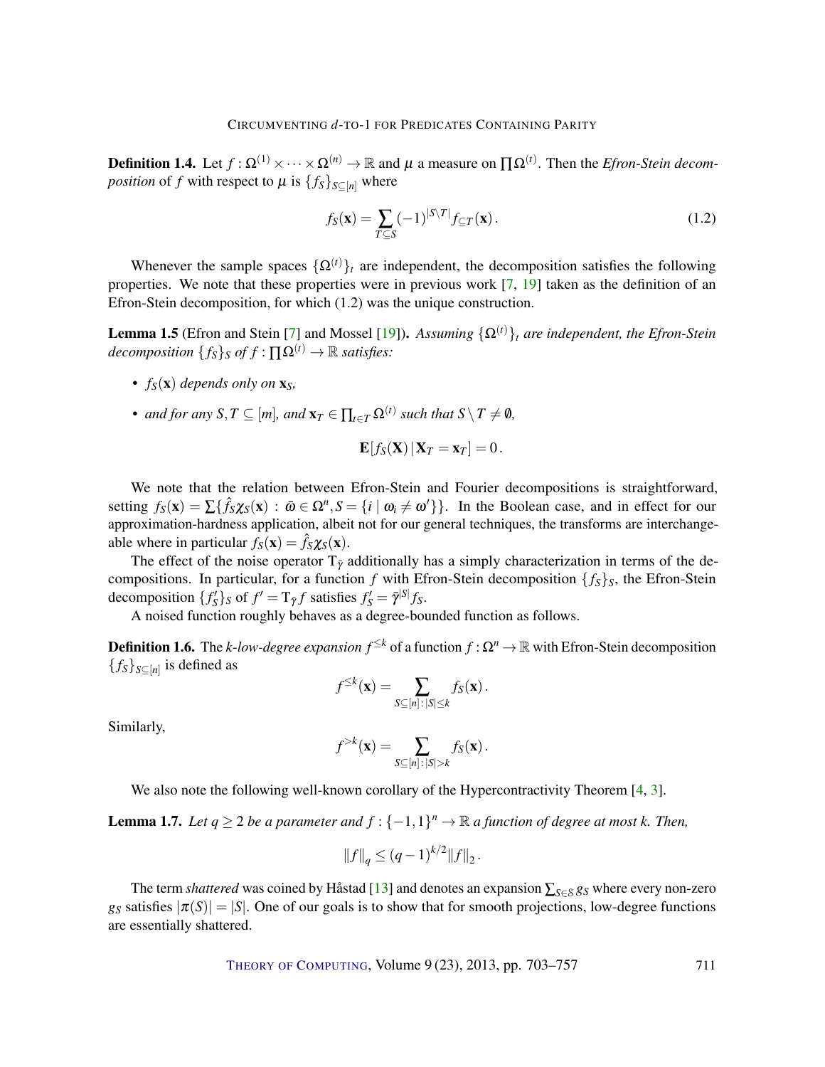**Definition 1.4.** Let $f : \Omega^{(1)} \times \cdots \times \Omega^{(n)} \to \mathbb{R}$ and $\mu$ a measure on $\prod \Omega^{(t)}$. Then the *Efron-Stein decomposition* of $f$ with respect to $\mu$ is $\{f_S\}_{S \subseteq [n]}$ where

$$f_S(\mathbf{x}) = \sum_{T \subseteq S} (-1)^{|S \setminus T|} f_{\subseteq T}(\mathbf{x}). \tag{1.2}$$

Whenever the sample spaces $\{\Omega^{(t)}\}_t$ are independent, the decomposition satisfies the following properties. We note that these properties were in previous work [7, 19] taken as the definition of an Efron-Stein decomposition, for which (1.2) was the unique construction.

**Lemma 1.5** (Efron and Stein [7] and Mossel [19]). *Assuming $\{\Omega^{(t)}\}_t$ are independent, the Efron-Stein decomposition $\{f_S\}_S$ of $f : \prod \Omega^{(t)} \to \mathbb{R}$ satisfies:*

- *$f_S(\mathbf{x})$ depends only on $\mathbf{x}_S$,*
- *and for any $S, T \subseteq [m]$, and $\mathbf{x}_T \in \prod_{t \in T} \Omega^{(t)}$ such that $S \setminus T \neq \emptyset$,*

$$\mathbf{E}[f_S(\mathbf{X}) \,|\, \mathbf{X}_T = \mathbf{x}_T] = 0.$$

We note that the relation between Efron-Stein and Fourier decompositions is straightforward, setting $f_S(\mathbf{x}) = \sum\{\hat{f}_S \chi_S(\mathbf{x}) : \bar{\omega} \in \Omega^n, S = \{i \mid \omega_i \neq \omega'\}\}$. In the Boolean case, and in effect for our approximation-hardness application, albeit not for our general techniques, the transforms are interchangeable where in particular $f_S(\mathbf{x}) = \hat{f}_S \chi_S(\mathbf{x})$.

The effect of the noise operator $\mathrm{T}_{\bar{\gamma}}$ additionally has a simply characterization in terms of the decompositions. In particular, for a function $f$ with Efron-Stein decomposition $\{f_S\}_S$, the Efron-Stein decomposition $\{f'_S\}_S$ of $f' = \mathrm{T}_{\bar{\gamma}} f$ satisfies $f'_S = \bar{\gamma}^{|S|} f_S$.

A noised function roughly behaves as a degree-bounded function as follows.

**Definition 1.6.** The *k-low-degree expansion* $f^{\leq k}$ of a function $f : \Omega^n \to \mathbb{R}$ with Efron-Stein decomposition $\{f_S\}_{S \subseteq [n]}$ is defined as

$$f^{\leq k}(\mathbf{x}) = \sum_{S \subseteq [n] : |S| \leq k} f_S(\mathbf{x}).$$

Similarly,

$$f^{>k}(\mathbf{x}) = \sum_{S \subseteq [n] : |S| > k} f_S(\mathbf{x}).$$

We also note the following well-known corollary of the Hypercontractivity Theorem [4, 3].

**Lemma 1.7.** *Let $q \geq 2$ be a parameter and $f : \{-1,1\}^n \to \mathbb{R}$ a function of degree at most $k$. Then,*

$$\|f\|_q \leq (q-1)^{k/2} \|f\|_2.$$

The term *shattered* was coined by Håstad [13] and denotes an expansion $\sum_{S \in \mathcal{S}} g_S$ where every non-zero $g_S$ satisfies $|\pi(S)| = |S|$. One of our goals is to show that for smooth projections, low-degree functions are essentially shattered.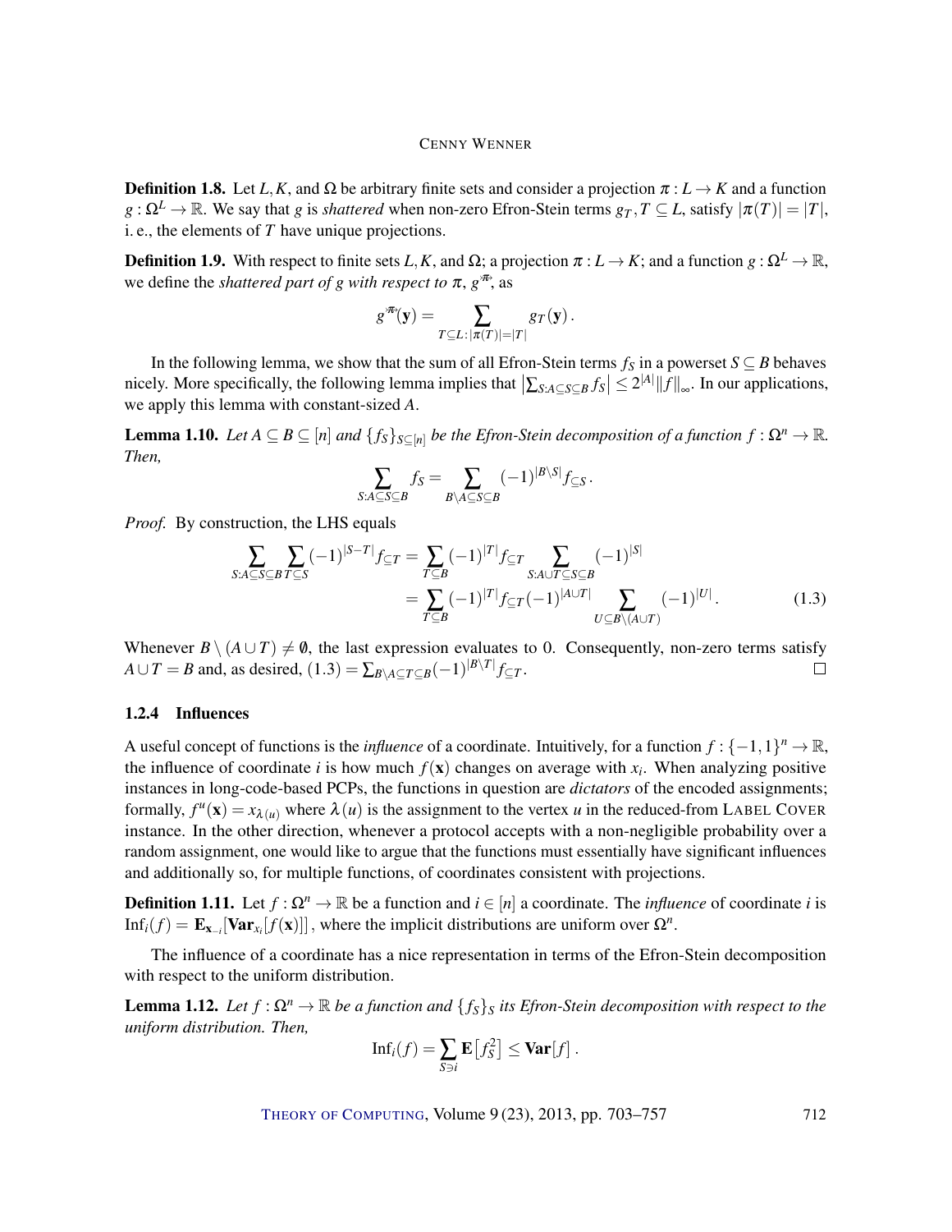**Definition 1.8.** Let $L, K$, and $\Omega$ be arbitrary finite sets and consider a projection $\pi : L \to K$ and a function $g : \Omega^L \to \mathbb{R}$. We say that $g$ is *shattered* when non-zero Efron-Stein terms $g_T, T \subseteq L$, satisfy $|\pi(T)| = |T|$, i. e., the elements of $T$ have unique projections.

**Definition 1.9.** With respect to finite sets $L, K$, and $\Omega$; a projection $\pi : L \to K$; and a function $g : \Omega^L \to \mathbb{R}$, we define the *shattered part of $g$ with respect to $\pi$*, $g^{\not\pi}$, as

$$g^{\not\pi}(\mathbf{y}) = \sum_{T \subseteq L : |\pi(T)| = |T|} g_T(\mathbf{y}) .$$

In the following lemma, we show that the sum of all Efron-Stein terms $f_S$ in a powerset $S \subseteq B$ behaves nicely. More specifically, the following lemma implies that $\left|\sum_{S:A \subseteq S \subseteq B} f_S\right| \leq 2^{|A|} \|f\|_\infty$. In our applications, we apply this lemma with constant-sized $A$.

**Lemma 1.10.** *Let $A \subseteq B \subseteq [n]$ and $\{f_S\}_{S \subseteq [n]}$ be the Efron-Stein decomposition of a function $f : \Omega^n \to \mathbb{R}$. Then,*

$$\sum_{S:A \subseteq S \subseteq B} f_S = \sum_{B \setminus A \subseteq S \subseteq B} (-1)^{|B \setminus S|} f_{\subseteq S} .$$

*Proof.* By construction, the LHS equals

$$\begin{aligned}
\sum_{S:A \subseteq S \subseteq B} \sum_{T \subseteq S} (-1)^{|S-T|} f_{\subseteq T} &= \sum_{T \subseteq B} (-1)^{|T|} f_{\subseteq T} \sum_{S:A \cup T \subseteq S \subseteq B} (-1)^{|S|} \\
&= \sum_{T \subseteq B} (-1)^{|T|} f_{\subseteq T} (-1)^{|A \cup T|} \sum_{U \subseteq B \setminus (A \cup T)} (-1)^{|U|} . \qquad (1.3)
\end{aligned}$$

Whenever $B \setminus (A \cup T) \neq \emptyset$, the last expression evaluates to 0. Consequently, non-zero terms satisfy $A \cup T = B$ and, as desired, $(1.3) = \sum_{B \setminus A \subseteq T \subseteq B} (-1)^{|B \setminus T|} f_{\subseteq T}$. $\square$

### 1.2.4 Influences

A useful concept of functions is the *influence* of a coordinate. Intuitively, for a function $f : \{-1,1\}^n \to \mathbb{R}$, the influence of coordinate $i$ is how much $f(\mathbf{x})$ changes on average with $x_i$. When analyzing positive instances in long-code-based PCPs, the functions in question are *dictators* of the encoded assignments; formally, $f^u(\mathbf{x}) = x_{\lambda(u)}$ where $\lambda(u)$ is the assignment to the vertex $u$ in the reduced-from LABEL COVER instance. In the other direction, whenever a protocol accepts with a non-negligible probability over a random assignment, one would like to argue that the functions must essentially have significant influences and additionally so, for multiple functions, of coordinates consistent with projections.

**Definition 1.11.** Let $f : \Omega^n \to \mathbb{R}$ be a function and $i \in [n]$ a coordinate. The *influence* of coordinate $i$ is $\mathrm{Inf}_i(f) = \mathbf{E}_{\mathbf{x}_{-i}}[\mathbf{Var}_{x_i}[f(\mathbf{x})]]$, where the implicit distributions are uniform over $\Omega^n$.

The influence of a coordinate has a nice representation in terms of the Efron-Stein decomposition with respect to the uniform distribution.

**Lemma 1.12.** *Let $f : \Omega^n \to \mathbb{R}$ be a function and $\{f_S\}_S$ its Efron-Stein decomposition with respect to the uniform distribution. Then,*

$$\mathrm{Inf}_i(f) = \sum_{S \ni i} \mathbf{E}\left[f_S^2\right] \leq \mathbf{Var}[f] .$$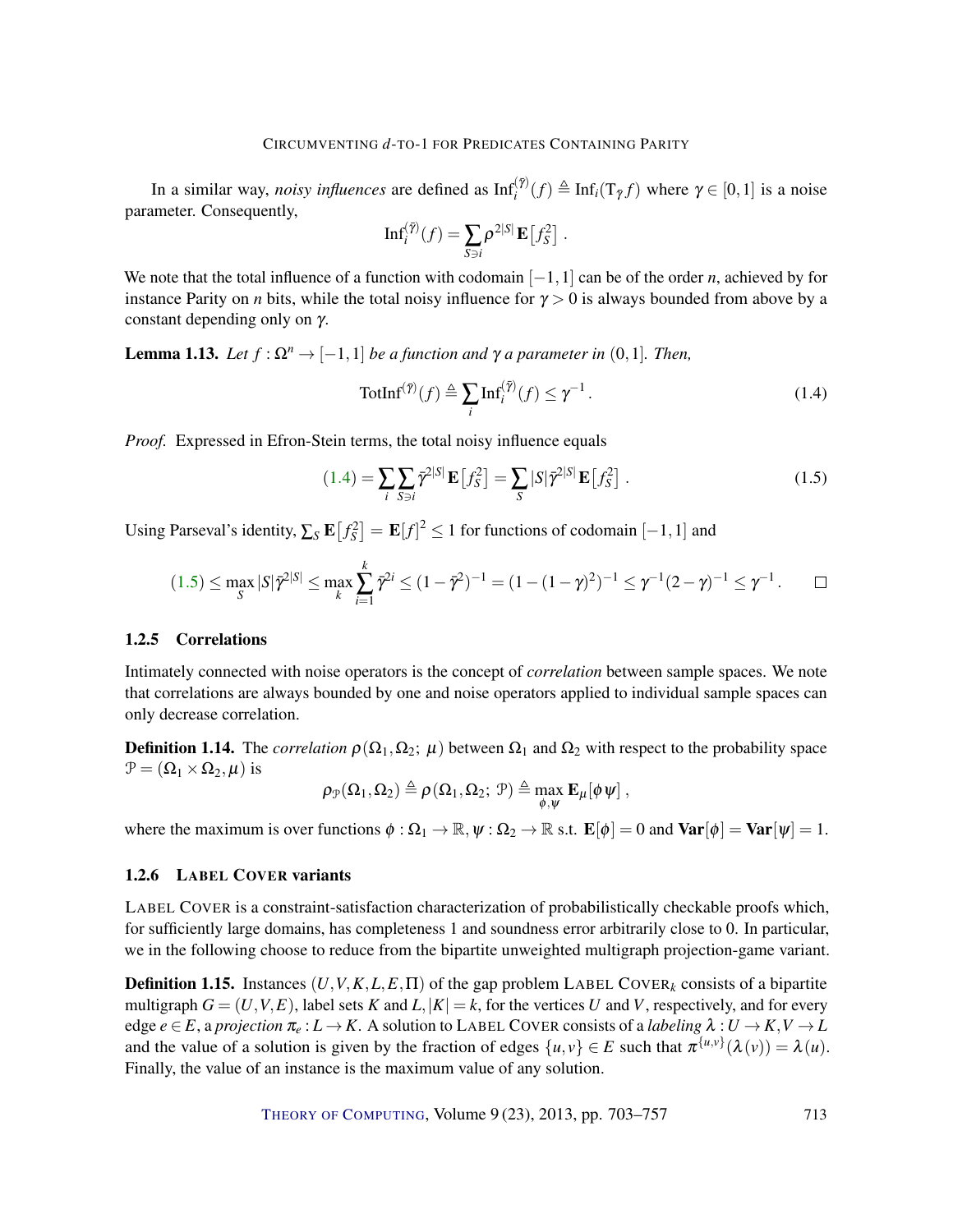In a similar way, *noisy influences* are defined as $\mathrm{Inf}_i^{(\bar{\gamma})}(f) \triangleq \mathrm{Inf}_i(\mathrm{T}_{\bar{\gamma}} f)$ where $\gamma \in [0,1]$ is a noise parameter. Consequently,

$$\mathrm{Inf}_i^{(\bar{\gamma})}(f) = \sum_{S \ni i} \rho^{2|S|} \mathbf{E}\big[f_S^2\big] \,.$$

We note that the total influence of a function with codomain $[-1,1]$ can be of the order $n$, achieved by for instance Parity on $n$ bits, while the total noisy influence for $\gamma > 0$ is always bounded from above by a constant depending only on $\gamma$.

**Lemma 1.13.** *Let $f : \Omega^n \to [-1,1]$ be a function and $\gamma$ a parameter in $(0,1]$. Then,*

$$\mathrm{TotInf}^{(\bar{\gamma})}(f) \triangleq \sum_i \mathrm{Inf}_i^{(\bar{\gamma})}(f) \leq \gamma^{-1} \,. \tag{1.4}$$

*Proof.* Expressed in Efron-Stein terms, the total noisy influence equals

$$(1.4) = \sum_i \sum_{S \ni i} \bar{\gamma}^{2|S|} \mathbf{E}\big[f_S^2\big] = \sum_S |S| \bar{\gamma}^{2|S|} \mathbf{E}\big[f_S^2\big] \,. \tag{1.5}$$

Using Parseval's identity, $\sum_S \mathbf{E}\big[f_S^2\big] = \mathbf{E}[f]^2 \leq 1$ for functions of codomain $[-1,1]$ and

$$(1.5) \leq \max_S |S| \bar{\gamma}^{2|S|} \leq \max_k \sum_{i=1}^{k} \bar{\gamma}^{2i} \leq (1-\bar{\gamma}^2)^{-1} = (1-(1-\gamma)^2)^{-1} \leq \gamma^{-1}(2-\gamma)^{-1} \leq \gamma^{-1} \,. \qquad \square$$

### 1.2.5 Correlations

Intimately connected with noise operators is the concept of *correlation* between sample spaces. We note that correlations are always bounded by one and noise operators applied to individual sample spaces can only decrease correlation.

**Definition 1.14.** The *correlation* $\rho(\Omega_1, \Omega_2;\, \mu)$ between $\Omega_1$ and $\Omega_2$ with respect to the probability space $\mathcal{P} = (\Omega_1 \times \Omega_2, \mu)$ is

$$\rho_{\mathcal{P}}(\Omega_1, \Omega_2) \triangleq \rho(\Omega_1, \Omega_2;\, \mathcal{P}) \triangleq \max_{\phi, \psi} \mathbf{E}_\mu[\phi \psi] \,,$$

where the maximum is over functions $\phi : \Omega_1 \to \mathbb{R}, \psi : \Omega_2 \to \mathbb{R}$ s.t. $\mathbf{E}[\phi] = 0$ and $\mathbf{Var}[\phi] = \mathbf{Var}[\psi] = 1$.

### 1.2.6 LABEL COVER variants

LABEL COVER is a constraint-satisfaction characterization of probabilistically checkable proofs which, for sufficiently large domains, has completeness 1 and soundness error arbitrarily close to 0. In particular, we in the following choose to reduce from the bipartite unweighted multigraph projection-game variant.

**Definition 1.15.** Instances $(U, V, K, L, E, \Pi)$ of the gap problem LABEL COVER$_k$ consists of a bipartite multigraph $G = (U, V, E)$, label sets $K$ and $L, |K| = k$, for the vertices $U$ and $V$, respectively, and for every edge $e \in E$, a *projection* $\pi_e : L \to K$. A solution to LABEL COVER consists of a *labeling* $\lambda : U \to K, V \to L$ and the value of a solution is given by the fraction of edges $\{u,v\} \in E$ such that $\pi^{\{u,v\}}(\lambda(v)) = \lambda(u)$. Finally, the value of an instance is the maximum value of any solution.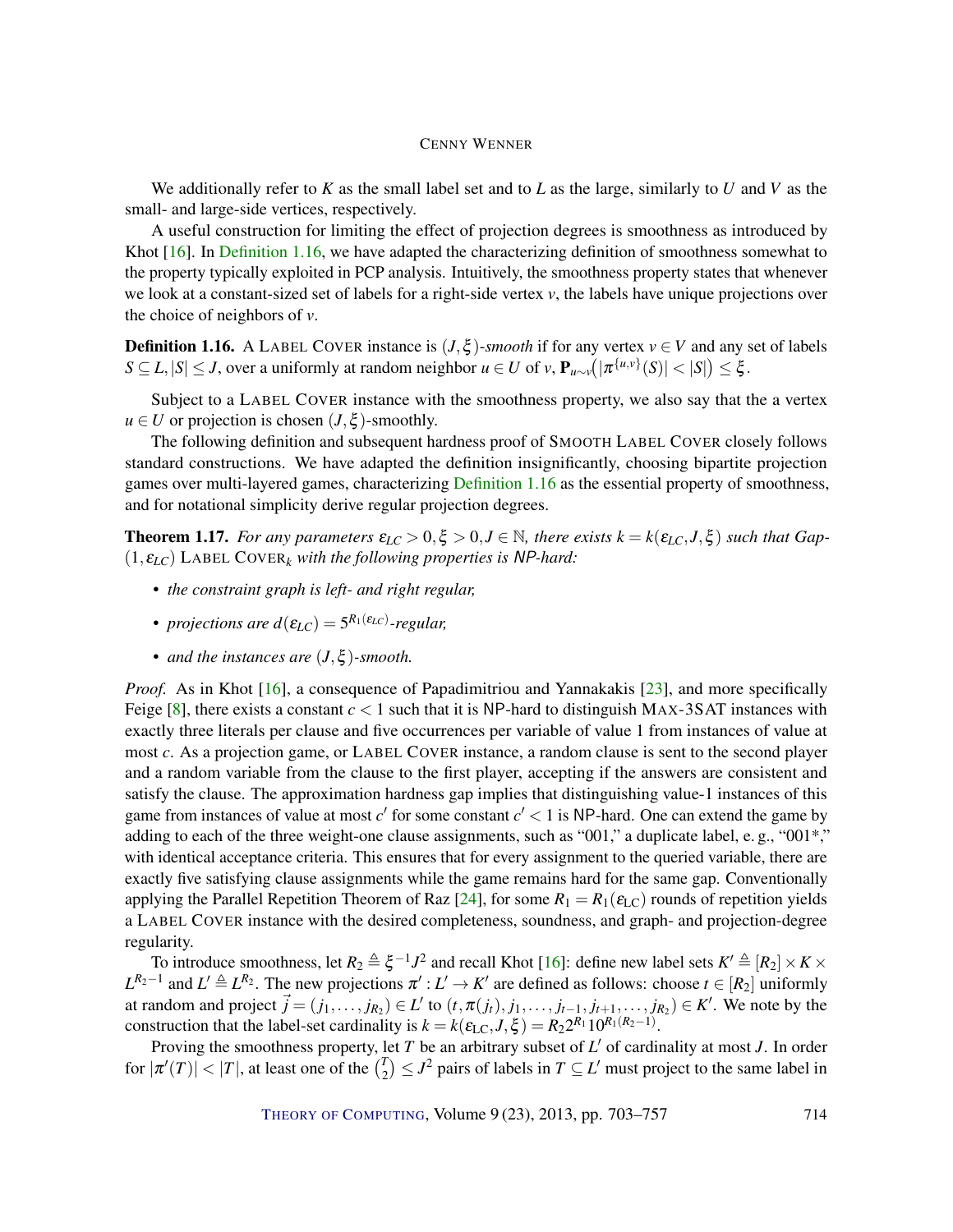We additionally refer to $K$ as the small label set and to $L$ as the large, similarly to $U$ and $V$ as the small- and large-side vertices, respectively.

A useful construction for limiting the effect of projection degrees is smoothness as introduced by Khot [16]. In Definition 1.16, we have adapted the characterizing definition of smoothness somewhat to the property typically exploited in PCP analysis. Intuitively, the smoothness property states that whenever we look at a constant-sized set of labels for a right-side vertex $v$, the labels have unique projections over the choice of neighbors of $v$.

**Definition 1.16.** A LABEL COVER instance is $(J,\xi)$-*smooth* if for any vertex $v \in V$ and any set of labels $S \subseteq L, |S| \leq J$, over a uniformly at random neighbor $u \in U$ of $v$, $\mathbf{P}_{u \sim v}\big(|\pi^{\{u,v\}}(S)| < |S|\big) \leq \xi$.

Subject to a LABEL COVER instance with the smoothness property, we also say that the a vertex $u \in U$ or projection is chosen $(J,\xi)$-smoothly.

The following definition and subsequent hardness proof of SMOOTH LABEL COVER closely follows standard constructions. We have adapted the definition insignificantly, choosing bipartite projection games over multi-layered games, characterizing Definition 1.16 as the essential property of smoothness, and for notational simplicity derive regular projection degrees.

**Theorem 1.17.** *For any parameters $\varepsilon_{LC} > 0, \xi > 0, J \in \mathbb{N}$, there exists $k = k(\varepsilon_{LC}, J, \xi)$ such that Gap-$(1,\varepsilon_{LC})$ LABEL COVER$_k$ with the following properties is NP-hard:*

- *the constraint graph is left- and right regular,*
- *projections are $d(\varepsilon_{LC}) = 5^{R_1(\varepsilon_{LC})}$-regular,*
- *and the instances are $(J,\xi)$-smooth.*

*Proof.* As in Khot [16], a consequence of Papadimitriou and Yannakakis [23], and more specifically Feige [8], there exists a constant $c < 1$ such that it is NP-hard to distinguish MAX-3SAT instances with exactly three literals per clause and five occurrences per variable of value 1 from instances of value at most $c$. As a projection game, or LABEL COVER instance, a random clause is sent to the second player and a random variable from the clause to the first player, accepting if the answers are consistent and satisfy the clause. The approximation hardness gap implies that distinguishing value-1 instances of this game from instances of value at most $c'$ for some constant $c' < 1$ is NP-hard. One can extend the game by adding to each of the three weight-one clause assignments, such as "001," a duplicate label, e. g., "001*," with identical acceptance criteria. This ensures that for every assignment to the queried variable, there are exactly five satisfying clause assignments while the game remains hard for the same gap. Conventionally applying the Parallel Repetition Theorem of Raz [24], for some $R_1 = R_1(\varepsilon_{LC})$ rounds of repetition yields a LABEL COVER instance with the desired completeness, soundness, and graph- and projection-degree regularity.

To introduce smoothness, let $R_2 \triangleq \xi^{-1}J^2$ and recall Khot [16]: define new label sets $K' \triangleq [R_2] \times K \times L^{R_2-1}$ and $L' \triangleq L^{R_2}$. The new projections $\pi' : L' \to K'$ are defined as follows: choose $t \in [R_2]$ uniformly at random and project $\vec{j} = (j_1,\ldots,j_{R_2}) \in L'$ to $(t, \pi(j_t), j_1,\ldots,j_{t-1},j_{t+1},\ldots,j_{R_2}) \in K'$. We note by the construction that the label-set cardinality is $k = k(\varepsilon_{LC}, J, \xi) = R_2 2^{R_1} 10^{R_1(R_2-1)}$.

Proving the smoothness property, let $T$ be an arbitrary subset of $L'$ of cardinality at most $J$. In order for $|\pi'(T)| < |T|$, at least one of the $\binom{T}{2} \leq J^2$ pairs of labels in $T \subseteq L'$ must project to the same label in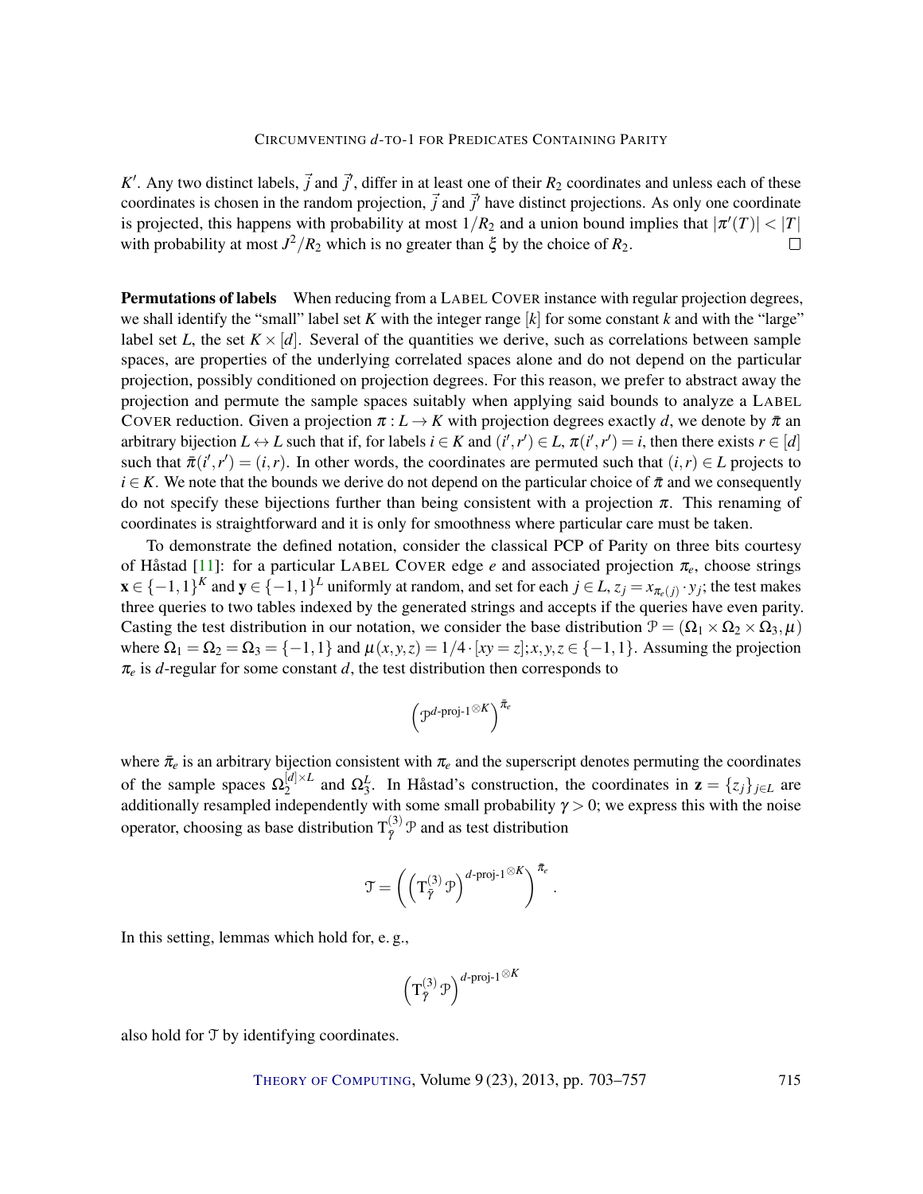$K'$. Any two distinct labels, $\vec{j}$ and $\vec{j}'$, differ in at least one of their $R_2$ coordinates and unless each of these coordinates is chosen in the random projection, $\vec{j}$ and $\vec{j}'$ have distinct projections. As only one coordinate is projected, this happens with probability at most $1/R_2$ and a union bound implies that $|\pi'(T)| < |T|$ with probability at most $J^2/R_2$ which is no greater than $\xi$ by the choice of $R_2$. $\square$

**Permutations of labels** When reducing from a LABEL COVER instance with regular projection degrees, we shall identify the "small" label set $K$ with the integer range $[k]$ for some constant $k$ and with the "large" label set $L$, the set $K \times [d]$. Several of the quantities we derive, such as correlations between sample spaces, are properties of the underlying correlated spaces alone and do not depend on the particular projection, possibly conditioned on projection degrees. For this reason, we prefer to abstract away the projection and permute the sample spaces suitably when applying said bounds to analyze a LABEL COVER reduction. Given a projection $\pi : L \to K$ with projection degrees exactly $d$, we denote by $\bar{\pi}$ an arbitrary bijection $L \leftrightarrow L$ such that if, for labels $i \in K$ and $(i', r') \in L$, $\pi(i', r') = i$, then there exists $r \in [d]$ such that $\bar{\pi}(i', r') = (i, r)$. In other words, the coordinates are permuted such that $(i, r) \in L$ projects to $i \in K$. We note that the bounds we derive do not depend on the particular choice of $\bar{\pi}$ and we consequently do not specify these bijections further than being consistent with a projection $\pi$. This renaming of coordinates is straightforward and it is only for smoothness where particular care must be taken.

To demonstrate the defined notation, consider the classical PCP of Parity on three bits courtesy of Håstad [11]: for a particular LABEL COVER edge $e$ and associated projection $\pi_e$, choose strings $\mathbf{x} \in \{-1, 1\}^K$ and $\mathbf{y} \in \{-1, 1\}^L$ uniformly at random, and set for each $j \in L$, $z_j = x_{\pi_e(j)} \cdot y_j$; the test makes three queries to two tables indexed by the generated strings and accepts if the queries have even parity. Casting the test distribution in our notation, we consider the base distribution $\mathcal{P} = (\Omega_1 \times \Omega_2 \times \Omega_3, \mu)$ where $\Omega_1 = \Omega_2 = \Omega_3 = \{-1, 1\}$ and $\mu(x, y, z) = 1/4 \cdot [xy = z]; x, y, z \in \{-1, 1\}$. Assuming the projection $\pi_e$ is $d$-regular for some constant $d$, the test distribution then corresponds to

$$\left(\mathcal{P}^{d\text{-proj-1}\otimes K}\right)^{\bar{\pi}_e}$$

where $\bar{\pi}_e$ is an arbitrary bijection consistent with $\pi_e$ and the superscript denotes permuting the coordinates of the sample spaces $\Omega_2^{[d] \times L}$ and $\Omega_3^L$. In Håstad's construction, the coordinates in $\mathbf{z} = \{z_j\}_{j \in L}$ are additionally resampled independently with some small probability $\gamma > 0$; we express this with the noise operator, choosing as base distribution $\mathrm{T}_{\bar{\gamma}}^{(3)} \mathcal{P}$ and as test distribution

$$\mathcal{T} = \left(\left(\mathrm{T}_{\bar{\gamma}}^{(3)} \mathcal{P}\right)^{d\text{-proj-1}\otimes K}\right)^{\bar{\pi}_e}.$$

In this setting, lemmas which hold for, e. g.,

$$\left(\mathrm{T}_{\bar{\gamma}}^{(3)} \mathcal{P}\right)^{d\text{-proj-1}\otimes K}$$

also hold for $\mathcal{T}$ by identifying coordinates.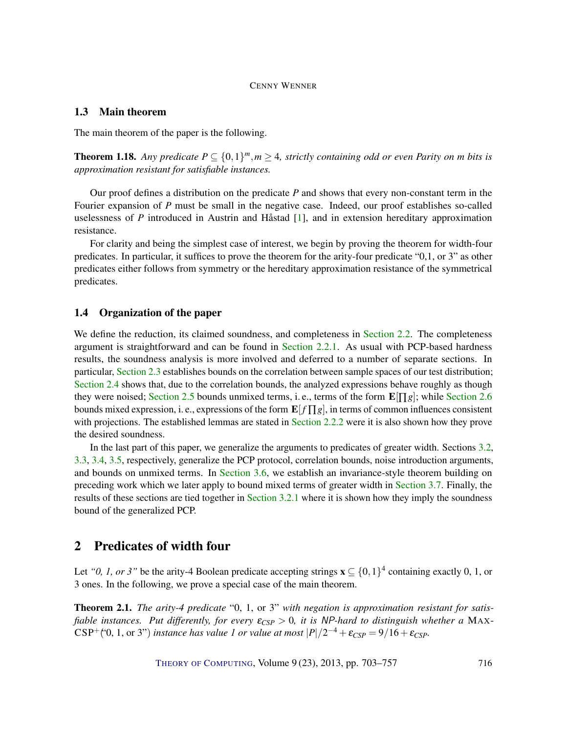### 1.3 Main theorem

The main theorem of the paper is the following.

**Theorem 1.18.** *Any predicate $P \subseteq \{0,1\}^m, m \geq 4$, strictly containing odd or even Parity on m bits is approximation resistant for satisfiable instances.*

Our proof defines a distribution on the predicate $P$ and shows that every non-constant term in the Fourier expansion of $P$ must be small in the negative case. Indeed, our proof establishes so-called uselessness of $P$ introduced in Austrin and Håstad [1], and in extension hereditary approximation resistance.

For clarity and being the simplest case of interest, we begin by proving the theorem for width-four predicates. In particular, it suffices to prove the theorem for the arity-four predicate "0,1, or 3" as other predicates either follows from symmetry or the hereditary approximation resistance of the symmetrical predicates.

### 1.4 Organization of the paper

We define the reduction, its claimed soundness, and completeness in Section 2.2. The completeness argument is straightforward and can be found in Section 2.2.1. As usual with PCP-based hardness results, the soundness analysis is more involved and deferred to a number of separate sections. In particular, Section 2.3 establishes bounds on the correlation between sample spaces of our test distribution; Section 2.4 shows that, due to the correlation bounds, the analyzed expressions behave roughly as though they were noised; Section 2.5 bounds unmixed terms, i. e., terms of the form $\mathbf{E}[\prod g]$; while Section 2.6 bounds mixed expression, i. e., expressions of the form $\mathbf{E}[f \prod g]$, in terms of common influences consistent with projections. The established lemmas are stated in Section 2.2.2 were it is also shown how they prove the desired soundness.

In the last part of this paper, we generalize the arguments to predicates of greater width. Sections 3.2, 3.3, 3.4, 3.5, respectively, generalize the PCP protocol, correlation bounds, noise introduction arguments, and bounds on unmixed terms. In Section 3.6, we establish an invariance-style theorem building on preceding work which we later apply to bound mixed terms of greater width in Section 3.7. Finally, the results of these sections are tied together in Section 3.2.1 where it is shown how they imply the soundness bound of the generalized PCP.

## 2 Predicates of width four

Let *"0, 1, or 3"* be the arity-4 Boolean predicate accepting strings $\mathbf{x} \subseteq \{0,1\}^4$ containing exactly 0, 1, or 3 ones. In the following, we prove a special case of the main theorem.

**Theorem 2.1.** *The arity-4 predicate* "0, 1, or 3" *with negation is approximation resistant for satisfiable instances. Put differently, for every $\varepsilon_{CSP} > 0$, it is NP-hard to distinguish whether a* MAX-CSP$^+$("0, 1, or 3") *instance has value 1 or value at most $|P|/2^{-4} + \varepsilon_{CSP} = 9/16 + \varepsilon_{CSP}$.*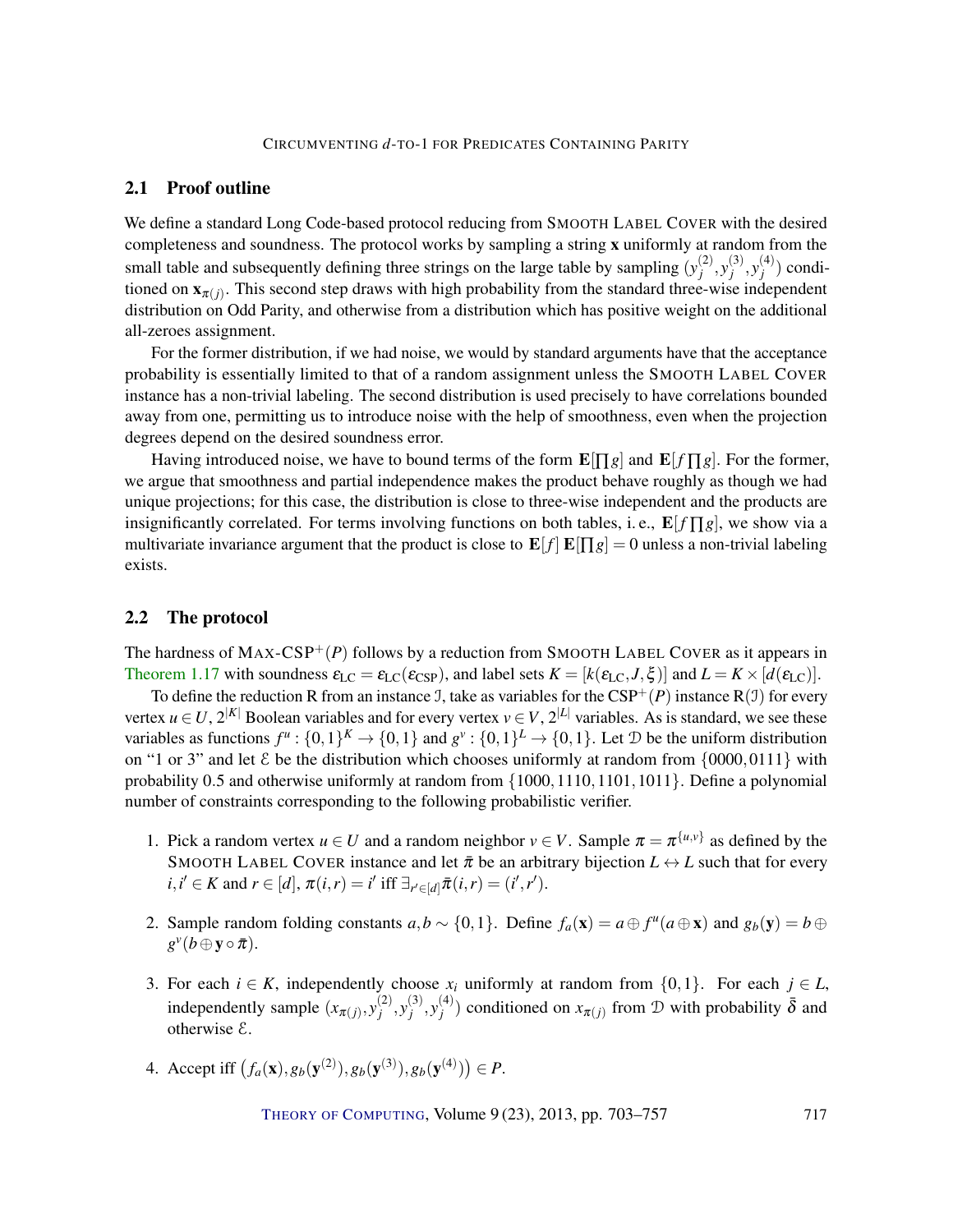## 2.1 Proof outline

We define a standard Long Code-based protocol reducing from SMOOTH LABEL COVER with the desired completeness and soundness. The protocol works by sampling a string $\mathbf{x}$ uniformly at random from the small table and subsequently defining three strings on the large table by sampling $(y_j^{(2)}, y_j^{(3)}, y_j^{(4)})$ conditioned on $\mathbf{x}_{\pi(j)}$. This second step draws with high probability from the standard three-wise independent distribution on Odd Parity, and otherwise from a distribution which has positive weight on the additional all-zeroes assignment.

For the former distribution, if we had noise, we would by standard arguments have that the acceptance probability is essentially limited to that of a random assignment unless the SMOOTH LABEL COVER instance has a non-trivial labeling. The second distribution is used precisely to have correlations bounded away from one, permitting us to introduce noise with the help of smoothness, even when the projection degrees depend on the desired soundness error.

Having introduced noise, we have to bound terms of the form $\mathbf{E}[\prod g]$ and $\mathbf{E}[f \prod g]$. For the former, we argue that smoothness and partial independence makes the product behave roughly as though we had unique projections; for this case, the distribution is close to three-wise independent and the products are insignificantly correlated. For terms involving functions on both tables, i. e., $\mathbf{E}[f \prod g]$, we show via a multivariate invariance argument that the product is close to $\mathbf{E}[f]\,\mathbf{E}[\prod g] = 0$ unless a non-trivial labeling exists.

## 2.2 The protocol

The hardness of MAX-CSP$^+(P)$ follows by a reduction from SMOOTH LABEL COVER as it appears in Theorem 1.17 with soundness $\varepsilon_{\text{LC}} = \varepsilon_{\text{LC}}(\varepsilon_{\text{CSP}})$, and label sets $K = [k(\varepsilon_{\text{LC}}, J, \xi)]$ and $L = K \times [d(\varepsilon_{\text{LC}})]$.

To define the reduction R from an instance $\mathcal{I}$, take as variables for the CSP$^+(P)$ instance R$(\mathcal{I})$ for every vertex $u \in U$, $2^{|K|}$ Boolean variables and for every vertex $v \in V$, $2^{|L|}$ variables. As is standard, we see these variables as functions $f^u : \{0,1\}^K \to \{0,1\}$ and $g^v : \{0,1\}^L \to \{0,1\}$. Let $\mathcal{D}$ be the uniform distribution on "1 or 3" and let $\mathcal{E}$ be the distribution which chooses uniformly at random from $\{0000, 0111\}$ with probability 0.5 and otherwise uniformly at random from $\{1000, 1110, 1101, 1011\}$. Define a polynomial number of constraints corresponding to the following probabilistic verifier.

1. Pick a random vertex $u \in U$ and a random neighbor $v \in V$. Sample $\pi = \pi^{\{u,v\}}$ as defined by the SMOOTH LABEL COVER instance and let $\bar{\pi}$ be an arbitrary bijection $L \leftrightarrow L$ such that for every $i, i' \in K$ and $r \in [d]$, $\pi(i,r) = i'$ iff $\exists_{r' \in [d]} \bar{\pi}(i,r) = (i', r')$.
2. Sample random folding constants $a, b \sim \{0,1\}$. Define $f_a(\mathbf{x}) = a \oplus f^u(a \oplus \mathbf{x})$ and $g_b(\mathbf{y}) = b \oplus g^v(b \oplus \mathbf{y} \circ \bar{\pi})$.
3. For each $i \in K$, independently choose $x_i$ uniformly at random from $\{0,1\}$. For each $j \in L$, independently sample $(x_{\pi(j)}, y_j^{(2)}, y_j^{(3)}, y_j^{(4)})$ conditioned on $x_{\pi(j)}$ from $\mathcal{D}$ with probability $\bar{\delta}$ and otherwise $\mathcal{E}$.
4. Accept iff $\left(f_a(\mathbf{x}), g_b(\mathbf{y}^{(2)}), g_b(\mathbf{y}^{(3)}), g_b(\mathbf{y}^{(4)})\right) \in P$.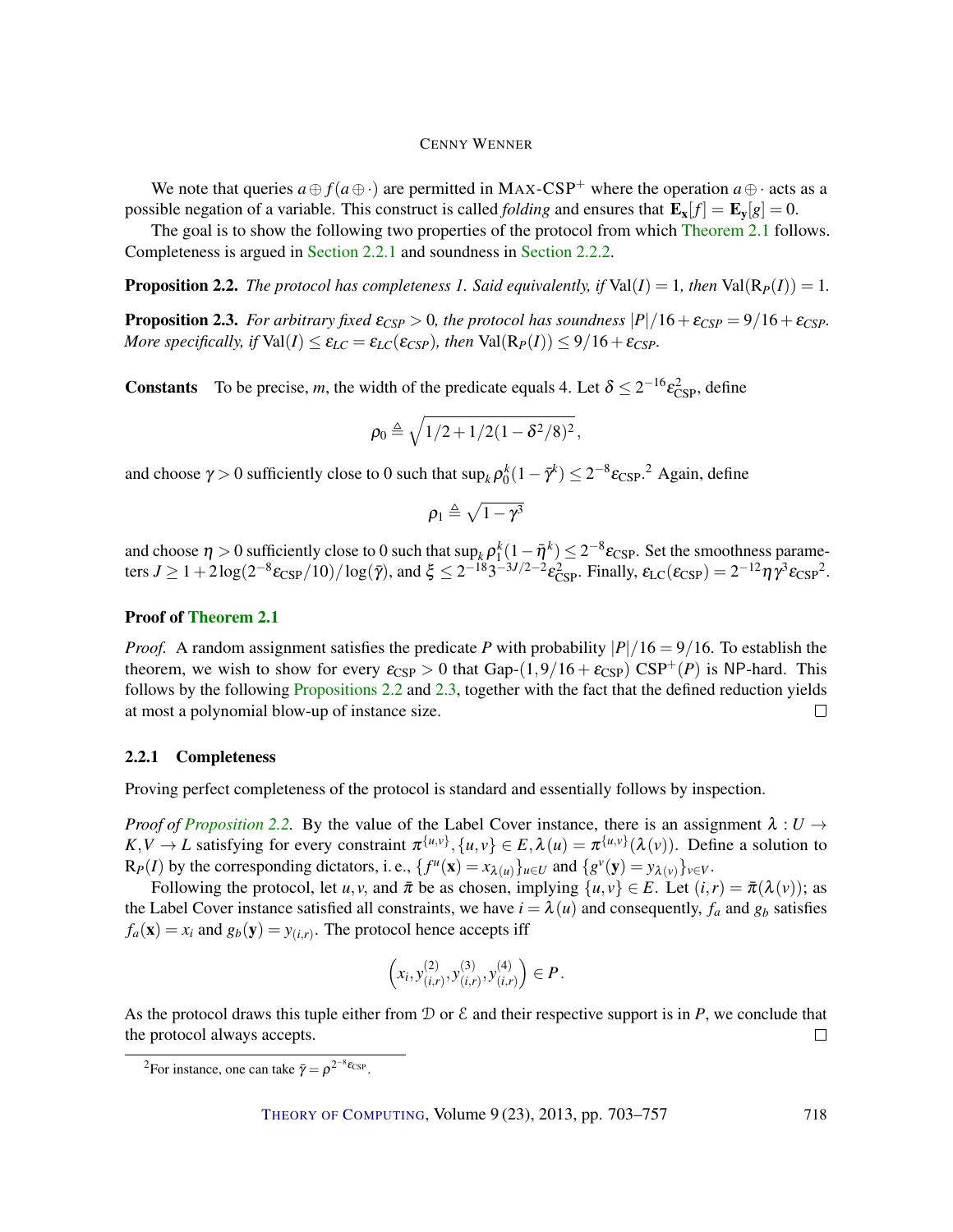We note that queries $a \oplus f(a \oplus \cdot)$ are permitted in MAX-CSP$^+$ where the operation $a \oplus \cdot$ acts as a possible negation of a variable. This construct is called *folding* and ensures that $\mathbf{E}_{\mathbf{x}}[f] = \mathbf{E}_{\mathbf{y}}[g] = 0$.

The goal is to show the following two properties of the protocol from which Theorem 2.1 follows. Completeness is argued in Section 2.2.1 and soundness in Section 2.2.2.

**Proposition 2.2.** *The protocol has completeness 1. Said equivalently, if* $\mathrm{Val}(I) = 1$*, then* $\mathrm{Val}(\mathrm{R}_P(I)) = 1$.

**Proposition 2.3.** *For arbitrary fixed* $\varepsilon_{CSP} > 0$*, the protocol has soundness* $|P|/16 + \varepsilon_{CSP} = 9/16 + \varepsilon_{CSP}$*. More specifically, if* $\mathrm{Val}(I) \leq \varepsilon_{LC} = \varepsilon_{LC}(\varepsilon_{CSP})$*, then* $\mathrm{Val}(\mathrm{R}_P(I)) \leq 9/16 + \varepsilon_{CSP}$.

**Constants** To be precise, $m$, the width of the predicate equals 4. Let $\delta \leq 2^{-16}\varepsilon_{\mathrm{CSP}}^2$, define

$$\rho_0 \triangleq \sqrt{1/2 + 1/2(1-\delta^2/8)^2},$$

and choose $\gamma > 0$ sufficiently close to 0 such that $\sup_k \rho_0^k(1-\bar{\gamma}^k) \leq 2^{-8}\varepsilon_{\mathrm{CSP}}$.[2] Again, define

$$\rho_1 \triangleq \sqrt{1-\gamma^3}$$

and choose $\eta > 0$ sufficiently close to 0 such that $\sup_k \rho_1^k(1-\bar{\eta}^k) \leq 2^{-8}\varepsilon_{\mathrm{CSP}}$. Set the smoothness parameters $J \geq 1 + 2\log(2^{-8}\varepsilon_{\mathrm{CSP}}/10)/\log(\bar{\gamma})$, and $\xi \leq 2^{-18}3^{-3J/2-2}\varepsilon_{\mathrm{CSP}}^2$. Finally, $\varepsilon_{\mathrm{LC}}(\varepsilon_{\mathrm{CSP}}) = 2^{-12}\eta\gamma^3\varepsilon_{\mathrm{CSP}}{}^2$.

**Proof of Theorem 2.1**

*Proof.* A random assignment satisfies the predicate $P$ with probability $|P|/16 = 9/16$. To establish the theorem, we wish to show for every $\varepsilon_{\mathrm{CSP}} > 0$ that Gap-$(1, 9/16 + \varepsilon_{\mathrm{CSP}})$ CSP$^+(P)$ is NP-hard. This follows by the following Propositions 2.2 and 2.3, together with the fact that the defined reduction yields at most a polynomial blow-up of instance size. □

### 2.2.1 Completeness

Proving perfect completeness of the protocol is standard and essentially follows by inspection.

*Proof of Proposition 2.2.* By the value of the Label Cover instance, there is an assignment $\lambda : U \to K, V \to L$ satisfying for every constraint $\pi^{\{u,v\}}, \{u,v\} \in E, \lambda(u) = \pi^{\{u,v\}}(\lambda(v))$. Define a solution to $\mathrm{R}_P(I)$ by the corresponding dictators, i. e., $\{f^u(\mathbf{x}) = x_{\lambda(u)}\}_{u \in U}$ and $\{g^v(\mathbf{y}) = y_{\lambda(v)}\}_{v \in V}$.

Following the protocol, let $u, v$, and $\bar{\pi}$ be as chosen, implying $\{u,v\} \in E$. Let $(i,r) = \bar{\pi}(\lambda(v))$; as the Label Cover instance satisfied all constraints, we have $i = \lambda(u)$ and consequently, $f_a$ and $g_b$ satisfies $f_a(\mathbf{x}) = x_i$ and $g_b(\mathbf{y}) = y_{(i,r)}$. The protocol hence accepts iff

$$\left(x_i, y^{(2)}_{(i,r)}, y^{(3)}_{(i,r)}, y^{(4)}_{(i,r)}\right) \in P.$$

As the protocol draws this tuple either from $\mathcal{D}$ or $\mathcal{E}$ and their respective support is in $P$, we conclude that the protocol always accepts. □

[2] For instance, one can take $\bar{\gamma} = \rho^{2^{-8}\varepsilon_{\mathrm{CSP}}}$.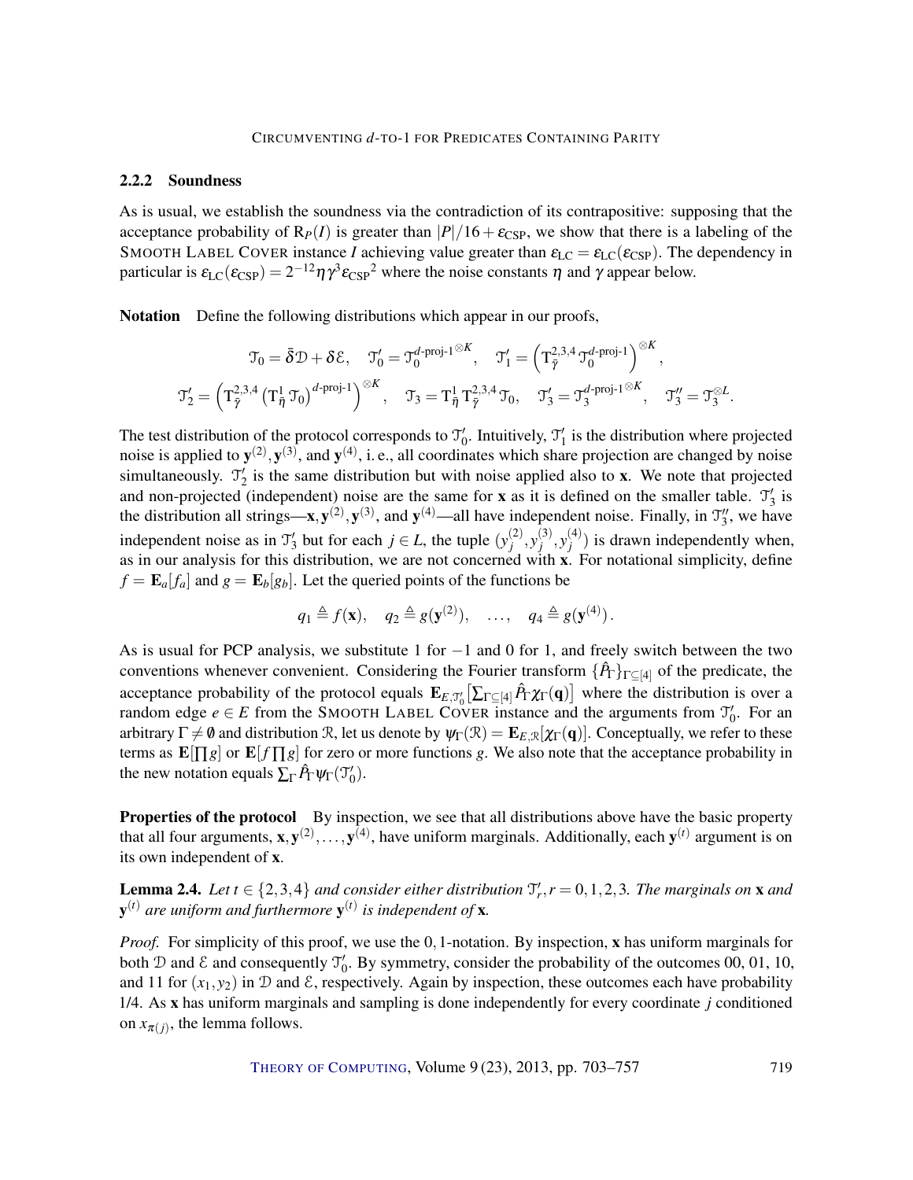### 2.2.2 Soundness

As is usual, we establish the soundness via the contradiction of its contrapositive: supposing that the acceptance probability of $\mathrm{R}_P(I)$ is greater than $|P|/16+\varepsilon_{\mathrm{CSP}}$, we show that there is a labeling of the SMOOTH LABEL COVER instance $I$ achieving value greater than $\varepsilon_{\mathrm{LC}}=\varepsilon_{\mathrm{LC}}(\varepsilon_{\mathrm{CSP}})$. The dependency in particular is $\varepsilon_{\mathrm{LC}}(\varepsilon_{\mathrm{CSP}})=2^{-12}\eta\gamma^3{\varepsilon_{\mathrm{CSP}}}^2$ where the noise constants $\eta$ and $\gamma$ appear below.

**Notation** Define the following distributions which appear in our proofs,

$$\mathcal{T}_0=\bar{\delta}\mathcal{D}+\delta\mathcal{E},\quad \mathcal{T}_0'=\mathcal{T}_0^{d\text{-proj-1}\otimes K},\quad \mathcal{T}_1'=\left(\mathrm{T}_{\bar{\gamma}}^{2,3,4}\,\mathcal{T}_0^{d\text{-proj-1}}\right)^{\otimes K},$$

$$\mathcal{T}_2'=\left(\mathrm{T}_{\bar{\gamma}}^{2,3,4}\left(\mathrm{T}_{\bar{\eta}}^{1}\,\mathcal{T}_0\right)^{d\text{-proj-1}}\right)^{\otimes K},\quad \mathcal{T}_3=\mathrm{T}_{\bar{\eta}}^{1}\,\mathrm{T}_{\bar{\gamma}}^{2,3,4}\,\mathcal{T}_0,\quad \mathcal{T}_3'=\mathcal{T}_3^{d\text{-proj-1}\otimes K},\quad \mathcal{T}_3''=\mathcal{T}_3^{\otimes L}.$$

The test distribution of the protocol corresponds to $\mathcal{T}_0'$. Intuitively, $\mathcal{T}_1'$ is the distribution where projected noise is applied to $\mathbf{y}^{(2)},\mathbf{y}^{(3)}$, and $\mathbf{y}^{(4)}$, i. e., all coordinates which share projection are changed by noise simultaneously. $\mathcal{T}_2'$ is the same distribution but with noise applied also to $\mathbf{x}$. We note that projected and non-projected (independent) noise are the same for $\mathbf{x}$ as it is defined on the smaller table. $\mathcal{T}_3'$ is the distribution all strings—$\mathbf{x},\mathbf{y}^{(2)},\mathbf{y}^{(3)}$, and $\mathbf{y}^{(4)}$—all have independent noise. Finally, in $\mathcal{T}_3''$, we have independent noise as in $\mathcal{T}_3'$ but for each $j\in L$, the tuple $(y_j^{(2)},y_j^{(3)},y_j^{(4)})$ is drawn independently when, as in our analysis for this distribution, we are not concerned with $\mathbf{x}$. For notational simplicity, define $f=\mathbf{E}_a[f_a]$ and $g=\mathbf{E}_b[g_b]$. Let the queried points of the functions be

$$q_1\triangleq f(\mathbf{x}),\quad q_2\triangleq g(\mathbf{y}^{(2)}),\quad \ldots,\quad q_4\triangleq g(\mathbf{y}^{(4)})\,.$$

As is usual for PCP analysis, we substitute 1 for $-1$ and 0 for 1, and freely switch between the two conventions whenever convenient. Considering the Fourier transform $\{\hat{P}_\Gamma\}_{\Gamma\subseteq[4]}$ of the predicate, the acceptance probability of the protocol equals $\mathbf{E}_{E,\mathcal{T}_0'}\left[\sum_{\Gamma\subseteq[4]}\hat{P}_\Gamma\chi_\Gamma(\mathbf{q})\right]$ where the distribution is over a random edge $e\in E$ from the SMOOTH LABEL COVER instance and the arguments from $\mathcal{T}_0'$. For an arbitrary $\Gamma\neq\emptyset$ and distribution $\mathcal{R}$, let us denote by $\psi_\Gamma(\mathcal{R})=\mathbf{E}_{E,\mathcal{R}}[\chi_\Gamma(\mathbf{q})]$. Conceptually, we refer to these terms as $\mathbf{E}[\prod g]$ or $\mathbf{E}[f\prod g]$ for zero or more functions $g$. We also note that the acceptance probability in the new notation equals $\sum_\Gamma\hat{P}_\Gamma\psi_\Gamma(\mathcal{T}_0')$.

**Properties of the protocol** By inspection, we see that all distributions above have the basic property that all four arguments, $\mathbf{x},\mathbf{y}^{(2)},\ldots,\mathbf{y}^{(4)}$, have uniform marginals. Additionally, each $\mathbf{y}^{(t)}$ argument is on its own independent of $\mathbf{x}$.

**Lemma 2.4.** *Let $t\in\{2,3,4\}$ and consider either distribution $\mathcal{T}_r',r=0,1,2,3$. The marginals on $\mathbf{x}$ and $\mathbf{y}^{(t)}$ are uniform and furthermore $\mathbf{y}^{(t)}$ is independent of $\mathbf{x}$.*

*Proof.* For simplicity of this proof, we use the 0,1-notation. By inspection, $\mathbf{x}$ has uniform marginals for both $\mathcal{D}$ and $\mathcal{E}$ and consequently $\mathcal{T}_0'$. By symmetry, consider the probability of the outcomes 00, 01, 10, and 11 for $(x_1,y_2)$ in $\mathcal{D}$ and $\mathcal{E}$, respectively. Again by inspection, these outcomes each have probability 1/4. As $\mathbf{x}$ has uniform marginals and sampling is done independently for every coordinate $j$ conditioned on $x_{\pi(j)}$, the lemma follows.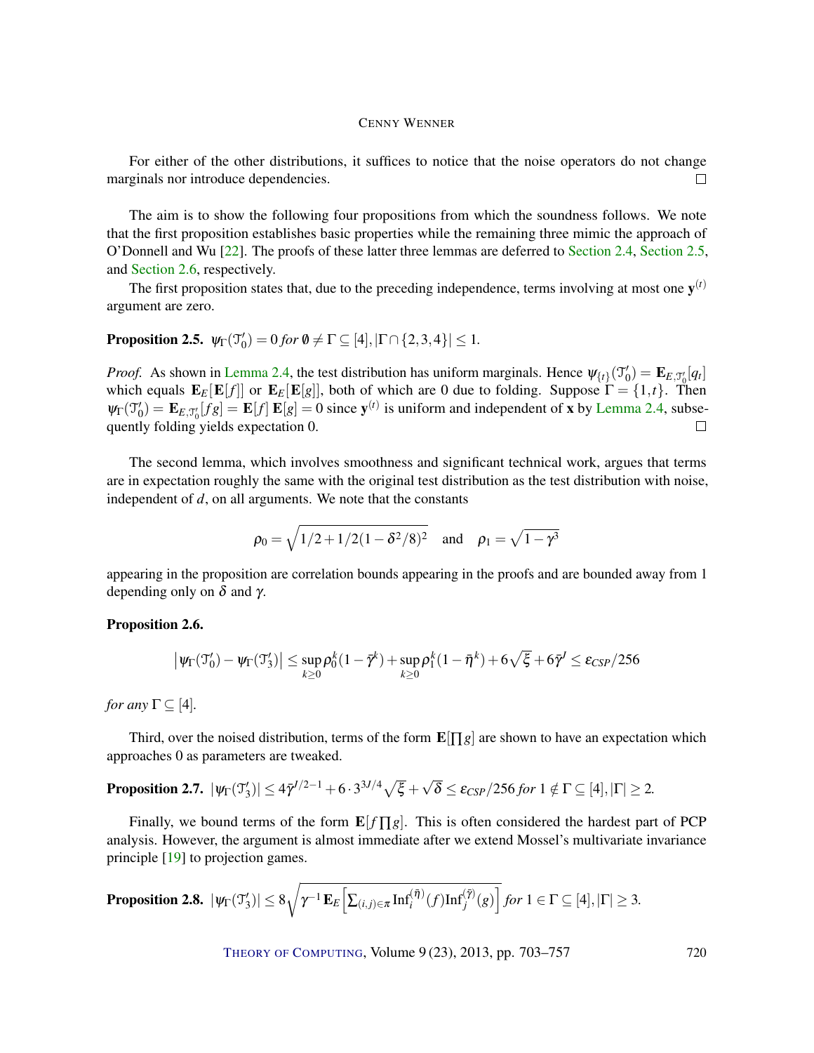For either of the other distributions, it suffices to notice that the noise operators do not change marginals nor introduce dependencies. □

The aim is to show the following four propositions from which the soundness follows. We note that the first proposition establishes basic properties while the remaining three mimic the approach of O'Donnell and Wu [22]. The proofs of these latter three lemmas are deferred to Section 2.4, Section 2.5, and Section 2.6, respectively.

The first proposition states that, due to the preceding independence, terms involving at most one $\mathbf{y}^{(t)}$ argument are zero.

**Proposition 2.5.** $\psi_\Gamma(\mathcal{T}'_0) = 0$ *for* $\emptyset \neq \Gamma \subseteq [4], |\Gamma \cap \{2,3,4\}| \leq 1$.

*Proof.* As shown in Lemma 2.4, the test distribution has uniform marginals. Hence $\psi_{\{t\}}(\mathcal{T}'_0) = \mathbf{E}_{E,\mathcal{T}'_0}[q_t]$ which equals $\mathbf{E}_E[\mathbf{E}[f]]$ or $\mathbf{E}_E[\mathbf{E}[g]]$, both of which are 0 due to folding. Suppose $\Gamma = \{1,t\}$. Then $\psi_\Gamma(\mathcal{T}'_0) = \mathbf{E}_{E,\mathcal{T}'_0}[fg] = \mathbf{E}[f]\,\mathbf{E}[g] = 0$ since $\mathbf{y}^{(t)}$ is uniform and independent of $\mathbf{x}$ by Lemma 2.4, subsequently folding yields expectation 0. □

The second lemma, which involves smoothness and significant technical work, argues that terms are in expectation roughly the same with the original test distribution as the test distribution with noise, independent of $d$, on all arguments. We note that the constants

$$\rho_0 = \sqrt{1/2 + 1/2(1-\delta^2/8)^2} \quad \text{and} \quad \rho_1 = \sqrt{1-\gamma^3}$$

appearing in the proposition are correlation bounds appearing in the proofs and are bounded away from 1 depending only on $\delta$ and $\gamma$.

**Proposition 2.6.**

$$\left|\psi_\Gamma(\mathcal{T}'_0) - \psi_\Gamma(\mathcal{T}'_3)\right| \leq \sup_{k\geq 0} \rho_0^k(1-\bar{\gamma}^k) + \sup_{k\geq 0} \rho_1^k(1-\bar{\eta}^k) + 6\sqrt{\xi} + 6\bar{\gamma}^J \leq \varepsilon_{CSP}/256$$

*for any* $\Gamma \subseteq [4]$.

Third, over the noised distribution, terms of the form $\mathbf{E}[\prod g]$ are shown to have an expectation which approaches 0 as parameters are tweaked.

**Proposition 2.7.** $|\psi_\Gamma(\mathcal{T}'_3)| \leq 4\bar{\gamma}^{J/2-1} + 6\cdot 3^{3J/4}\sqrt{\xi} + \sqrt{\delta} \leq \varepsilon_{CSP}/256$ *for* $1 \notin \Gamma \subseteq [4], |\Gamma| \geq 2$.

Finally, we bound terms of the form $\mathbf{E}[f\prod g]$. This is often considered the hardest part of PCP analysis. However, the argument is almost immediate after we extend Mossel's multivariate invariance principle [19] to projection games.

**Proposition 2.8.** $|\psi_\Gamma(\mathcal{T}'_3)| \leq 8\sqrt{\gamma^{-1}\,\mathbf{E}_E\left[\sum_{(i,j)\in\pi} \mathrm{Inf}_i^{(\bar{\eta})}(f)\mathrm{Inf}_j^{(\bar{\gamma})}(g)\right]}$ *for* $1 \in \Gamma \subseteq [4], |\Gamma| \geq 3$.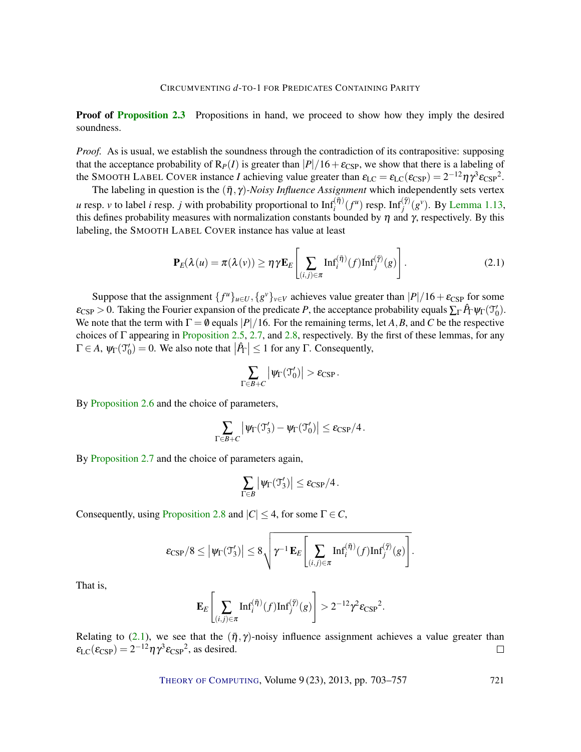**Proof of Proposition 2.3** Propositions in hand, we proceed to show how they imply the desired soundness.

*Proof.* As is usual, we establish the soundness through the contradiction of its contrapositive: supposing that the acceptance probability of $\mathrm{R}_P(I)$ is greater than $|P|/16 + \varepsilon_{\mathrm{CSP}}$, we show that there is a labeling of the SMOOTH LABEL COVER instance $I$ achieving value greater than $\varepsilon_{\mathrm{LC}} = \varepsilon_{\mathrm{LC}}(\varepsilon_{\mathrm{CSP}}) = 2^{-12}\eta\gamma^3\varepsilon_{\mathrm{CSP}}{}^2$.

The labeling in question is the $(\bar{\eta},\gamma)$-*Noisy Influence Assignment* which independently sets vertex $u$ resp. $v$ to label $i$ resp. $j$ with probability proportional to $\mathrm{Inf}_i^{(\bar{\eta})}(f^u)$ resp. $\mathrm{Inf}_j^{(\bar{\gamma})}(g^v)$. By Lemma 1.13, this defines probability measures with normalization constants bounded by $\eta$ and $\gamma$, respectively. By this labeling, the SMOOTH LABEL COVER instance has value at least

$$\mathbf{P}_E(\lambda(u) = \pi(\lambda(v))) \geq \eta\gamma\mathbf{E}_E\left[\sum_{(i,j)\in\pi} \mathrm{Inf}_i^{(\bar{\eta})}(f)\mathrm{Inf}_j^{(\bar{\gamma})}(g)\right]. \tag{2.1}$$

Suppose that the assignment $\{f^u\}_{u\in U}, \{g^v\}_{v\in V}$ achieves value greater than $|P|/16 + \varepsilon_{\mathrm{CSP}}$ for some $\varepsilon_{\mathrm{CSP}} > 0$. Taking the Fourier expansion of the predicate $P$, the acceptance probability equals $\sum_\Gamma \hat{P}_\Gamma \psi_\Gamma(\mathcal{T}'_0)$. We note that the term with $\Gamma = \emptyset$ equals $|P|/16$. For the remaining terms, let $A, B$, and $C$ be the respective choices of $\Gamma$ appearing in Proposition 2.5, 2.7, and 2.8, respectively. By the first of these lemmas, for any $\Gamma \in A$, $\psi_\Gamma(\mathcal{T}'_0) = 0$. We also note that $\left|\hat{P}_\Gamma\right| \leq 1$ for any $\Gamma$. Consequently,

$$\sum_{\Gamma\in B+C} \left|\psi_\Gamma(\mathcal{T}'_0)\right| > \varepsilon_{\mathrm{CSP}}.$$

By Proposition 2.6 and the choice of parameters,

$$\sum_{\Gamma\in B+C} \left|\psi_\Gamma(\mathcal{T}'_3) - \psi_\Gamma(\mathcal{T}'_0)\right| \leq \varepsilon_{\mathrm{CSP}}/4.$$

By Proposition 2.7 and the choice of parameters again,

$$\sum_{\Gamma\in B} \left|\psi_\Gamma(\mathcal{T}'_3)\right| \leq \varepsilon_{\mathrm{CSP}}/4.$$

Consequently, using Proposition 2.8 and $|C| \leq 4$, for some $\Gamma \in C$,

$$\varepsilon_{\mathrm{CSP}}/8 \leq \left|\psi_\Gamma(\mathcal{T}'_3)\right| \leq 8\sqrt{\gamma^{-1}\,\mathbf{E}_E\left[\sum_{(i,j)\in\pi} \mathrm{Inf}_i^{(\bar{\eta})}(f)\mathrm{Inf}_j^{(\bar{\gamma})}(g)\right]}.$$

That is,

$$\mathbf{E}_E\left[\sum_{(i,j)\in\pi} \mathrm{Inf}_i^{(\bar{\eta})}(f)\mathrm{Inf}_j^{(\bar{\gamma})}(g)\right] > 2^{-12}\gamma^2\varepsilon_{\mathrm{CSP}}{}^2.$$

Relating to (2.1), we see that the $(\bar{\eta},\gamma)$-noisy influence assignment achieves a value greater than $\varepsilon_{\mathrm{LC}}(\varepsilon_{\mathrm{CSP}}) = 2^{-12}\eta\gamma^3\varepsilon_{\mathrm{CSP}}{}^2$, as desired. □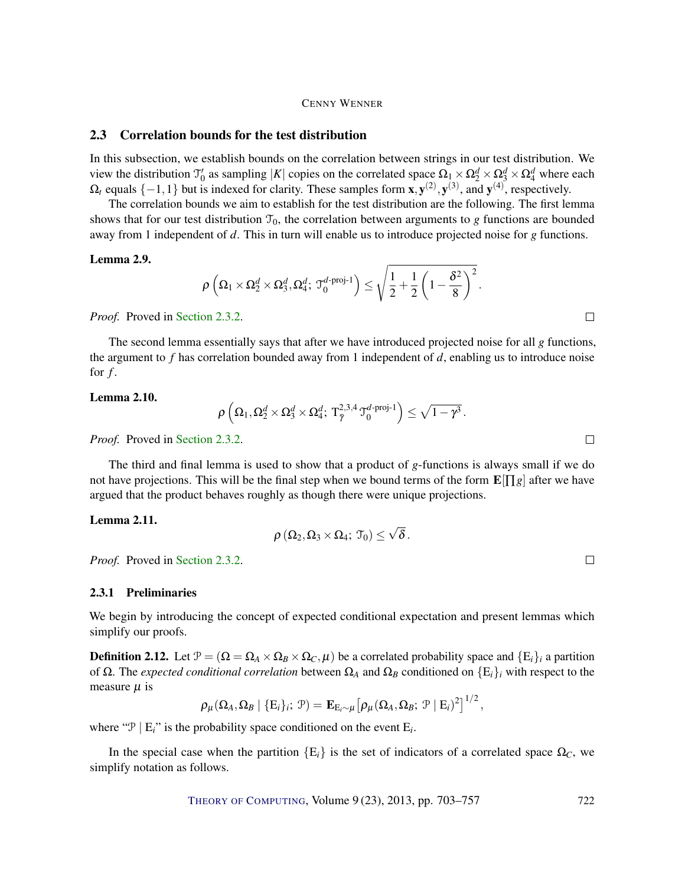## 2.3 Correlation bounds for the test distribution

In this subsection, we establish bounds on the correlation between strings in our test distribution. We view the distribution $\mathcal{T}'_0$ as sampling $|K|$ copies on the correlated space $\Omega_1 \times \Omega_2^d \times \Omega_3^d \times \Omega_4^d$ where each $\Omega_t$ equals $\{-1,1\}$ but is indexed for clarity. These samples form $\mathbf{x}, \mathbf{y}^{(2)}, \mathbf{y}^{(3)}$, and $\mathbf{y}^{(4)}$, respectively.

The correlation bounds we aim to establish for the test distribution are the following. The first lemma shows that for our test distribution $\mathcal{T}_0$, the correlation between arguments to $g$ functions are bounded away from 1 independent of $d$. This in turn will enable us to introduce projected noise for $g$ functions.

**Lemma 2.9.**

$$\rho\left(\Omega_1 \times \Omega_2^d \times \Omega_3^d, \Omega_4^d;\ \mathcal{T}_0^{d\text{-proj-}1}\right) \le \sqrt{\frac{1}{2} + \frac{1}{2}\left(1 - \frac{\delta^2}{8}\right)^2}\,.$$

*Proof.* Proved in Section 2.3.2. □

The second lemma essentially says that after we have introduced projected noise for all $g$ functions, the argument to $f$ has correlation bounded away from 1 independent of $d$, enabling us to introduce noise for $f$.

**Lemma 2.10.**

$$\rho\left(\Omega_1, \Omega_2^d \times \Omega_3^d \times \Omega_4^d;\ \mathrm{T}_{\bar{\gamma}}^{2,3,4}\,\mathcal{T}_0^{d\text{-proj-}1}\right) \le \sqrt{1-\gamma^3}\,.$$

*Proof.* Proved in Section 2.3.2. □

The third and final lemma is used to show that a product of $g$-functions is always small if we do not have projections. This will be the final step when we bound terms of the form $\mathbf{E}[\prod g]$ after we have argued that the product behaves roughly as though there were unique projections.

**Lemma 2.11.**

$$\rho\left(\Omega_2, \Omega_3 \times \Omega_4;\ \mathcal{T}_0\right) \le \sqrt{\delta}\,.$$

*Proof.* Proved in Section 2.3.2. □

### 2.3.1 Preliminaries

We begin by introducing the concept of expected conditional expectation and present lemmas which simplify our proofs.

**Definition 2.12.** Let $\mathcal{P} = (\Omega = \Omega_A \times \Omega_B \times \Omega_C, \mu)$ be a correlated probability space and $\{\mathrm{E}_i\}_i$ a partition of $\Omega$. The *expected conditional correlation* between $\Omega_A$ and $\Omega_B$ conditioned on $\{\mathrm{E}_i\}_i$ with respect to the measure $\mu$ is

$$\rho_\mu(\Omega_A, \Omega_B \mid \{\mathrm{E}_i\}_i;\ \mathcal{P}) = \mathbf{E}_{\mathrm{E}_i \sim \mu}\left[\rho_\mu(\Omega_A, \Omega_B;\ \mathcal{P} \mid \mathrm{E}_i)^2\right]^{1/2},$$

where "$\mathcal{P} \mid \mathrm{E}_i$" is the probability space conditioned on the event $\mathrm{E}_i$.

In the special case when the partition $\{\mathrm{E}_i\}$ is the set of indicators of a correlated space $\Omega_C$, we simplify notation as follows.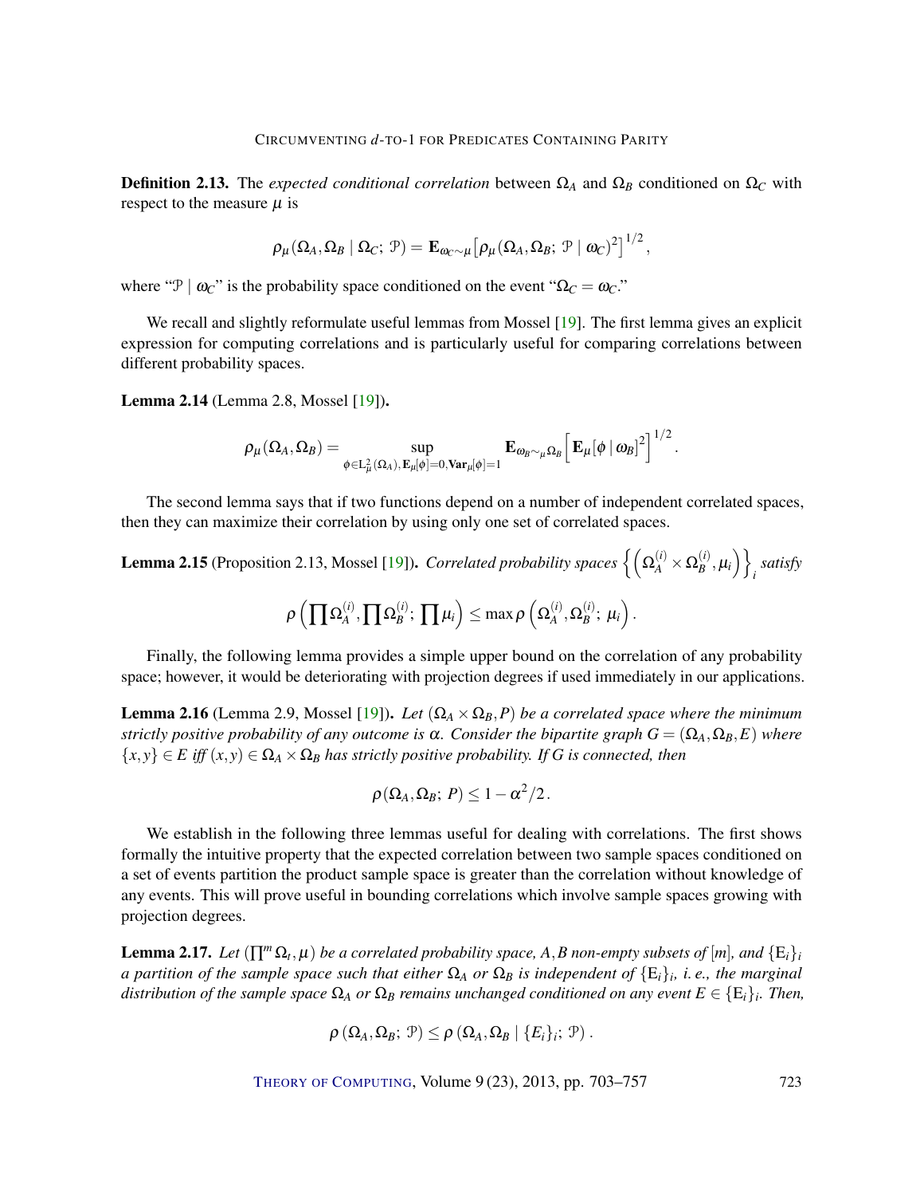**Definition 2.13.** The *expected conditional correlation* between $\Omega_A$ and $\Omega_B$ conditioned on $\Omega_C$ with respect to the measure $\mu$ is

$$\rho_\mu(\Omega_A, \Omega_B \mid \Omega_C;\, \mathcal{P}) = \mathbf{E}_{\omega_C \sim \mu}\big[\rho_\mu(\Omega_A, \Omega_B;\, \mathcal{P} \mid \omega_C)^2\big]^{1/2},$$

where "$\mathcal{P} \mid \omega_C$" is the probability space conditioned on the event "$\Omega_C = \omega_C$."

We recall and slightly reformulate useful lemmas from Mossel [19]. The first lemma gives an explicit expression for computing correlations and is particularly useful for comparing correlations between different probability spaces.

**Lemma 2.14** (Lemma 2.8, Mossel [19])**.**

$$\rho_\mu(\Omega_A, \Omega_B) = \sup_{\phi \in \mathrm{L}^2_\mu(\Omega_A),\, \mathbf{E}_\mu[\phi]=0,\, \mathbf{Var}_\mu[\phi]=1} \mathbf{E}_{\omega_B \sim_\mu \Omega_B}\Big[\mathbf{E}_\mu[\phi \mid \omega_B]^2\Big]^{1/2}.$$

The second lemma says that if two functions depend on a number of independent correlated spaces, then they can maximize their correlation by using only one set of correlated spaces.

**Lemma 2.15** (Proposition 2.13, Mossel [19])**.** *Correlated probability spaces* $\left\{\left(\Omega_A^{(i)} \times \Omega_B^{(i)}, \mu_i\right)\right\}_i$ *satisfy*

$$\rho\left(\prod \Omega_A^{(i)}, \prod \Omega_B^{(i)};\, \prod \mu_i\right) \leq \max \rho\left(\Omega_A^{(i)}, \Omega_B^{(i)};\, \mu_i\right).$$

Finally, the following lemma provides a simple upper bound on the correlation of any probability space; however, it would be deteriorating with projection degrees if used immediately in our applications.

**Lemma 2.16** (Lemma 2.9, Mossel [19])**.** *Let* $(\Omega_A \times \Omega_B, P)$ *be a correlated space where the minimum strictly positive probability of any outcome is* $\alpha$. *Consider the bipartite graph* $G = (\Omega_A, \Omega_B, E)$ *where* $\{x, y\} \in E$ *iff* $(x, y) \in \Omega_A \times \Omega_B$ *has strictly positive probability. If* $G$ *is connected, then*

$$\rho(\Omega_A, \Omega_B;\, P) \leq 1 - \alpha^2/2.$$

We establish in the following three lemmas useful for dealing with correlations. The first shows formally the intuitive property that the expected correlation between two sample spaces conditioned on a set of events partition the product sample space is greater than the correlation without knowledge of any events. This will prove useful in bounding correlations which involve sample spaces growing with projection degrees.

**Lemma 2.17.** *Let* $(\prod^m \Omega_t, \mu)$ *be a correlated probability space,* $A, B$ *non-empty subsets of* $[m]$*, and* $\{\mathrm{E}_i\}_i$ *a partition of the sample space such that either* $\Omega_A$ *or* $\Omega_B$ *is independent of* $\{\mathrm{E}_i\}_i$*, i. e., the marginal distribution of the sample space* $\Omega_A$ *or* $\Omega_B$ *remains unchanged conditioned on any event* $E \in \{\mathrm{E}_i\}_i$*. Then,*

$$\rho\left(\Omega_A, \Omega_B;\, \mathcal{P}\right) \leq \rho\left(\Omega_A, \Omega_B \mid \{E_i\}_i;\, \mathcal{P}\right).$$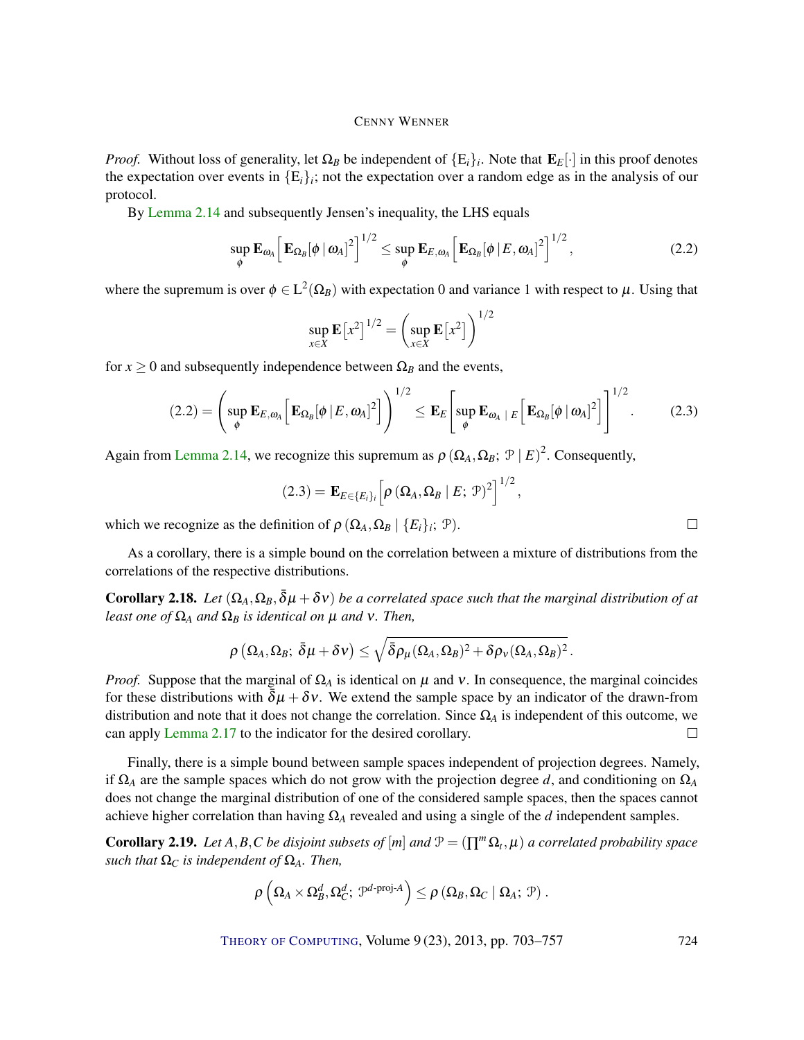*Proof.* Without loss of generality, let $\Omega_B$ be independent of $\{E_i\}_i$. Note that $\mathbf{E}_E[\cdot]$ in this proof denotes the expectation over events in $\{E_i\}_i$; not the expectation over a random edge as in the analysis of our protocol.

By Lemma 2.14 and subsequently Jensen's inequality, the LHS equals

$$\sup_\phi \mathbf{E}_{\omega_A}\Big[\mathbf{E}_{\Omega_B}[\phi \,|\, \omega_A]^2\Big]^{1/2} \le \sup_\phi \mathbf{E}_{E,\omega_A}\Big[\mathbf{E}_{\Omega_B}[\phi \,|\, E, \omega_A]^2\Big]^{1/2}, \tag{2.2}$$

where the supremum is over $\phi \in \mathrm{L}^2(\Omega_B)$ with expectation 0 and variance 1 with respect to $\mu$. Using that

$$\sup_{x \in X} \mathbf{E}\big[x^2\big]^{1/2} = \left(\sup_{x \in X} \mathbf{E}\big[x^2\big]\right)^{1/2}$$

for $x \ge 0$ and subsequently independence between $\Omega_B$ and the events,

$$(2.2) = \left(\sup_\phi \mathbf{E}_{E,\omega_A}\Big[\mathbf{E}_{\Omega_B}[\phi \,|\, E, \omega_A]^2\Big]\right)^{1/2} \le \mathbf{E}_E\left[\sup_\phi \mathbf{E}_{\omega_A \,|\, E}\Big[\mathbf{E}_{\Omega_B}[\phi \,|\, \omega_A]^2\Big]\right]^{1/2}. \tag{2.3}$$

Again from Lemma 2.14, we recognize this supremum as $\rho\left(\Omega_A, \Omega_B;\ \mathcal{P} \mid E\right)^2$. Consequently,

$$(2.3) = \mathbf{E}_{E \in \{E_i\}_i}\Big[\rho\left(\Omega_A, \Omega_B \mid E;\ \mathcal{P}\right)^2\Big]^{1/2},$$

which we recognize as the definition of $\rho\left(\Omega_A, \Omega_B \mid \{E_i\}_i;\ \mathcal{P}\right)$. $\square$

As a corollary, there is a simple bound on the correlation between a mixture of distributions from the correlations of the respective distributions.

**Corollary 2.18.** *Let $(\Omega_A, \Omega_B, \bar{\delta}\mu + \delta\nu)$ be a correlated space such that the marginal distribution of at least one of $\Omega_A$ and $\Omega_B$ is identical on $\mu$ and $\nu$. Then,*

$$\rho\left(\Omega_A, \Omega_B;\ \bar{\delta}\mu + \delta\nu\right) \le \sqrt{\bar{\delta}\rho_\mu(\Omega_A, \Omega_B)^2 + \delta\rho_\nu(\Omega_A, \Omega_B)^2}\,.$$

*Proof.* Suppose that the marginal of $\Omega_A$ is identical on $\mu$ and $\nu$. In consequence, the marginal coincides for these distributions with $\bar{\delta}\mu + \delta\nu$. We extend the sample space by an indicator of the drawn-from distribution and note that it does not change the correlation. Since $\Omega_A$ is independent of this outcome, we can apply Lemma 2.17 to the indicator for the desired corollary. $\square$

Finally, there is a simple bound between sample spaces independent of projection degrees. Namely, if $\Omega_A$ are the sample spaces which do not grow with the projection degree $d$, and conditioning on $\Omega_A$ does not change the marginal distribution of one of the considered sample spaces, then the spaces cannot achieve higher correlation than having $\Omega_A$ revealed and using a single of the $d$ independent samples.

**Corollary 2.19.** *Let $A, B, C$ be disjoint subsets of $[m]$ and $\mathcal{P} = (\prod^m \Omega_t, \mu)$ a correlated probability space such that $\Omega_C$ is independent of $\Omega_A$. Then,*

$$\rho\left(\Omega_A \times \Omega_B^d, \Omega_C^d;\ \mathcal{P}^{d\text{-proj-}A}\right) \le \rho\left(\Omega_B, \Omega_C \mid \Omega_A;\ \mathcal{P}\right).$$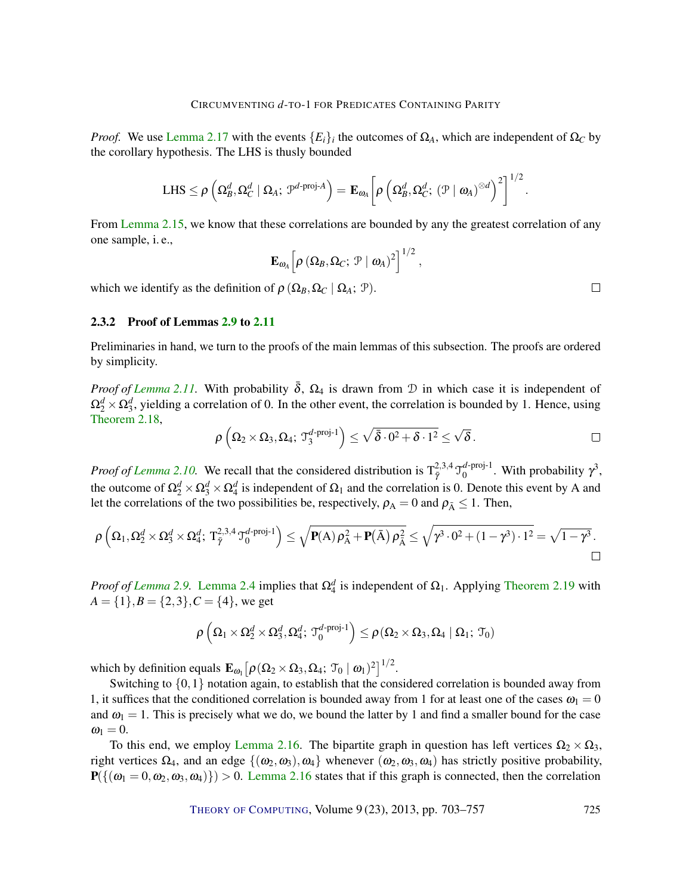*Proof.* We use Lemma 2.17 with the events $\{E_i\}_i$ the outcomes of $\Omega_A$, which are independent of $\Omega_C$ by the corollary hypothesis. The LHS is thusly bounded

$$\text{LHS} \le \rho\left(\Omega_B^d, \Omega_C^d \mid \Omega_A;\ \mathcal{P}^{d\text{-proj-}A}\right) = \mathbf{E}_{\omega_A}\left[\rho\left(\Omega_B^d, \Omega_C^d;\ (\mathcal{P} \mid \omega_A)^{\otimes d}\right)^2\right]^{1/2}.$$

From Lemma 2.15, we know that these correlations are bounded by any the greatest correlation of any one sample, i. e.,

$$\mathbf{E}_{\omega_A}\left[\rho\left(\Omega_B, \Omega_C;\ \mathcal{P} \mid \omega_A\right)^2\right]^{1/2},$$

which we identify as the definition of $\rho\left(\Omega_B, \Omega_C \mid \Omega_A;\ \mathcal{P}\right)$. □

### 2.3.2 Proof of Lemmas 2.9 to 2.11

Preliminaries in hand, we turn to the proofs of the main lemmas of this subsection. The proofs are ordered by simplicity.

*Proof of Lemma 2.11.* With probability $\bar{\delta}$, $\Omega_4$ is drawn from $\mathcal{D}$ in which case it is independent of $\Omega_2^d \times \Omega_3^d$, yielding a correlation of 0. In the other event, the correlation is bounded by 1. Hence, using Theorem 2.18,

$$\rho\left(\Omega_2 \times \Omega_3, \Omega_4;\ \mathcal{T}_3^{d\text{-proj-}1}\right) \le \sqrt{\bar{\delta} \cdot 0^2 + \delta \cdot 1^2} \le \sqrt{\delta}\,. \qquad \square$$

*Proof of Lemma 2.10.* We recall that the considered distribution is $\mathrm{T}_{\bar{\gamma}}^{2,3,4}\mathcal{T}_0^{d\text{-proj-}1}$. With probability $\gamma^3$, the outcome of $\Omega_2^d \times \Omega_3^d \times \Omega_4^d$ is independent of $\Omega_1$ and the correlation is 0. Denote this event by A and let the correlations of the two possibilities be, respectively, $\rho_{\mathrm{A}} = 0$ and $\rho_{\bar{\mathrm{A}}} \le 1$. Then,

$$\rho\left(\Omega_1, \Omega_2^d \times \Omega_3^d \times \Omega_4^d;\ \mathrm{T}_{\bar{\gamma}}^{2,3,4}\mathcal{T}_0^{d\text{-proj-}1}\right) \le \sqrt{\mathbf{P}(\mathrm{A})\,\rho_{\mathrm{A}}^2 + \mathbf{P}(\bar{\mathrm{A}})\,\rho_{\bar{\mathrm{A}}}^2} \le \sqrt{\gamma^3 \cdot 0^2 + (1-\gamma^3) \cdot 1^2} = \sqrt{1-\gamma^3}\,.$$

□

*Proof of Lemma 2.9.* Lemma 2.4 implies that $\Omega_4^d$ is independent of $\Omega_1$. Applying Theorem 2.19 with $A = \{1\}, B = \{2,3\}, C = \{4\}$, we get

$$\rho\left(\Omega_1 \times \Omega_2^d \times \Omega_3^d, \Omega_4^d;\ \mathcal{T}_0^{d\text{-proj-}1}\right) \le \rho\left(\Omega_2 \times \Omega_3, \Omega_4 \mid \Omega_1;\ \mathcal{T}_0\right)$$

which by definition equals $\mathbf{E}_{\omega_1}\left[\rho(\Omega_2 \times \Omega_3, \Omega_4;\ \mathcal{T}_0 \mid \omega_1)^2\right]^{1/2}$.

Switching to $\{0,1\}$ notation again, to establish that the considered correlation is bounded away from 1, it suffices that the conditioned correlation is bounded away from 1 for at least one of the cases $\omega_1 = 0$ and $\omega_1 = 1$. This is precisely what we do, we bound the latter by 1 and find a smaller bound for the case $\omega_1 = 0$.

To this end, we employ Lemma 2.16. The bipartite graph in question has left vertices $\Omega_2 \times \Omega_3$, right vertices $\Omega_4$, and an edge $\{(\omega_2, \omega_3), \omega_4\}$ whenever $(\omega_2, \omega_3, \omega_4)$ has strictly positive probability, $\mathbf{P}(\{(\omega_1 = 0, \omega_2, \omega_3, \omega_4)\}) > 0$. Lemma 2.16 states that if this graph is connected, then the correlation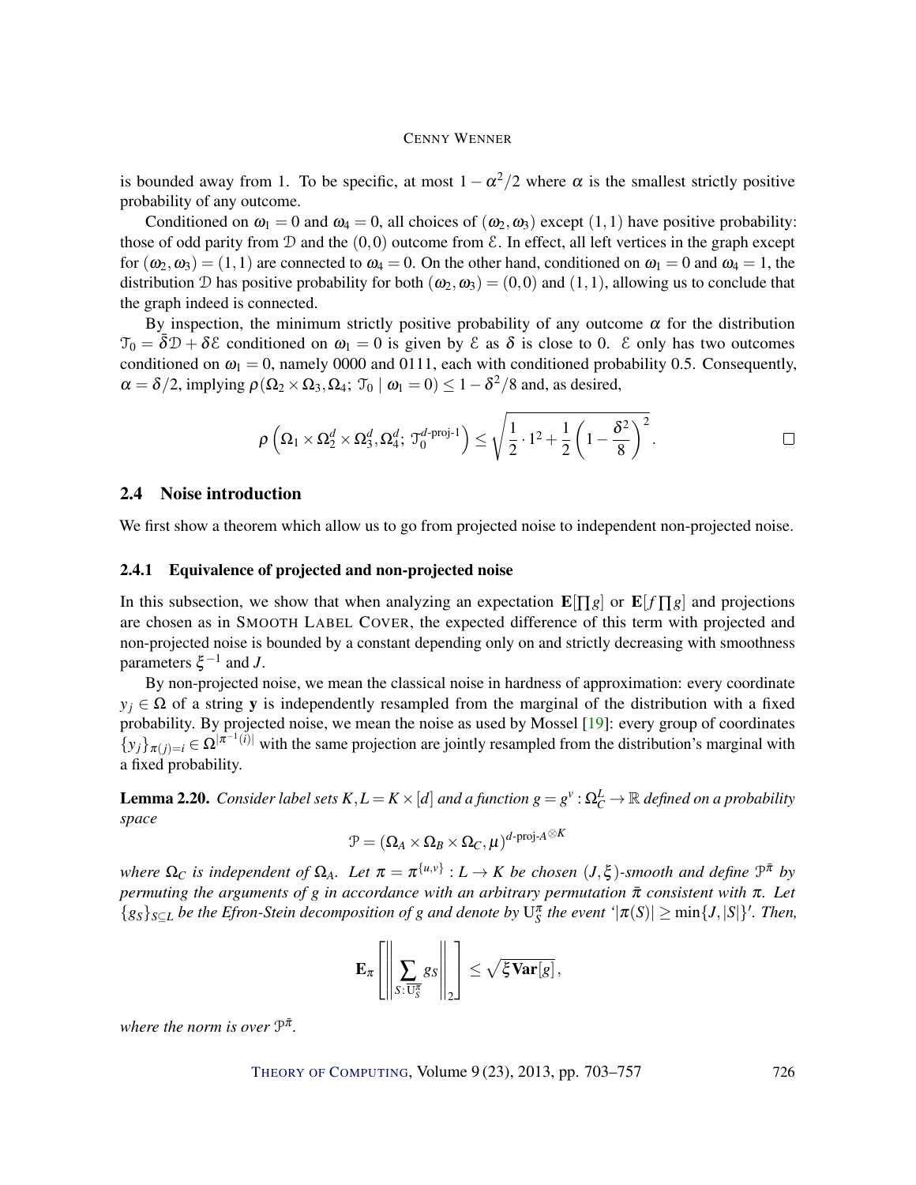is bounded away from 1. To be specific, at most $1-\alpha^2/2$ where $\alpha$ is the smallest strictly positive probability of any outcome.

Conditioned on $\omega_1 = 0$ and $\omega_4 = 0$, all choices of $(\omega_2, \omega_3)$ except $(1,1)$ have positive probability: those of odd parity from $\mathcal{D}$ and the $(0,0)$ outcome from $\mathcal{E}$. In effect, all left vertices in the graph except for $(\omega_2, \omega_3) = (1,1)$ are connected to $\omega_4 = 0$. On the other hand, conditioned on $\omega_1 = 0$ and $\omega_4 = 1$, the distribution $\mathcal{D}$ has positive probability for both $(\omega_2, \omega_3) = (0,0)$ and $(1,1)$, allowing us to conclude that the graph indeed is connected.

By inspection, the minimum strictly positive probability of any outcome $\alpha$ for the distribution $\mathcal{T}_0 = \bar{\delta}\mathcal{D} + \delta\mathcal{E}$ conditioned on $\omega_1 = 0$ is given by $\mathcal{E}$ as $\delta$ is close to 0. $\mathcal{E}$ only has two outcomes conditioned on $\omega_1 = 0$, namely 0000 and 0111, each with conditioned probability 0.5. Consequently, $\alpha = \delta/2$, implying $\rho(\Omega_2 \times \Omega_3, \Omega_4;\ \mathcal{T}_0 \mid \omega_1 = 0) \le 1 - \delta^2/8$ and, as desired,

$$\rho\left(\Omega_1 \times \Omega_2^d \times \Omega_3^d, \Omega_4^d;\ \mathcal{T}_0^{d\text{-proj-}1}\right) \le \sqrt{\frac{1}{2} \cdot 1^2 + \frac{1}{2}\left(1 - \frac{\delta^2}{8}\right)^2}. \qquad \square$$

## 2.4 Noise introduction

We first show a theorem which allow us to go from projected noise to independent non-projected noise.

### 2.4.1 Equivalence of projected and non-projected noise

In this subsection, we show that when analyzing an expectation $\mathbf{E}[\prod g]$ or $\mathbf{E}[f \prod g]$ and projections are chosen as in SMOOTH LABEL COVER, the expected difference of this term with projected and non-projected noise is bounded by a constant depending only on and strictly decreasing with smoothness parameters $\xi^{-1}$ and $J$.

By non-projected noise, we mean the classical noise in hardness of approximation: every coordinate $y_j \in \Omega$ of a string $\mathbf{y}$ is independently resampled from the marginal of the distribution with a fixed probability. By projected noise, we mean the noise as used by Mossel [19]: every group of coordinates $\{y_j\}_{\pi(j)=i} \in \Omega^{|\pi^{-1}(i)|}$ with the same projection are jointly resampled from the distribution's marginal with a fixed probability.

**Lemma 2.20.** *Consider label sets $K, L = K \times [d]$ and a function $g = g^v : \Omega_C^L \to \mathbb{R}$ defined on a probability space*

$$\mathcal{P} = (\Omega_A \times \Omega_B \times \Omega_C, \mu)^{d\text{-proj-}A^{\otimes K}}$$

*where $\Omega_C$ is independent of $\Omega_A$. Let $\pi = \pi^{\{u,v\}} : L \to K$ be chosen $(J, \xi)$-smooth and define $\mathcal{P}^{\bar{\pi}}$ by permuting the arguments of $g$ in accordance with an arbitrary permutation $\bar{\pi}$ consistent with $\pi$. Let $\{g_S\}_{S \subseteq L}$ be the Efron-Stein decomposition of $g$ and denote by $\mathrm{U}_S^\pi$ the event '$|\pi(S)| \ge \min\{J, |S|\}$'. Then,*

$$\mathbf{E}_\pi\left[\left\| \sum_{S : \overline{\mathrm{U}_S^\pi}} g_S \right\|_2\right] \le \sqrt{\xi \mathbf{Var}[g]},$$

*where the norm is over $\mathcal{P}^{\bar{\pi}}$.*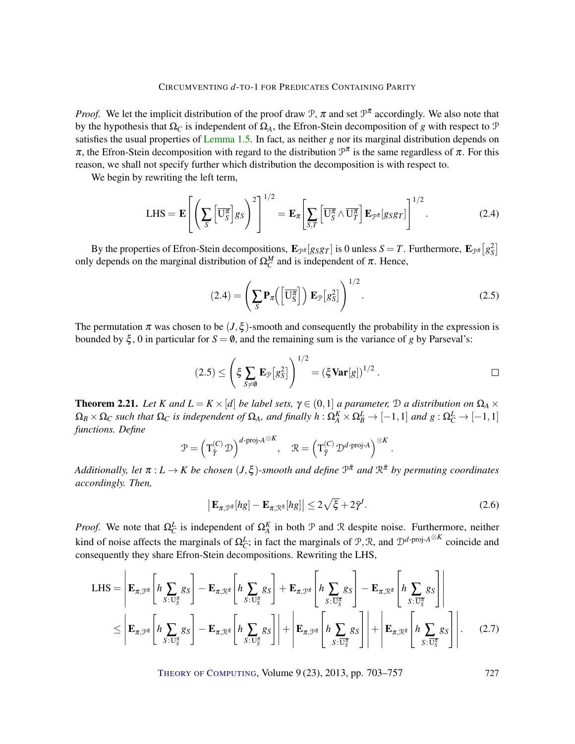*Proof.* We let the implicit distribution of the proof draw $\mathcal{P}$, $\pi$ and set $\mathcal{P}^{\bar{\pi}}$ accordingly. We also note that by the hypothesis that $\Omega_C$ is independent of $\Omega_A$, the Efron-Stein decomposition of $g$ with respect to $\mathcal{P}$ satisfies the usual properties of Lemma 1.5. In fact, as neither $g$ nor its marginal distribution depends on $\pi$, the Efron-Stein decomposition with regard to the distribution $\mathcal{P}^{\bar{\pi}}$ is the same regardless of $\pi$. For this reason, we shall not specify further which distribution the decomposition is with respect to.

We begin by rewriting the left term,

$$\text{LHS} = \mathbf{E}\left[\left(\sum_S \left[\overline{\mathrm{U}_S^{\pi}}\right] g_S\right)^2\right]^{1/2} = \mathbf{E}_\pi\left[\sum_{S,T}\left[\overline{\mathrm{U}_S^{\pi}} \wedge \overline{\mathrm{U}_T^{\pi}}\right] \mathbf{E}_{\mathcal{P}^{\bar{\pi}}}[g_S g_T]\right]^{1/2}. \tag{2.4}$$

By the properties of Efron-Stein decompositions, $\mathbf{E}_{\mathcal{P}^{\bar{\pi}}}[g_S g_T]$ is 0 unless $S = T$. Furthermore, $\mathbf{E}_{\mathcal{P}^{\bar{\pi}}}\left[g_S^2\right]$ only depends on the marginal distribution of $\Omega_C^M$ and is independent of $\pi$. Hence,

$$(2.4) = \left(\sum_S \mathbf{P}_\pi\Big(\left[\overline{\mathrm{U}_S^{\pi}}\right]\Big)\, \mathbf{E}_{\mathcal{P}}\left[g_S^2\right]\right)^{1/2}. \tag{2.5}$$

The permutation $\pi$ was chosen to be $(J,\xi)$-smooth and consequently the probability in the expression is bounded by $\xi$, 0 in particular for $S = \emptyset$, and the remaining sum is the variance of $g$ by Parseval's:

$$(2.5) \le \left(\xi \sum_{S \ne \emptyset} \mathbf{E}_{\mathcal{P}}\left[g_S^2\right]\right)^{1/2} = \left(\xi \mathbf{Var}[g]\right)^{1/2}. \qquad \square$$

**Theorem 2.21.** *Let $K$ and $L = K \times [d]$ be label sets, $\gamma \in (0,1]$ a parameter, $\mathcal{D}$ a distribution on $\Omega_A \times \Omega_B \times \Omega_C$ such that $\Omega_C$ is independent of $\Omega_A$, and finally $h : \Omega_A^K \times \Omega_B^L \to [-1,1]$ and $g : \Omega_C^L \to [-1,1]$ functions. Define*

$$\mathcal{P} = \left(\mathrm{T}_{\bar{\gamma}}^{(C)}\,\mathcal{D}\right)^{d\text{-proj-}A^{\otimes K}}, \quad \mathcal{R} = \left(\mathrm{T}_{\bar{\gamma}}^{(C)}\,\mathcal{D}^{d\text{-proj-}A}\right)^{\otimes K}.$$

*Additionally, let $\pi : L \to K$ be chosen $(J,\xi)$-smooth and define $\mathcal{P}^{\bar{\pi}}$ and $\mathcal{R}^{\bar{\pi}}$ by permuting coordinates accordingly. Then,*

$$\left|\mathbf{E}_{\pi,\mathcal{P}^{\bar{\pi}}}[hg] - \mathbf{E}_{\pi,\mathcal{R}^{\bar{\pi}}}[hg]\right| \le 2\sqrt{\xi} + 2\bar{\gamma}^J. \tag{2.6}$$

*Proof.* We note that $\Omega_C^L$ is independent of $\Omega_A^K$ in both $\mathcal{P}$ and $\mathcal{R}$ despite noise. Furthermore, neither kind of noise affects the marginals of $\Omega_C^L$; in fact the marginals of $\mathcal{P}, \mathcal{R}$, and $\mathcal{D}^{d\text{-proj-}A^{\otimes K}}$ coincide and consequently they share Efron-Stein decompositions. Rewriting the LHS,

$$\begin{aligned}
\text{LHS} &= \left|\mathbf{E}_{\pi,\mathcal{P}^{\bar{\pi}}}\left[h \sum_{S:\mathrm{U}_S^{\pi}} g_S\right] - \mathbf{E}_{\pi,\mathcal{R}^{\bar{\pi}}}\left[h \sum_{S:\mathrm{U}_S^{\pi}} g_S\right] + \mathbf{E}_{\pi,\mathcal{P}^{\bar{\pi}}}\left[h \sum_{S:\overline{\mathrm{U}_S^{\pi}}} g_S\right] - \mathbf{E}_{\pi,\mathcal{R}^{\bar{\pi}}}\left[h \sum_{S:\overline{\mathrm{U}_S^{\pi}}} g_S\right]\right| \\
&\le \left|\mathbf{E}_{\pi,\mathcal{P}^{\bar{\pi}}}\left[h \sum_{S:\mathrm{U}_S^{\pi}} g_S\right] - \mathbf{E}_{\pi,\mathcal{R}^{\bar{\pi}}}\left[h \sum_{S:\mathrm{U}_S^{\pi}} g_S\right]\right| + \left|\mathbf{E}_{\pi,\mathcal{P}^{\bar{\pi}}}\left[h \sum_{S:\overline{\mathrm{U}_S^{\pi}}} g_S\right]\right| + \left|\mathbf{E}_{\pi,\mathcal{R}^{\bar{\pi}}}\left[h \sum_{S:\overline{\mathrm{U}_S^{\pi}}} g_S\right]\right|. \qquad (2.7)
\end{aligned}$$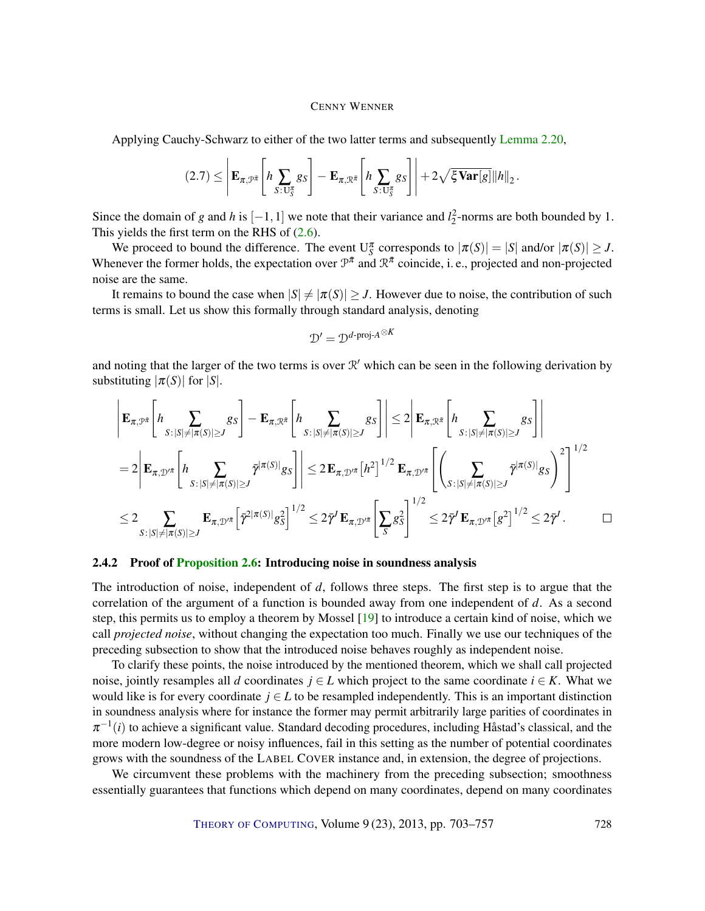Applying Cauchy-Schwarz to either of the two latter terms and subsequently Lemma 2.20,

$$(2.7) \leq \left| \mathbf{E}_{\pi,\mathcal{P}^{\bar{\pi}}}\left[ h \sum_{S:\mathrm{U}_S^{\pi}} g_S \right] - \mathbf{E}_{\pi,\mathcal{R}^{\bar{\pi}}}\left[ h \sum_{S:\mathrm{U}_S^{\pi}} g_S \right] \right| + 2\sqrt{\xi \mathbf{Var}[g]} \|h\|_2 .$$

Since the domain of $g$ and $h$ is $[-1,1]$ we note that their variance and $l_2^2$-norms are both bounded by 1. This yields the first term on the RHS of (2.6).

We proceed to bound the difference. The event $\mathrm{U}_S^{\pi}$ corresponds to $|\pi(S)| = |S|$ and/or $|\pi(S)| \geq J$. Whenever the former holds, the expectation over $\mathcal{P}^{\bar{\pi}}$ and $\mathcal{R}^{\bar{\pi}}$ coincide, i. e., projected and non-projected noise are the same.

It remains to bound the case when $|S| \neq |\pi(S)| \geq J$. However due to noise, the contribution of such terms is small. Let us show this formally through standard analysis, denoting

$$\mathcal{D}' = \mathcal{D}^{d\text{-proj-}A^{\otimes K}}$$

and noting that the larger of the two terms is over $\mathcal{R}'$ which can be seen in the following derivation by substituting $|\pi(S)|$ for $|S|$.

$$\begin{aligned}
&\left| \mathbf{E}_{\pi,\mathcal{P}^{\bar{\pi}}}\left[ h \sum_{S:|S|\neq|\pi(S)|\geq J} g_S \right] - \mathbf{E}_{\pi,\mathcal{R}^{\bar{\pi}}}\left[ h \sum_{S:|S|\neq|\pi(S)|\geq J} g_S \right] \right| \leq 2 \left| \mathbf{E}_{\pi,\mathcal{R}^{\bar{\pi}}}\left[ h \sum_{S:|S|\neq|\pi(S)|\geq J} g_S \right] \right| \\
&= 2 \left| \mathbf{E}_{\pi,\mathcal{D}'^{\pi}}\left[ h \sum_{S:|S|\neq|\pi(S)|\geq J} \bar{\gamma}^{|\pi(S)|} g_S \right] \right| \leq 2\, \mathbf{E}_{\pi,\mathcal{D}'^{\pi}}\left[h^2\right]^{1/2} \mathbf{E}_{\pi,\mathcal{D}'^{\pi}}\left[ \left( \sum_{S:|S|\neq|\pi(S)|\geq J} \bar{\gamma}^{|\pi(S)|} g_S \right)^2 \right]^{1/2} \\
&\leq 2 \sum_{S:|S|\neq|\pi(S)|\geq J} \mathbf{E}_{\pi,\mathcal{D}'^{\pi}}\left[ \bar{\gamma}^{2|\pi(S)|} g_S^2 \right]^{1/2} \leq 2\bar{\gamma}^J\, \mathbf{E}_{\pi,\mathcal{D}'^{\pi}}\left[ \sum_S g_S^2 \right]^{1/2} \leq 2\bar{\gamma}^J\, \mathbf{E}_{\pi,\mathcal{D}'^{\pi}}\left[g^2\right]^{1/2} \leq 2\bar{\gamma}^J . \qquad \square
\end{aligned}$$

### 2.4.2 Proof of Proposition 2.6: Introducing noise in soundness analysis

The introduction of noise, independent of $d$, follows three steps. The first step is to argue that the correlation of the argument of a function is bounded away from one independent of $d$. As a second step, this permits us to employ a theorem by Mossel [19] to introduce a certain kind of noise, which we call *projected noise*, without changing the expectation too much. Finally we use our techniques of the preceding subsection to show that the introduced noise behaves roughly as independent noise.

To clarify these points, the noise introduced by the mentioned theorem, which we shall call projected noise, jointly resamples all $d$ coordinates $j \in L$ which project to the same coordinate $i \in K$. What we would like is for every coordinate $j \in L$ to be resampled independently. This is an important distinction in soundness analysis where for instance the former may permit arbitrarily large parities of coordinates in $\pi^{-1}(i)$ to achieve a significant value. Standard decoding procedures, including Håstad's classical, and the more modern low-degree or noisy influences, fail in this setting as the number of potential coordinates grows with the soundness of the LABEL COVER instance and, in extension, the degree of projections.

We circumvent these problems with the machinery from the preceding subsection; smoothness essentially guarantees that functions which depend on many coordinates, depend on many coordinates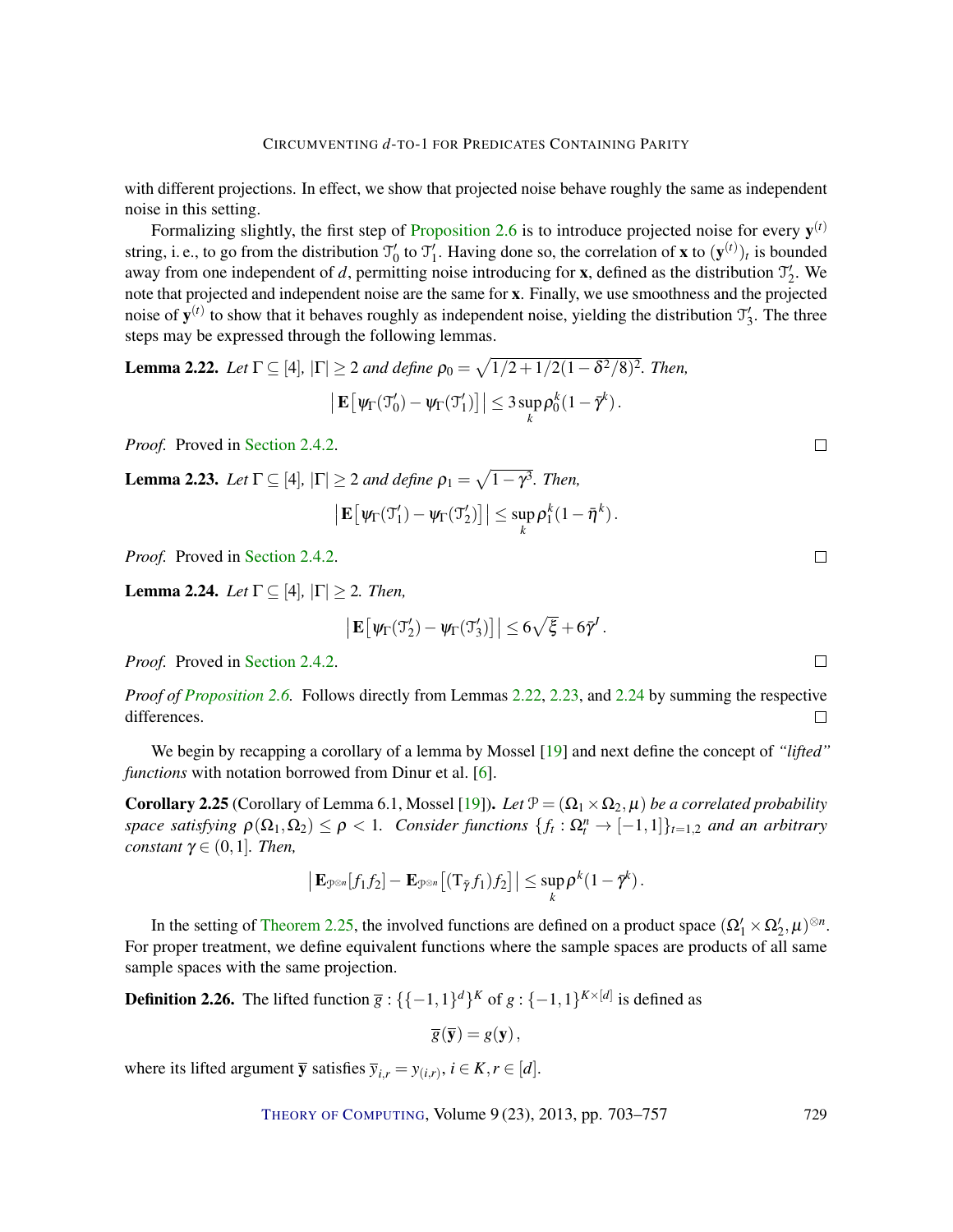with different projections. In effect, we show that projected noise behave roughly the same as independent noise in this setting.

Formalizing slightly, the first step of Proposition 2.6 is to introduce projected noise for every $\mathbf{y}^{(t)}$ string, i. e., to go from the distribution $\mathcal{T}_0'$ to $\mathcal{T}_1'$. Having done so, the correlation of $\mathbf{x}$ to $(\mathbf{y}^{(t)})_t$ is bounded away from one independent of $d$, permitting noise introducing for $\mathbf{x}$, defined as the distribution $\mathcal{T}_2'$. We note that projected and independent noise are the same for $\mathbf{x}$. Finally, we use smoothness and the projected noise of $\mathbf{y}^{(t)}$ to show that it behaves roughly as independent noise, yielding the distribution $\mathcal{T}_3'$. The three steps may be expressed through the following lemmas.

**Lemma 2.22.** *Let $\Gamma \subseteq [4]$, $|\Gamma| \geq 2$ and define $\rho_0 = \sqrt{1/2 + 1/2(1-\delta^2/8)^2}$. Then,*

$$\left|\mathbf{E}\left[\psi_\Gamma(\mathcal{T}_0') - \psi_\Gamma(\mathcal{T}_1')\right]\right| \leq 3 \sup_k \rho_0^k (1-\bar{\gamma}^k)\,.$$

*Proof.* Proved in Section 2.4.2. $\square$

**Lemma 2.23.** *Let $\Gamma \subseteq [4]$, $|\Gamma| \geq 2$ and define $\rho_1 = \sqrt{1-\gamma^3}$. Then,*

$$\left|\mathbf{E}\left[\psi_\Gamma(\mathcal{T}_1') - \psi_\Gamma(\mathcal{T}_2')\right]\right| \leq \sup_k \rho_1^k (1-\bar{\eta}^k)\,.$$

*Proof.* Proved in Section 2.4.2. $\square$

**Lemma 2.24.** *Let $\Gamma \subseteq [4]$, $|\Gamma| \geq 2$. Then,*

$$\left|\mathbf{E}\left[\psi_\Gamma(\mathcal{T}_2') - \psi_\Gamma(\mathcal{T}_3')\right]\right| \leq 6\sqrt{\xi} + 6\bar{\gamma}^J\,.$$

*Proof.* Proved in Section 2.4.2. $\square$

*Proof of Proposition 2.6.* Follows directly from Lemmas 2.22, 2.23, and 2.24 by summing the respective differences. $\square$

We begin by recapping a corollary of a lemma by Mossel [19] and next define the concept of *"lifted" functions* with notation borrowed from Dinur et al. [6].

**Corollary 2.25** (Corollary of Lemma 6.1, Mossel [19])**.** *Let $\mathcal{P} = (\Omega_1 \times \Omega_2, \mu)$ be a correlated probability space satisfying $\rho(\Omega_1, \Omega_2) \leq \rho < 1$. Consider functions $\{f_t : \Omega_t^n \to [-1,1]\}_{t=1,2}$ and an arbitrary constant $\gamma \in (0,1]$. Then,*

$$\left|\mathbf{E}_{\mathcal{P}^{\otimes n}}[f_1 f_2] - \mathbf{E}_{\mathcal{P}^{\otimes n}}\left[(\mathrm{T}_{\bar{\gamma}} f_1) f_2\right]\right| \leq \sup_k \rho^k (1-\bar{\gamma}^k)\,.$$

In the setting of Theorem 2.25, the involved functions are defined on a product space $(\Omega_1' \times \Omega_2', \mu)^{\otimes n}$. For proper treatment, we define equivalent functions where the sample spaces are products of all same sample spaces with the same projection.

**Definition 2.26.** The lifted function $\overline{g} : \{\{-1,1\}^d\}^K$ of $g : \{-1,1\}^{K \times [d]}$ is defined as

$$\overline{g}(\overline{\mathbf{y}}) = g(\mathbf{y})\,,$$

where its lifted argument $\overline{\mathbf{y}}$ satisfies $\overline{y}_{i,r} = y_{(i,r)}$, $i \in K, r \in [d]$.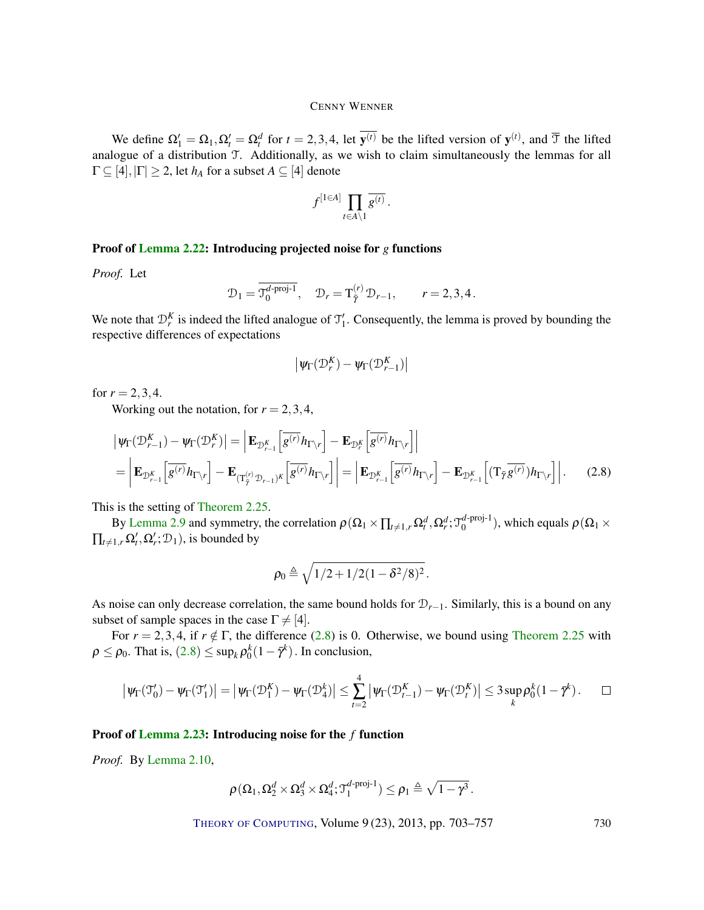We define $\Omega'_1 = \Omega_1, \Omega'_t = \Omega_t^d$ for $t = 2,3,4$, let $\overline{\mathbf{y}^{(t)}}$ be the lifted version of $\mathbf{y}^{(t)}$, and $\overline{\mathcal{T}}$ the lifted analogue of a distribution $\mathcal{T}$. Additionally, as we wish to claim simultaneously the lemmas for all $\Gamma \subseteq [4], |\Gamma| \geq 2$, let $h_A$ for a subset $A \subseteq [4]$ denote

$$f^{[1\in A]} \prod_{t \in A \setminus 1} \overline{g^{(t)}}\,.$$

**Proof of Lemma 2.22: Introducing projected noise for $g$ functions**

*Proof.* Let

$$\mathcal{D}_1 = \overline{\mathcal{T}_0^{d\text{-proj-1}}}, \quad \mathcal{D}_r = \mathrm{T}_{\tilde{\gamma}}^{(r)}\,\mathcal{D}_{r-1}, \qquad r = 2,3,4\,.$$

We note that $\mathcal{D}_r^K$ is indeed the lifted analogue of $\mathcal{T}'_1$. Consequently, the lemma is proved by bounding the respective differences of expectations

$$\left|\psi_\Gamma(\mathcal{D}_r^K) - \psi_\Gamma(\mathcal{D}_{r-1}^K)\right|$$

for $r = 2,3,4$.

Working out the notation, for $r = 2,3,4$,

$$\begin{aligned}
\left|\psi_\Gamma(\mathcal{D}_{r-1}^K) - \psi_\Gamma(\mathcal{D}_r^K)\right| &= \left|\mathbf{E}_{\mathcal{D}_{r-1}^K}\left[\overline{g^{(r)}} h_{\Gamma\setminus r}\right] - \mathbf{E}_{\mathcal{D}_r^K}\left[\overline{g^{(r)}} h_{\Gamma\setminus r}\right]\right| \\
&= \left|\mathbf{E}_{\mathcal{D}_{r-1}^K}\left[\overline{g^{(r)}} h_{\Gamma\setminus r}\right] - \mathbf{E}_{(\mathrm{T}_{\tilde{\gamma}}^{(r)}\mathcal{D}_{r-1})^K}\left[\overline{g^{(r)}} h_{\Gamma\setminus r}\right]\right| = \left|\mathbf{E}_{\mathcal{D}_{r-1}^K}\left[\overline{g^{(r)}} h_{\Gamma\setminus r}\right] - \mathbf{E}_{\mathcal{D}_{r-1}^K}\left[(\mathrm{T}_{\tilde{\gamma}}\overline{g^{(r)}}) h_{\Gamma\setminus r}\right]\right|. \qquad (2.8)
\end{aligned}$$

This is the setting of Theorem 2.25.

By Lemma 2.9 and symmetry, the correlation $\rho(\Omega_1 \times \prod_{t\neq 1,r} \Omega_t^d, \Omega_r^d; \mathcal{T}_0^{d\text{-proj-1}})$, which equals $\rho(\Omega_1 \times \prod_{t\neq 1,r} \Omega'_t, \Omega'_r; \mathcal{D}_1)$, is bounded by

$$\rho_0 \triangleq \sqrt{1/2 + 1/2(1-\delta^2/8)^2}\,.$$

As noise can only decrease correlation, the same bound holds for $\mathcal{D}_{r-1}$. Similarly, this is a bound on any subset of sample spaces in the case $\Gamma \neq [4]$.

For $r = 2,3,4$, if $r \notin \Gamma$, the difference (2.8) is 0. Otherwise, we bound using Theorem 2.25 with $\rho \leq \rho_0$. That is, (2.8) $\leq \sup_k \rho_0^k(1-\tilde{\gamma}^k)$. In conclusion,

$$\left|\psi_\Gamma(\mathcal{T}'_0) - \psi_\Gamma(\mathcal{T}'_1)\right| = \left|\psi_\Gamma(\mathcal{D}_1^K) - \psi_\Gamma(\mathcal{D}_4^k)\right| \leq \sum_{t=2}^{4} \left|\psi_\Gamma(\mathcal{D}_{t-1}^K) - \psi_\Gamma(\mathcal{D}_t^K)\right| \leq 3\sup_k \rho_0^k(1-\tilde{\gamma}^k)\,. \qquad \square$$

**Proof of Lemma 2.23: Introducing noise for the $f$ function**

*Proof.* By Lemma 2.10,

$$\rho(\Omega_1, \Omega_2^d \times \Omega_3^d \times \Omega_4^d; \mathcal{T}_1^{d\text{-proj-1}}) \leq \rho_1 \triangleq \sqrt{1-\gamma^3}\,.$$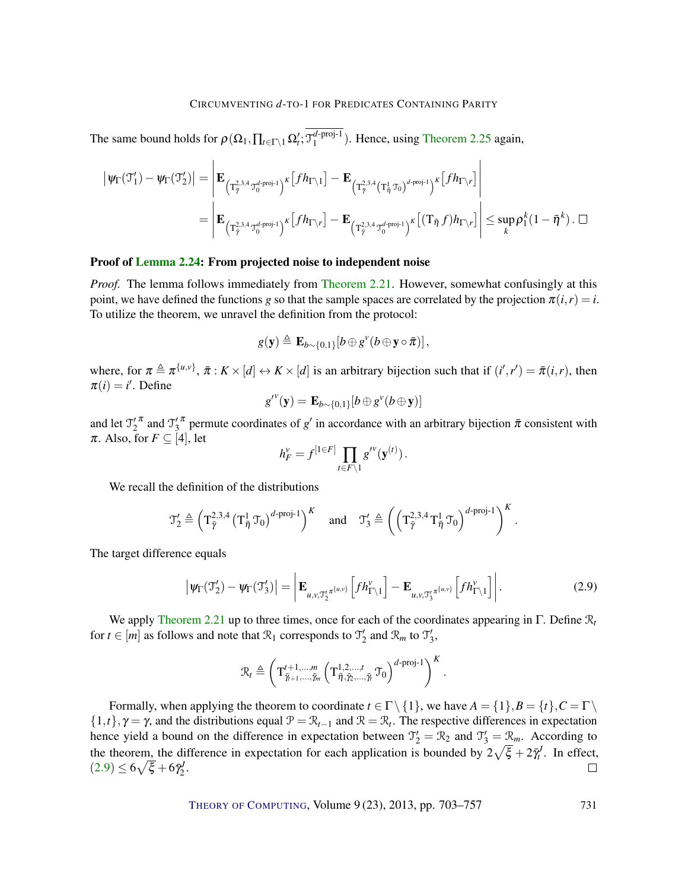The same bound holds for $\rho(\Omega_1, \prod_{t\in\Gamma\setminus 1}\Omega_t'; \overline{\mathcal{T}_1^{d\text{-proj-1}}})$. Hence, using Theorem 2.25 again,

$$
\begin{aligned}
\left|\psi_\Gamma(\mathcal{T}_1') - \psi_\Gamma(\mathcal{T}_2')\right| &= \left|\mathbf{E}_{\left(\mathrm{T}_{\bar{\gamma}}^{2,3,4}\mathcal{T}_0^{d\text{-proj-1}}\right)^K}\left[fh_{\Gamma\setminus 1}\right] - \mathbf{E}_{\left(\mathrm{T}_{\bar{\gamma}}^{2,3,4}\left(\mathrm{T}_{\bar{\eta}}^1\mathcal{T}_0\right)^{d\text{-proj-1}}\right)^K}\left[fh_{\Gamma\setminus r}\right]\right| \\
&= \left|\mathbf{E}_{\left(\mathrm{T}_{\bar{\gamma}}^{2,3,4}\mathcal{T}_0^{d\text{-proj-1}}\right)^K}\left[fh_{\Gamma\setminus r}\right] - \mathbf{E}_{\left(\mathrm{T}_{\bar{\gamma}}^{2,3,4}\mathcal{T}_0^{d\text{-proj-1}}\right)^K}\left[(\mathrm{T}_{\bar{\eta}}f)h_{\Gamma\setminus r}\right]\right| \le \sup_k \rho_1^k(1-\bar{\eta}^k)\,. \qquad \square
\end{aligned}
$$

**Proof of Lemma 2.24: From projected noise to independent noise**

*Proof.* The lemma follows immediately from Theorem 2.21. However, somewhat confusingly at this point, we have defined the functions $g$ so that the sample spaces are correlated by the projection $\pi(i,r) = i$. To utilize the theorem, we unravel the definition from the protocol:

$$g(\mathbf{y}) \triangleq \mathbf{E}_{b\sim\{0,1\}}[b \oplus g^v(b \oplus \mathbf{y}\circ\bar{\pi})]\,,$$

where, for $\pi \triangleq \pi^{\{u,v\}}$, $\bar{\pi} : K\times[d] \leftrightarrow K\times[d]$ is an arbitrary bijection such that if $(i',r') = \bar{\pi}(i,r)$, then $\pi(i) = i'$. Define

$$g'^v(\mathbf{y}) = \mathbf{E}_{b\sim\{0,1\}}[b\oplus g^v(b\oplus\mathbf{y})]$$

and let $\mathcal{T}_2'^{\pi}$ and $\mathcal{T}_3'^{\pi}$ permute coordinates of $g'$ in accordance with an arbitrary bijection $\bar{\pi}$ consistent with $\pi$. Also, for $F\subseteq[4]$, let

$$h_F^v = f^{[1\in F]}\prod_{t\in F\setminus 1} g'^v(\mathbf{y}^{(t)})\,.$$

We recall the definition of the distributions

$$\mathcal{T}_2' \triangleq \left(\mathrm{T}_{\bar{\gamma}}^{2,3,4}\left(\mathrm{T}_{\bar{\eta}}^1\mathcal{T}_0\right)^{d\text{-proj-1}}\right)^K \quad \text{and} \quad \mathcal{T}_3' \triangleq \left(\left(\mathrm{T}_{\bar{\gamma}}^{2,3,4}\mathrm{T}_{\bar{\eta}}^1\mathcal{T}_0\right)^{d\text{-proj-1}}\right)^K.$$

The target difference equals

$$\left|\psi_\Gamma(\mathcal{T}_2') - \psi_\Gamma(\mathcal{T}_3')\right| = \left|\mathbf{E}_{u,v,\mathcal{T}_2'^{\pi^{\{u,v\}}}}\left[fh_{\Gamma\setminus 1}^v\right] - \mathbf{E}_{u,v,\mathcal{T}_3'^{\pi^{\{u,v\}}}}\left[fh_{\Gamma\setminus 1}^v\right]\right|. \tag{2.9}$$

We apply Theorem 2.21 up to three times, once for each of the coordinates appearing in $\Gamma$. Define $\mathcal{R}_t$ for $t\in[m]$ as follows and note that $\mathcal{R}_1$ corresponds to $\mathcal{T}_2'$ and $\mathcal{R}_m$ to $\mathcal{T}_3'$,

$$\mathcal{R}_t \triangleq \left(\mathrm{T}_{\bar{\gamma}_{t+1},\dots,\bar{\gamma}_m}^{t+1,\dots,m}\left(\mathrm{T}_{\bar{\eta},\bar{\gamma}_2,\dots,\bar{\gamma}_t}^{1,2,\dots,t}\mathcal{T}_0\right)^{d\text{-proj-1}}\right)^K.$$

Formally, when applying the theorem to coordinate $t\in\Gamma\setminus\{1\}$, we have $A=\{1\}, B=\{t\}, C=\Gamma\setminus\{1,t\}, \gamma=\gamma$, and the distributions equal $\mathcal{P}=\mathcal{R}_{t-1}$ and $\mathcal{R}=\mathcal{R}_t$. The respective differences in expectation hence yield a bound on the difference in expectation between $\mathcal{T}_2'=\mathcal{R}_2$ and $\mathcal{T}_3'=\mathcal{R}_m$. According to the theorem, the difference in expectation for each application is bounded by $2\sqrt{\xi}+2\bar{\gamma}_t^J$. In effect, (2.9) $\le 6\sqrt{\xi}+6\bar{\gamma}_2^J$. $\square$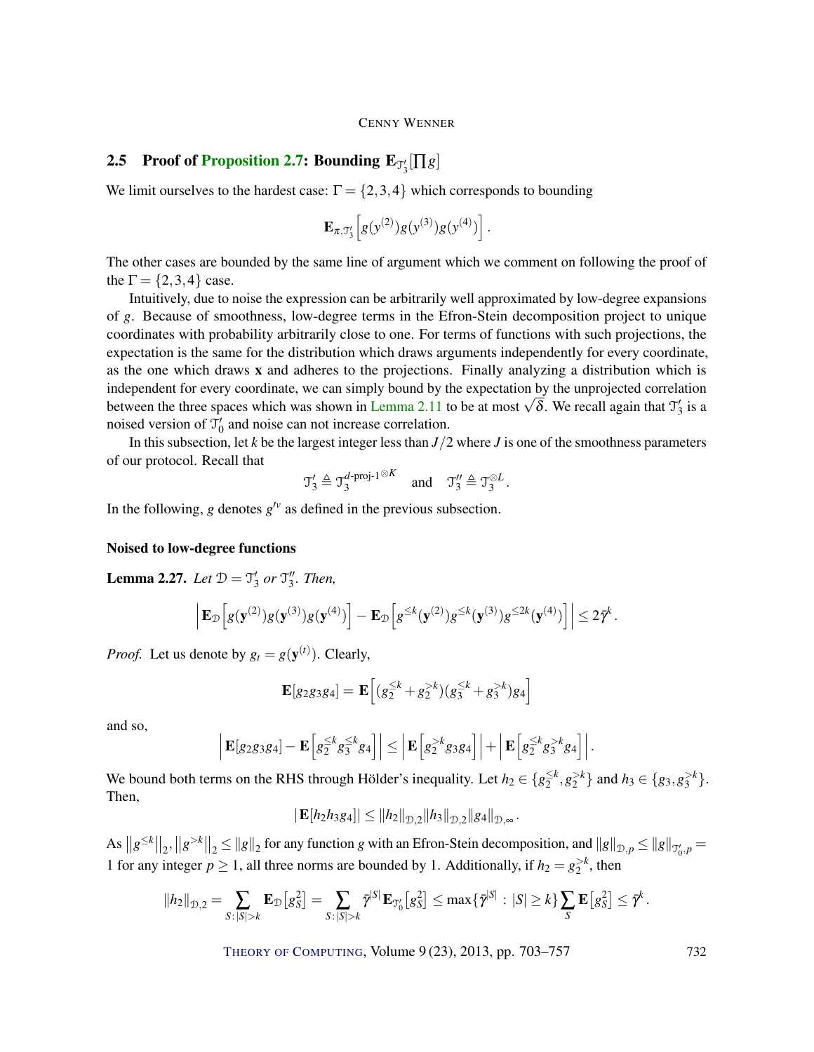### 2.5 Proof of Proposition 2.7: Bounding $\mathbf{E}_{\mathcal{T}_3'}[\prod g]$

We limit ourselves to the hardest case: $\Gamma = \{2,3,4\}$ which corresponds to bounding

$$\mathbf{E}_{\pi,\mathcal{T}_3'}\left[g(y^{(2)})g(y^{(3)})g(y^{(4)})\right].$$

The other cases are bounded by the same line of argument which we comment on following the proof of the $\Gamma = \{2,3,4\}$ case.

Intuitively, due to noise the expression can be arbitrarily well approximated by low-degree expansions of $g$. Because of smoothness, low-degree terms in the Efron-Stein decomposition project to unique coordinates with probability arbitrarily close to one. For terms of functions with such projections, the expectation is the same for the distribution which draws arguments independently for every coordinate, as the one which draws $\mathbf{x}$ and adheres to the projections. Finally analyzing a distribution which is independent for every coordinate, we can simply bound by the expectation by the unprojected correlation between the three spaces which was shown in Lemma 2.11 to be at most $\sqrt{\delta}$. We recall again that $\mathcal{T}_3'$ is a noised version of $\mathcal{T}_0'$ and noise can not increase correlation.

In this subsection, let $k$ be the largest integer less than $J/2$ where $J$ is one of the smoothness parameters of our protocol. Recall that

$$\mathcal{T}_3' \triangleq \mathcal{T}_3^{d\text{-proj-}1^{\otimes K}} \quad \text{and} \quad \mathcal{T}_3'' \triangleq \mathcal{T}_3^{\otimes L}.$$

In the following, $g$ denotes $g'^{v}$ as defined in the previous subsection.

#### Noised to low-degree functions

**Lemma 2.27.** *Let $\mathcal{D} = \mathcal{T}_3'$ or $\mathcal{T}_3''$. Then,*

$$\left|\mathbf{E}_{\mathcal{D}}\left[g(\mathbf{y}^{(2)})g(\mathbf{y}^{(3)})g(\mathbf{y}^{(4)})\right] - \mathbf{E}_{\mathcal{D}}\left[g^{\le k}(\mathbf{y}^{(2)})g^{\le k}(\mathbf{y}^{(3)})g^{\le 2k}(\mathbf{y}^{(4)})\right]\right| \le 2\bar{\gamma}^k.$$

*Proof.* Let us denote by $g_t = g(\mathbf{y}^{(t)})$. Clearly,

$$\mathbf{E}[g_2g_3g_4] = \mathbf{E}\left[(g_2^{\le k} + g_2^{>k})(g_3^{\le k} + g_3^{>k})g_4\right]$$

and so,

$$\left|\mathbf{E}[g_2g_3g_4] - \mathbf{E}\left[g_2^{\le k}g_3^{\le k}g_4\right]\right| \le \left|\mathbf{E}\left[g_2^{>k}g_3g_4\right]\right| + \left|\mathbf{E}\left[g_2^{\le k}g_3^{>k}g_4\right]\right|.$$

We bound both terms on the RHS through Hölder's inequality. Let $h_2 \in \{g_2^{\le k}, g_2^{>k}\}$ and $h_3 \in \{g_3, g_3^{>k}\}$. Then,

$$|\mathbf{E}[h_2h_3g_4]| \le \|h_2\|_{\mathcal{D},2}\|h_3\|_{\mathcal{D},2}\|g_4\|_{\mathcal{D},\infty}.$$

As $\left\|g^{\le k}\right\|_2, \left\|g^{>k}\right\|_2 \le \|g\|_2$ for any function $g$ with an Efron-Stein decomposition, and $\|g\|_{\mathcal{D},p} \le \|g\|_{\mathcal{T}_0',p} = 1$ for any integer $p \ge 1$, all three norms are bounded by 1. Additionally, if $h_2 = g_2^{>k}$, then

$$\|h_2\|_{\mathcal{D},2} = \sum_{S:|S|>k}\mathbf{E}_{\mathcal{D}}\left[g_S^2\right] = \sum_{S:|S|>k}\bar{\gamma}^{|S|}\mathbf{E}_{\mathcal{T}_0'}\left[g_S^2\right] \le \max\{\bar{\gamma}^{|S|} : |S| \ge k\}\sum_S\mathbf{E}\left[g_S^2\right] \le \bar{\gamma}^k.$$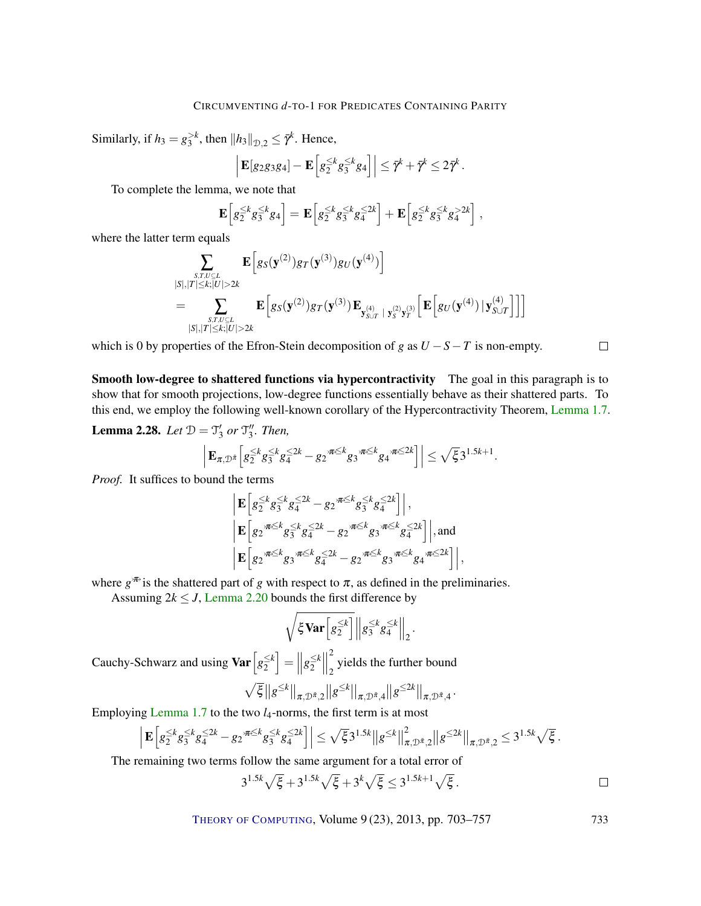Similarly, if $h_3 = g_3^{>k}$, then $\|h_3\|_{\mathcal{D},2} \le \bar{\gamma}^k$. Hence,

$$\left| \mathbf{E}[g_2 g_3 g_4] - \mathbf{E}\left[g_2^{\le k} g_3^{\le k} g_4\right] \right| \le \bar{\gamma}^k + \bar{\gamma}^k \le 2\bar{\gamma}^k .$$

To complete the lemma, we note that

$$\mathbf{E}\left[g_2^{\le k} g_3^{\le k} g_4\right] = \mathbf{E}\left[g_2^{\le k} g_3^{\le k} g_4^{\le 2k}\right] + \mathbf{E}\left[g_2^{\le k} g_3^{\le k} g_4^{> 2k}\right],$$

where the latter term equals

$$\sum_{\substack{S,T,U \subseteq L \\ |S|,|T| \le k; |U| > 2k}} \mathbf{E}\left[g_S(\mathbf{y}^{(2)}) g_T(\mathbf{y}^{(3)}) g_U(\mathbf{y}^{(4)})\right]$$

$$= \sum_{\substack{S,T,U \subseteq L \\ |S|,|T| \le k; |U| > 2k}} \mathbf{E}\left[g_S(\mathbf{y}^{(2)}) g_T(\mathbf{y}^{(3)}) \mathbf{E}_{\mathbf{y}^{(4)}_{S \cup T} \mid \mathbf{y}^{(2)}_S \mathbf{y}^{(3)}_T}\left[\mathbf{E}\left[g_U(\mathbf{y}^{(4)}) \mid \mathbf{y}^{(4)}_{S \cup T}\right]\right]\right]$$

which is 0 by properties of the Efron-Stein decomposition of $g$ as $U - S - T$ is non-empty. □

**Smooth low-degree to shattered functions via hypercontractivity** The goal in this paragraph is to show that for smooth projections, low-degree functions essentially behave as their shattered parts. To this end, we employ the following well-known corollary of the Hypercontractivity Theorem, Lemma 1.7.

**Lemma 2.28.** *Let $\mathcal{D} = \mathcal{T}_3'$ or $\mathcal{T}_3''$. Then,*

$$\left| \mathbf{E}_{\pi, \mathcal{D}^{\bar{\pi}}}\left[g_2^{\le k} g_3^{\le k} g_4^{\le 2k} - g_2{}^{\not\pi \le k} g_3{}^{\not\pi \le k} g_4{}^{\not\pi \le 2k}\right] \right| \le \sqrt{\xi}\, 3^{1.5k+1}.$$

*Proof.* It suffices to bound the terms

$$\left| \mathbf{E}\left[g_2^{\le k} g_3^{\le k} g_4^{\le 2k} - g_2{}^{\not\pi \le k} g_3^{\le k} g_4^{\le 2k}\right] \right|,$$

$$\left| \mathbf{E}\left[g_2{}^{\not\pi \le k} g_3^{\le k} g_4^{\le 2k} - g_2{}^{\not\pi \le k} g_3{}^{\not\pi \le k} g_4^{\le 2k}\right] \right|, \text{and}$$

$$\left| \mathbf{E}\left[g_2{}^{\not\pi \le k} g_3{}^{\not\pi \le k} g_4^{\le 2k} - g_2{}^{\not\pi \le k} g_3{}^{\not\pi \le k} g_4{}^{\not\pi \le 2k}\right] \right|,$$

where $g^{\not\pi}$ is the shattered part of $g$ with respect to $\pi$, as defined in the preliminaries.

Assuming $2k \le J$, Lemma 2.20 bounds the first difference by

$$\sqrt{\xi \mathbf{Var}\left[g_2^{\le k}\right]} \left\| g_3^{\le k} g_4^{\le k} \right\|_2 .$$

Cauchy-Schwarz and using $\mathbf{Var}\left[g_2^{\le k}\right] = \left\| g_2^{\le k} \right\|_2^2$ yields the further bound

$$\sqrt{\xi} \|g^{\le k}\|_{\pi, \mathcal{D}^{\bar{\pi}}, 2} \|g^{\le k}\|_{\pi, \mathcal{D}^{\bar{\pi}}, 4} \|g^{\le 2k}\|_{\pi, \mathcal{D}^{\bar{\pi}}, 4} .$$

Employing Lemma 1.7 to the two $l_4$-norms, the first term is at most

$$\left| \mathbf{E}\left[g_2^{\le k} g_3^{\le k} g_4^{\le 2k} - g_2{}^{\not\pi \le k} g_3^{\le k} g_4^{\le 2k}\right] \right| \le \sqrt{\xi} 3^{1.5k} \|g^{\le k}\|_{\pi, \mathcal{D}^{\bar{\pi}}, 2}^2 \|g^{\le 2k}\|_{\pi, \mathcal{D}^{\bar{\pi}}, 2} \le 3^{1.5k} \sqrt{\xi} .$$

The remaining two terms follow the same argument for a total error of

$$3^{1.5k} \sqrt{\xi} + 3^{1.5k} \sqrt{\xi} + 3^k \sqrt{\xi} \le 3^{1.5k+1} \sqrt{\xi} .$$

□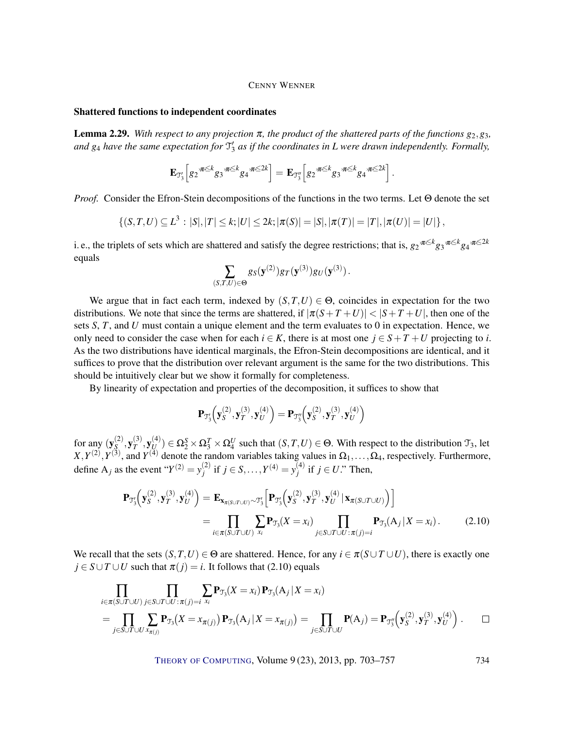### Shattered functions to independent coordinates

**Lemma 2.29.** *With respect to any projection $\pi$, the product of the shattered parts of the functions $g_2, g_3$, and $g_4$ have the same expectation for $\mathcal{T}_3'$ as if the coordinates in $L$ were drawn independently. Formally,*

$$\mathbf{E}_{\mathcal{T}_3'}\Big[g_2^{\not\pi \le k} g_3^{\not\pi \le k} g_4^{\not\pi \le 2k}\Big] = \mathbf{E}_{\mathcal{T}_3''}\Big[g_2^{\not\pi \le k} g_3^{\not\pi \le k} g_4^{\not\pi \le 2k}\Big]\,.$$

*Proof.* Consider the Efron-Stein decompositions of the functions in the two terms. Let $\Theta$ denote the set

$$\{(S,T,U) \subseteq L^3 \,:\, |S|,|T| \le k; |U| \le 2k; |\pi(S)| = |S|, |\pi(T)| = |T|, |\pi(U)| = |U|\}\,,$$

i. e., the triplets of sets which are shattered and satisfy the degree restrictions; that is, $g_2^{\not\pi \le k} g_3^{\not\pi \le k} g_4^{\not\pi \le 2k}$ equals

$$\sum_{(S,T,U)\in\Theta} g_S(\mathbf{y}^{(2)}) g_T(\mathbf{y}^{(3)}) g_U(\mathbf{y}^{(3)})\,.$$

We argue that in fact each term, indexed by $(S,T,U) \in \Theta$, coincides in expectation for the two distributions. We note that since the terms are shattered, if $|\pi(S+T+U)| < |S+T+U|$, then one of the sets $S$, $T$, and $U$ must contain a unique element and the term evaluates to 0 in expectation. Hence, we only need to consider the case when for each $i \in K$, there is at most one $j \in S+T+U$ projecting to $i$. As the two distributions have identical marginals, the Efron-Stein decompositions are identical, and it suffices to prove that the distribution over relevant argument is the same for the two distributions. This should be intuitively clear but we show it formally for completeness.

By linearity of expectation and properties of the decomposition, it suffices to show that

$$\mathbf{P}_{\mathcal{T}_3'}\Big(\mathbf{y}_S^{(2)}, \mathbf{y}_T^{(3)}, \mathbf{y}_U^{(4)}\Big) = \mathbf{P}_{\mathcal{T}_3''}\Big(\mathbf{y}_S^{(2)}, \mathbf{y}_T^{(3)}, \mathbf{y}_U^{(4)}\Big)$$

for any $(\mathbf{y}_S^{(2)}, \mathbf{y}_T^{(3)}, \mathbf{y}_U^{(4)}) \in \Omega_2^S \times \Omega_3^T \times \Omega_4^U$ such that $(S,T,U) \in \Theta$. With respect to the distribution $\mathcal{T}_3$, let $X, Y^{(2)}, Y^{(3)}$, and $Y^{(4)}$ denote the random variables taking values in $\Omega_1, \ldots, \Omega_4$, respectively. Furthermore, define $\mathrm{A}_j$ as the event "$Y^{(2)} = y_j^{(2)}$ if $j \in S, \ldots, Y^{(4)} = y_j^{(4)}$ if $j \in U$." Then,

$$\begin{aligned}
\mathbf{P}_{\mathcal{T}_3'}\Big(\mathbf{y}_S^{(2)}, \mathbf{y}_T^{(3)}, \mathbf{y}_U^{(4)}\Big) &= \mathbf{E}_{\mathbf{x}_{\pi(S\cup T\cup U)}\sim\mathcal{T}_3'}\Big[\mathbf{P}_{\mathcal{T}_3'}\Big(\mathbf{y}_S^{(2)}, \mathbf{y}_T^{(3)}, \mathbf{y}_U^{(4)} \,|\, \mathbf{x}_{\pi(S\cup T\cup U)}\Big)\Big] \\
&= \prod_{i\in\pi(S\cup T\cup U)} \sum_{x_i} \mathbf{P}_{\mathcal{T}_3}(X = x_i) \prod_{j\in S\cup T\cup U\,:\,\pi(j)=i} \mathbf{P}_{\mathcal{T}_3}(\mathrm{A}_j \,|\, X = x_i)\,. \qquad (2.10)
\end{aligned}$$

We recall that the sets $(S,T,U) \in \Theta$ are shattered. Hence, for any $i \in \pi(S\cup T\cup U)$, there is exactly one $j \in S\cup T\cup U$ such that $\pi(j) = i$. It follows that (2.10) equals

$$\begin{aligned}
&\prod_{i\in\pi(S\cup T\cup U)} \prod_{j\in S\cup T\cup U\,:\,\pi(j)=i} \sum_{x_i} \mathbf{P}_{\mathcal{T}_3}(X = x_i)\,\mathbf{P}_{\mathcal{T}_3}(\mathrm{A}_j \,|\, X = x_i) \\
&= \prod_{j\in S\cup T\cup U} \sum_{x_{\pi(j)}} \mathbf{P}_{\mathcal{T}_3}\big(X = x_{\pi(j)}\big)\,\mathbf{P}_{\mathcal{T}_3}\big(\mathrm{A}_j \,|\, X = x_{\pi(j)}\big) = \prod_{j\in S\cup T\cup U} \mathbf{P}(\mathrm{A}_j) = \mathbf{P}_{\mathcal{T}_3''}\Big(\mathbf{y}_S^{(2)}, \mathbf{y}_T^{(3)}, \mathbf{y}_U^{(4)}\Big)\,. \qquad \square
\end{aligned}$$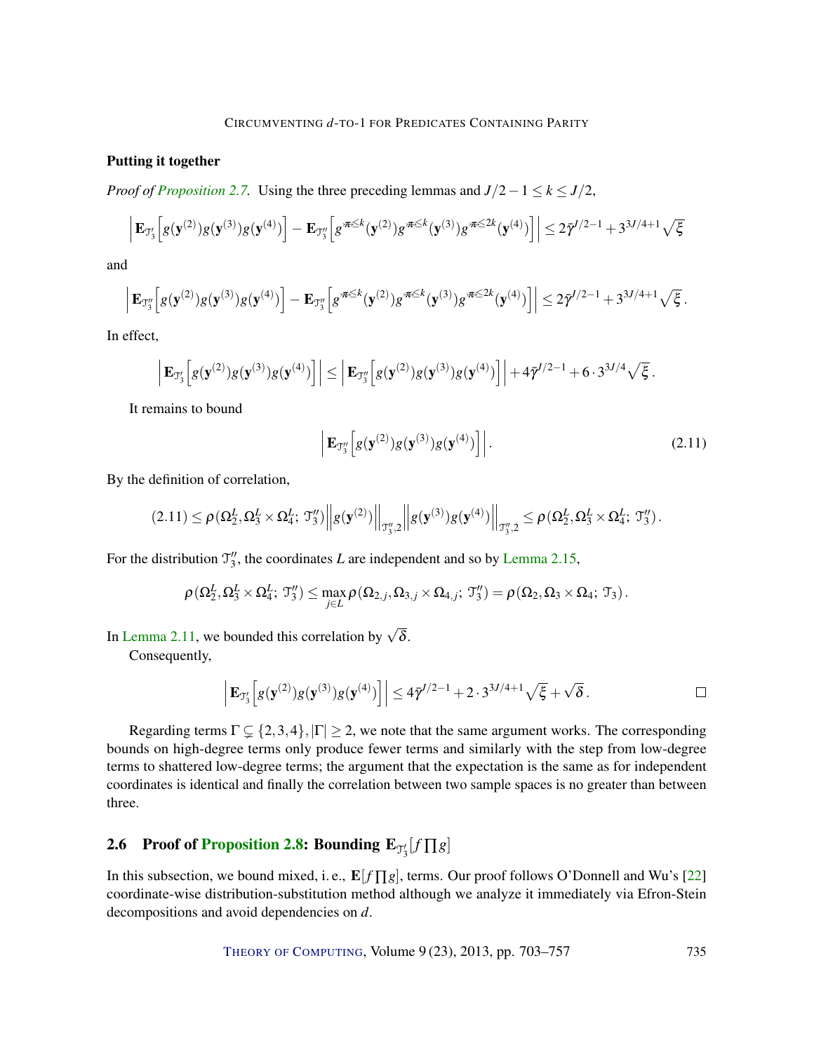### Putting it together

*Proof of Proposition 2.7.* Using the three preceding lemmas and $J/2-1 \le k \le J/2$,

$$\left| \mathbf{E}_{\mathcal{T}_3'}\Big[g(\mathbf{y}^{(2)})g(\mathbf{y}^{(3)})g(\mathbf{y}^{(4)})\Big] - \mathbf{E}_{\mathcal{T}_3''}\Big[g^{\not\pi\le k}(\mathbf{y}^{(2)})g^{\not\pi\le k}(\mathbf{y}^{(3)})g^{\not\pi\le 2k}(\mathbf{y}^{(4)})\Big] \right| \le 2\bar{\gamma}^{J/2-1} + 3^{3J/4+1}\sqrt{\xi}$$

and

$$\left| \mathbf{E}_{\mathcal{T}_3''}\Big[g(\mathbf{y}^{(2)})g(\mathbf{y}^{(3)})g(\mathbf{y}^{(4)})\Big] - \mathbf{E}_{\mathcal{T}_3''}\Big[g^{\not\pi\le k}(\mathbf{y}^{(2)})g^{\not\pi\le k}(\mathbf{y}^{(3)})g^{\not\pi\le 2k}(\mathbf{y}^{(4)})\Big] \right| \le 2\bar{\gamma}^{J/2-1} + 3^{3J/4+1}\sqrt{\xi}\,.$$

In effect,

$$\left| \mathbf{E}_{\mathcal{T}_3'}\Big[g(\mathbf{y}^{(2)})g(\mathbf{y}^{(3)})g(\mathbf{y}^{(4)})\Big] \right| \le \left| \mathbf{E}_{\mathcal{T}_3''}\Big[g(\mathbf{y}^{(2)})g(\mathbf{y}^{(3)})g(\mathbf{y}^{(4)})\Big] \right| + 4\bar{\gamma}^{J/2-1} + 6\cdot 3^{3J/4}\sqrt{\xi}\,.$$

It remains to bound

$$\left| \mathbf{E}_{\mathcal{T}_3''}\Big[g(\mathbf{y}^{(2)})g(\mathbf{y}^{(3)})g(\mathbf{y}^{(4)})\Big] \right|. \tag{2.11}$$

By the definition of correlation,

$$(2.11) \le \rho(\Omega_2^L, \Omega_3^L \times \Omega_4^L;\, \mathcal{T}_3'') \left\| g(\mathbf{y}^{(2)}) \right\|_{\mathcal{T}_3'',2} \left\| g(\mathbf{y}^{(3)})g(\mathbf{y}^{(4)}) \right\|_{\mathcal{T}_3'',2} \le \rho(\Omega_2^L, \Omega_3^L \times \Omega_4^L;\, \mathcal{T}_3'')\,.$$

For the distribution $\mathcal{T}_3''$, the coordinates $L$ are independent and so by Lemma 2.15,

$$\rho(\Omega_2^L, \Omega_3^L \times \Omega_4^L;\, \mathcal{T}_3'') \le \max_{j\in L} \rho(\Omega_{2,j}, \Omega_{3,j} \times \Omega_{4,j};\, \mathcal{T}_3'') = \rho(\Omega_2, \Omega_3 \times \Omega_4;\, \mathcal{T}_3)\,.$$

In Lemma 2.11, we bounded this correlation by $\sqrt{\delta}$.

Consequently,

$$\left| \mathbf{E}_{\mathcal{T}_3'}\Big[g(\mathbf{y}^{(2)})g(\mathbf{y}^{(3)})g(\mathbf{y}^{(4)})\Big] \right| \le 4\bar{\gamma}^{J/2-1} + 2\cdot 3^{3J/4+1}\sqrt{\xi} + \sqrt{\delta}\,. \qquad \square$$

Regarding terms $\Gamma \subsetneq \{2,3,4\}, |\Gamma| \ge 2$, we note that the same argument works. The corresponding bounds on high-degree terms only produce fewer terms and similarly with the step from low-degree terms to shattered low-degree terms; the argument that the expectation is the same as for independent coordinates is identical and finally the correlation between two sample spaces is no greater than between three.

## 2.6 Proof of Proposition 2.8: Bounding $\mathbf{E}_{\mathcal{T}_3'}[f\prod g]$

In this subsection, we bound mixed, i. e., $\mathbf{E}[f\prod g]$, terms. Our proof follows O'Donnell and Wu's [22] coordinate-wise distribution-substitution method although we analyze it immediately via Efron-Stein decompositions and avoid dependencies on $d$.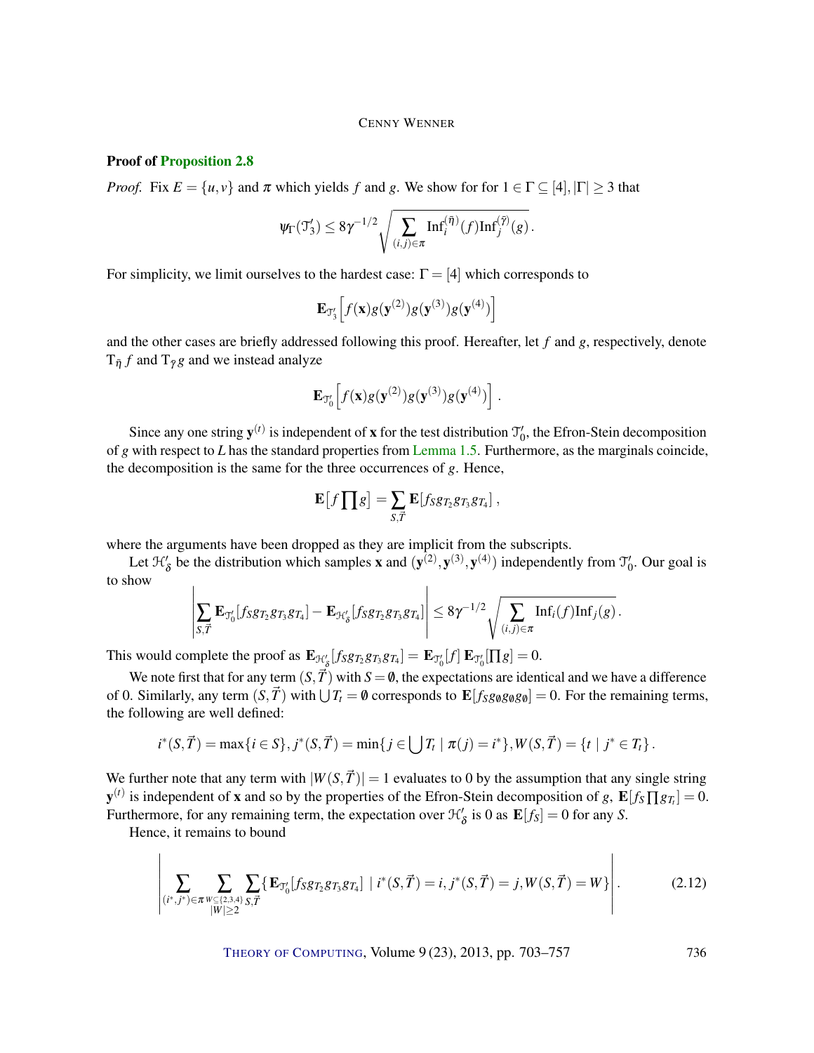**Proof of Proposition 2.8**

*Proof.* Fix $E = \{u, v\}$ and $\pi$ which yields $f$ and $g$. We show for for $1 \in \Gamma \subseteq [4], |\Gamma| \geq 3$ that

$$\psi_\Gamma(\mathcal{T}'_3) \leq 8\gamma^{-1/2} \sqrt{\sum_{(i,j)\in\pi} \mathrm{Inf}_i^{(\bar{\eta})}(f)\mathrm{Inf}_j^{(\bar{\gamma})}(g)}\,.$$

For simplicity, we limit ourselves to the hardest case: $\Gamma = [4]$ which corresponds to

$$\mathbf{E}_{\mathcal{T}'_3}\Big[f(\mathbf{x})g(\mathbf{y}^{(2)})g(\mathbf{y}^{(3)})g(\mathbf{y}^{(4)})\Big]$$

and the other cases are briefly addressed following this proof. Hereafter, let $f$ and $g$, respectively, denote $\mathrm{T}_{\bar{\eta}}\, f$ and $\mathrm{T}_{\bar{\gamma}}\, g$ and we instead analyze

$$\mathbf{E}_{\mathcal{T}'_0}\Big[f(\mathbf{x})g(\mathbf{y}^{(2)})g(\mathbf{y}^{(3)})g(\mathbf{y}^{(4)})\Big]\,.$$

Since any one string $\mathbf{y}^{(t)}$ is independent of $\mathbf{x}$ for the test distribution $\mathcal{T}'_0$, the Efron-Stein decomposition of $g$ with respect to $L$ has the standard properties from Lemma 1.5. Furthermore, as the marginals coincide, the decomposition is the same for the three occurrences of $g$. Hence,

$$\mathbf{E}\big[f\prod g\big] = \sum_{S,\vec{T}} \mathbf{E}[f_S g_{T_2} g_{T_3} g_{T_4}]\,,$$

where the arguments have been dropped as they are implicit from the subscripts.

Let $\mathcal{H}'_\delta$ be the distribution which samples $\mathbf{x}$ and $(\mathbf{y}^{(2)}, \mathbf{y}^{(3)}, \mathbf{y}^{(4)})$ independently from $\mathcal{T}'_0$. Our goal is to show

$$\left|\sum_{S,\vec{T}} \mathbf{E}_{\mathcal{T}'_0}[f_S g_{T_2} g_{T_3} g_{T_4}] - \mathbf{E}_{\mathcal{H}'_\delta}[f_S g_{T_2} g_{T_3} g_{T_4}]\right| \leq 8\gamma^{-1/2}\sqrt{\sum_{(i,j)\in\pi} \mathrm{Inf}_i(f)\mathrm{Inf}_j(g)}\,.$$

This would complete the proof as $\mathbf{E}_{\mathcal{H}'_\delta}[f_S g_{T_2} g_{T_3} g_{T_4}] = \mathbf{E}_{\mathcal{T}'_0}[f]\,\mathbf{E}_{\mathcal{T}'_0}[\prod g] = 0$.

We note first that for any term $(S, \vec{T})$ with $S = \emptyset$, the expectations are identical and we have a difference of 0. Similarly, any term $(S, \vec{T})$ with $\bigcup T_t = \emptyset$ corresponds to $\mathbf{E}[f_S g_\emptyset g_\emptyset g_\emptyset] = 0$. For the remaining terms, the following are well defined:

$$i^*(S, \vec{T}) = \max\{i \in S\},\, j^*(S, \vec{T}) = \min\{j \in \bigcup T_t \mid \pi(j) = i^*\},\, W(S, \vec{T}) = \{t \mid j^* \in T_t\}\,.$$

We further note that any term with $|W(S, \vec{T})| = 1$ evaluates to 0 by the assumption that any single string $\mathbf{y}^{(t)}$ is independent of $\mathbf{x}$ and so by the properties of the Efron-Stein decomposition of $g$, $\mathbf{E}[f_S \prod g_{T_t}] = 0$. Furthermore, for any remaining term, the expectation over $\mathcal{H}'_\delta$ is 0 as $\mathbf{E}[f_S] = 0$ for any $S$.

Hence, it remains to bound

$$\left|\sum_{(i^*,j^*)\in\pi}\ \sum_{\substack{W\subseteq\{2,3,4\}\\ |W|\geq 2}}\ \sum_{S,\vec{T}} \{\mathbf{E}_{\mathcal{T}'_0}[f_S g_{T_2} g_{T_3} g_{T_4}] \mid i^*(S,\vec{T}) = i, j^*(S,\vec{T}) = j, W(S,\vec{T}) = W\}\right|. \tag{2.12}$$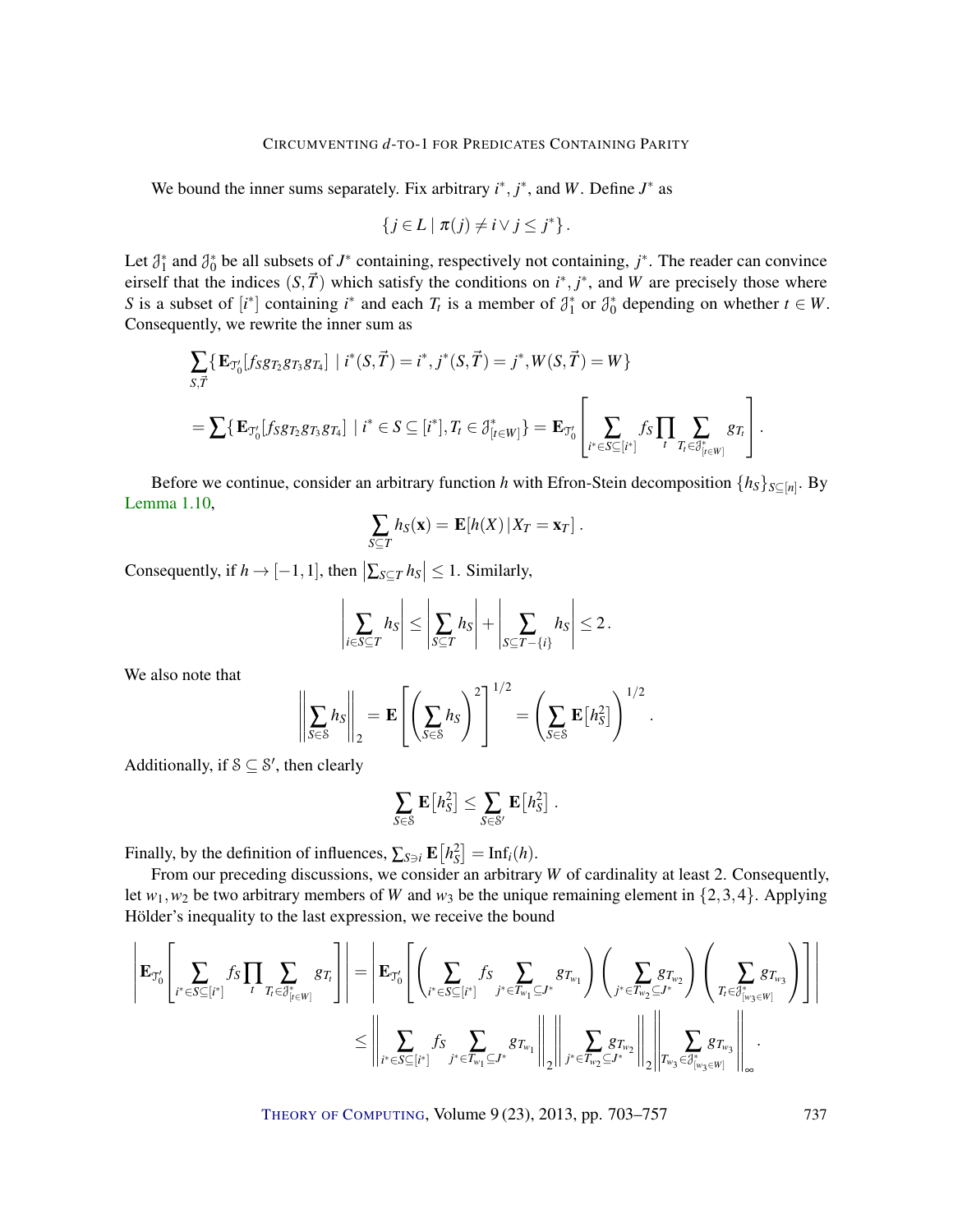We bound the inner sums separately. Fix arbitrary $i^*$, $j^*$, and $W$. Define $J^*$ as

$$\{j \in L \mid \pi(j) \neq i \vee j \leq j^*\}.$$

Let $\mathcal{J}_1^*$ and $\mathcal{J}_0^*$ be all subsets of $J^*$ containing, respectively not containing, $j^*$. The reader can convince eirself that the indices $(S, \vec{T})$ which satisfy the conditions on $i^*, j^*$, and $W$ are precisely those where $S$ is a subset of $[i^*]$ containing $i^*$ and each $T_t$ is a member of $\mathcal{J}_1^*$ or $\mathcal{J}_0^*$ depending on whether $t \in W$. Consequently, we rewrite the inner sum as

$$\sum_{S,\vec{T}} \{ \mathbf{E}_{\mathcal{T}_0'}[f_S g_{T_2} g_{T_3} g_{T_4}] \mid i^*(S,\vec{T}) = i^*, j^*(S,\vec{T}) = j^*, W(S,\vec{T}) = W \}$$

$$= \sum \{ \mathbf{E}_{\mathcal{T}_0'}[f_S g_{T_2} g_{T_3} g_{T_4}] \mid i^* \in S \subseteq [i^*], T_t \in \mathcal{J}^*_{[t \in W]} \} = \mathbf{E}_{\mathcal{T}_0'}\left[ \sum_{i^* \in S \subseteq [i^*]} f_S \prod_t \sum_{T_t \in \mathcal{J}^*_{[t\in W]}} g_{T_t} \right].$$

Before we continue, consider an arbitrary function $h$ with Efron-Stein decomposition $\{h_S\}_{S \subseteq [n]}$. By Lemma 1.10,

$$\sum_{S \subseteq T} h_S(\mathbf{x}) = \mathbf{E}[h(X) \mid X_T = \mathbf{x}_T].$$

Consequently, if $h \to [-1,1]$, then $\left|\sum_{S \subseteq T} h_S\right| \leq 1$. Similarly,

$$\left|\sum_{i \in S \subseteq T} h_S\right| \leq \left|\sum_{S \subseteq T} h_S\right| + \left|\sum_{S \subseteq T - \{i\}} h_S\right| \leq 2.$$

We also note that

$$\left\|\sum_{S \in \mathcal{S}} h_S\right\|_2 = \mathbf{E}\left[\left(\sum_{S \in \mathcal{S}} h_S\right)^2\right]^{1/2} = \left(\sum_{S \in \mathcal{S}} \mathbf{E}\left[h_S^2\right]\right)^{1/2}.$$

Additionally, if $\mathcal{S} \subseteq \mathcal{S}'$, then clearly

$$\sum_{S \in \mathcal{S}} \mathbf{E}\left[h_S^2\right] \leq \sum_{S \in \mathcal{S}'} \mathbf{E}\left[h_S^2\right].$$

Finally, by the definition of influences, $\sum_{S \ni i} \mathbf{E}\left[h_S^2\right] = \mathrm{Inf}_i(h)$.

From our preceding discussions, we consider an arbitrary $W$ of cardinality at least 2. Consequently, let $w_1, w_2$ be two arbitrary members of $W$ and $w_3$ be the unique remaining element in $\{2,3,4\}$. Applying Hölder's inequality to the last expression, we receive the bound

$$\left|\mathbf{E}_{\mathcal{T}_0'}\left[\sum_{i^* \in S \subseteq [i^*]} f_S \prod_t \sum_{T_t \in \mathcal{J}^*_{[t \in W]}} g_{T_t}\right]\right| = \left|\mathbf{E}_{\mathcal{T}_0'}\left[\left(\sum_{i^* \in S \subseteq [i^*]} f_S \sum_{j^* \in T_{w_1} \subseteq J^*} g_{T_{w_1}}\right)\left(\sum_{j^* \in T_{w_2} \subseteq J^*} g_{T_{w_2}}\right)\left(\sum_{T_t \in \mathcal{J}^*_{[w_3 \in W]}} g_{T_{w_3}}\right)\right]\right|$$

$$\leq \left\|\sum_{i^* \in S \subseteq [i^*]} f_S \sum_{j^* \in T_{w_1} \subseteq J^*} g_{T_{w_1}}\right\|_2 \left\|\sum_{j^* \in T_{w_2} \subseteq J^*} g_{T_{w_2}}\right\|_2 \left\|\sum_{T_{w_3} \in \mathcal{J}^*_{[w_3 \in W]}} g_{T_{w_3}}\right\|_\infty.$$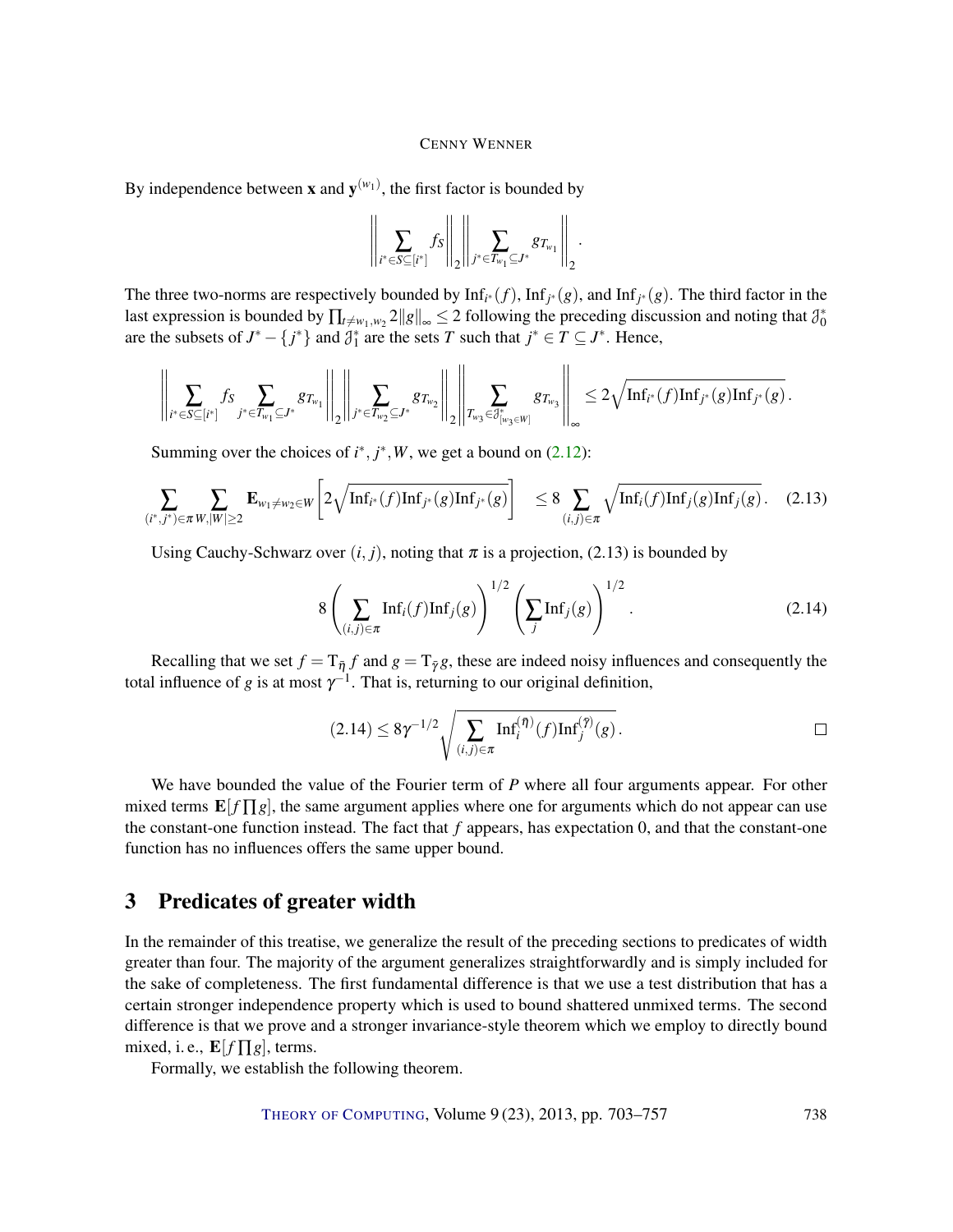By independence between $\mathbf{x}$ and $\mathbf{y}^{(w_1)}$, the first factor is bounded by

$$\left\| \sum_{i^* \in S \subseteq [i^*]} f_S \right\|_2 \left\| \sum_{j^* \in T_{w_1} \subseteq J^*} g_{T_{w_1}} \right\|_2 .$$

The three two-norms are respectively bounded by $\mathrm{Inf}_{i^*}(f)$, $\mathrm{Inf}_{j^*}(g)$, and $\mathrm{Inf}_{j^*}(g)$. The third factor in the last expression is bounded by $\prod_{t \neq w_1, w_2} 2\|g\|_\infty \leq 2$ following the preceding discussion and noting that $\mathcal{J}_0^*$ are the subsets of $J^* - \{j^*\}$ and $\mathcal{J}_1^*$ are the sets $T$ such that $j^* \in T \subseteq J^*$. Hence,

$$\left\| \sum_{i^* \in S \subseteq [i^*]} f_S \sum_{j^* \in T_{w_1} \subseteq J^*} g_{T_{w_1}} \right\|_2 \left\| \sum_{j^* \in T_{w_2} \subseteq J^*} g_{T_{w_2}} \right\|_2 \left\| \sum_{T_{w_3} \in \mathcal{J}^*_{[w_3 \in W]}} g_{T_{w_3}} \right\|_\infty \leq 2\sqrt{\mathrm{Inf}_{i^*}(f)\mathrm{Inf}_{j^*}(g)\mathrm{Inf}_{j^*}(g)} .$$

Summing over the choices of $i^*, j^*, W$, we get a bound on (2.12):

$$\sum_{(i^*, j^*) \in \pi} \sum_{W, |W| \geq 2} \mathbf{E}_{w_1 \neq w_2 \in W}\left[ 2\sqrt{\mathrm{Inf}_{i^*}(f)\mathrm{Inf}_{j^*}(g)\mathrm{Inf}_{j^*}(g)} \right] \quad \leq 8 \sum_{(i,j) \in \pi} \sqrt{\mathrm{Inf}_i(f)\mathrm{Inf}_j(g)\mathrm{Inf}_j(g)} . \tag{2.13}$$

Using Cauchy-Schwarz over $(i, j)$, noting that $\pi$ is a projection, (2.13) is bounded by

$$8 \left( \sum_{(i,j) \in \pi} \mathrm{Inf}_i(f)\mathrm{Inf}_j(g) \right)^{1/2} \left( \sum_j \mathrm{Inf}_j(g) \right)^{1/2} . \tag{2.14}$$

Recalling that we set $f = \mathrm{T}_{\bar{\eta}} f$ and $g = \mathrm{T}_{\bar{\gamma}} g$, these are indeed noisy influences and consequently the total influence of $g$ is at most $\gamma^{-1}$. That is, returning to our original definition,

$$(2.14) \leq 8\gamma^{-1/2} \sqrt{\sum_{(i,j) \in \pi} \mathrm{Inf}_i^{(\bar{\eta})}(f)\mathrm{Inf}_j^{(\bar{\gamma})}(g)} . \qquad \square$$

We have bounded the value of the Fourier term of $P$ where all four arguments appear. For other mixed terms $\mathbf{E}[f \prod g]$, the same argument applies where one for arguments which do not appear can use the constant-one function instead. The fact that $f$ appears, has expectation 0, and that the constant-one function has no influences offers the same upper bound.

## 3 Predicates of greater width

In the remainder of this treatise, we generalize the result of the preceding sections to predicates of width greater than four. The majority of the argument generalizes straightforwardly and is simply included for the sake of completeness. The first fundamental difference is that we use a test distribution that has a certain stronger independence property which is used to bound shattered unmixed terms. The second difference is that we prove and a stronger invariance-style theorem which we employ to directly bound mixed, i. e., $\mathbf{E}[f \prod g]$, terms.

Formally, we establish the following theorem.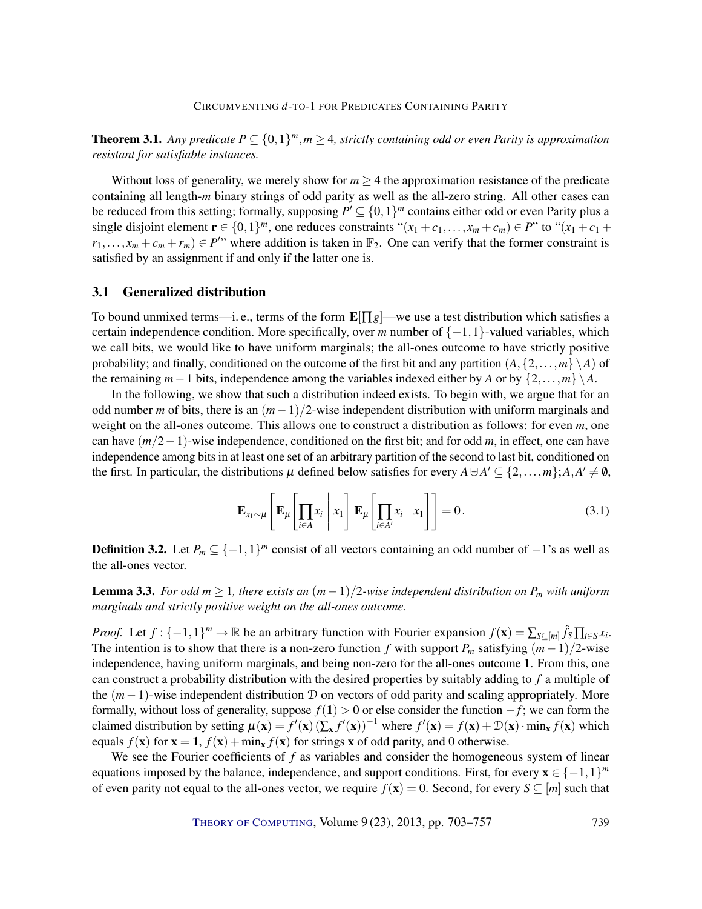**Theorem 3.1.** *Any predicate $P \subseteq \{0,1\}^m, m \geq 4$, strictly containing odd or even Parity is approximation resistant for satisfiable instances.*

Without loss of generality, we merely show for $m \geq 4$ the approximation resistance of the predicate containing all length-$m$ binary strings of odd parity as well as the all-zero string. All other cases can be reduced from this setting; formally, supposing $P' \subseteq \{0,1\}^m$ contains either odd or even Parity plus a single disjoint element $\mathbf{r} \in \{0,1\}^m$, one reduces constraints "$(x_1 + c_1, \ldots, x_m + c_m) \in P$" to "$(x_1 + c_1 + r_1, \ldots, x_m + c_m + r_m) \in P'$" where addition is taken in $\mathbb{F}_2$. One can verify that the former constraint is satisfied by an assignment if and only if the latter one is.

## 3.1 Generalized distribution

To bound unmixed terms—i. e., terms of the form $\mathbf{E}[\prod g]$—we use a test distribution which satisfies a certain independence condition. More specifically, over $m$ number of $\{-1,1\}$-valued variables, which we call bits, we would like to have uniform marginals; the all-ones outcome to have strictly positive probability; and finally, conditioned on the outcome of the first bit and any partition $(A, \{2,\ldots,m\} \setminus A)$ of the remaining $m-1$ bits, independence among the variables indexed either by $A$ or by $\{2,\ldots,m\} \setminus A$.

In the following, we show that such a distribution indeed exists. To begin with, we argue that for an odd number $m$ of bits, there is an $(m-1)/2$-wise independent distribution with uniform marginals and weight on the all-ones outcome. This allows one to construct a distribution as follows: for even $m$, one can have $(m/2-1)$-wise independence, conditioned on the first bit; and for odd $m$, in effect, one can have independence among bits in at least one set of an arbitrary partition of the second to last bit, conditioned on the first. In particular, the distributions $\mu$ defined below satisfies for every $A \uplus A' \subseteq \{2,\ldots,m\}; A, A' \neq \emptyset$,

$$\mathbf{E}_{x_1 \sim \mu}\left[\mathbf{E}_\mu\left[\prod_{i \in A} x_i \,\middle|\, x_1\right] \mathbf{E}_\mu\left[\prod_{i \in A'} x_i \,\middle|\, x_1\right]\right] = 0\,. \tag{3.1}$$

**Definition 3.2.** Let $P_m \subseteq \{-1,1\}^m$ consist of all vectors containing an odd number of $-1$'s as well as the all-ones vector.

**Lemma 3.3.** *For odd $m \geq 1$, there exists an $(m-1)/2$-wise independent distribution on $P_m$ with uniform marginals and strictly positive weight on the all-ones outcome.*

*Proof.* Let $f : \{-1,1\}^m \to \mathbb{R}$ be an arbitrary function with Fourier expansion $f(\mathbf{x}) = \sum_{S \subseteq [m]} \hat{f}_S \prod_{i \in S} x_i$. The intention is to show that there is a non-zero function $f$ with support $P_m$ satisfying $(m-1)/2$-wise independence, having uniform marginals, and being non-zero for the all-ones outcome $\mathbf{1}$. From this, one can construct a probability distribution with the desired properties by suitably adding to $f$ a multiple of the $(m-1)$-wise independent distribution $\mathcal{D}$ on vectors of odd parity and scaling appropriately. More formally, without loss of generality, suppose $f(\mathbf{1}) > 0$ or else consider the function $-f$; we can form the claimed distribution by setting $\mu(\mathbf{x}) = f'(\mathbf{x}) \left(\sum_{\mathbf{x}} f'(\mathbf{x})\right)^{-1}$ where $f'(\mathbf{x}) = f(\mathbf{x}) + \mathcal{D}(\mathbf{x}) \cdot \min_{\mathbf{x}} f(\mathbf{x})$ which equals $f(\mathbf{x})$ for $\mathbf{x} = \mathbf{1}$, $f(\mathbf{x}) + \min_{\mathbf{x}} f(\mathbf{x})$ for strings $\mathbf{x}$ of odd parity, and 0 otherwise.

We see the Fourier coefficients of $f$ as variables and consider the homogeneous system of linear equations imposed by the balance, independence, and support conditions. First, for every $\mathbf{x} \in \{-1,1\}^m$ of even parity not equal to the all-ones vector, we require $f(\mathbf{x}) = 0$. Second, for every $S \subseteq [m]$ such that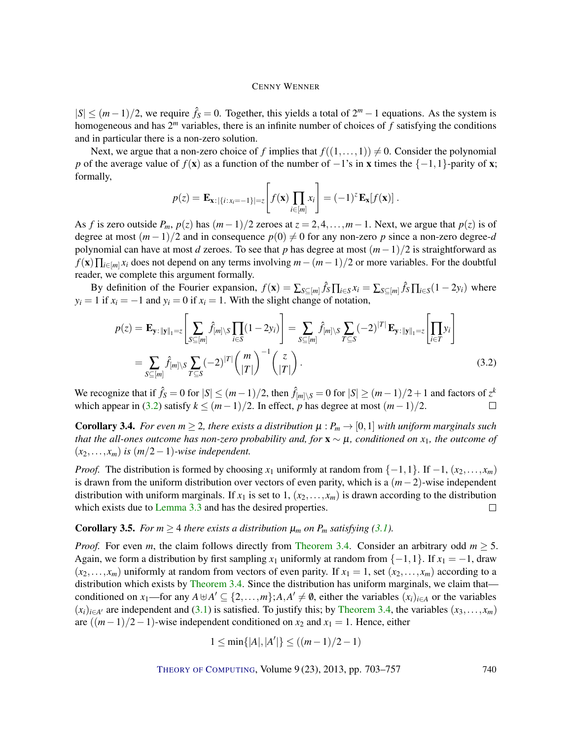$|S| \le (m-1)/2$, we require $\hat{f}_S = 0$. Together, this yields a total of $2^m - 1$ equations. As the system is homogeneous and has $2^m$ variables, there is an infinite number of choices of $f$ satisfying the conditions and in particular there is a non-zero solution.

Next, we argue that a non-zero choice of $f$ implies that $f((1,\dots,1)) \neq 0$. Consider the polynomial $p$ of the average value of $f(\mathbf{x})$ as a function of the number of $-1$'s in $\mathbf{x}$ times the $\{-1,1\}$-parity of $\mathbf{x}$; formally,

$$p(z) = \mathbf{E}_{\mathbf{x}:|\{i:x_i=-1\}|=z}\left[f(\mathbf{x})\prod_{i\in[m]} x_i\right] = (-1)^z\,\mathbf{E}_{\mathbf{x}}[f(\mathbf{x})]\,.$$

As $f$ is zero outside $P_m$, $p(z)$ has $(m-1)/2$ zeroes at $z = 2,4,\dots,m-1$. Next, we argue that $p(z)$ is of degree at most $(m-1)/2$ and in consequence $p(0) \neq 0$ for any non-zero $p$ since a non-zero degree-$d$ polynomial can have at most $d$ zeroes. To see that $p$ has degree at most $(m-1)/2$ is straightforward as $f(\mathbf{x})\prod_{i\in[m]} x_i$ does not depend on any terms involving $m-(m-1)/2$ or more variables. For the doubtful reader, we complete this argument formally.

By definition of the Fourier expansion, $f(\mathbf{x}) = \sum_{S\subseteq[m]} \hat{f}_S \prod_{i\in S} x_i = \sum_{S\subseteq[m]} \hat{f}_S \prod_{i\in S}(1-2y_i)$ where $y_i = 1$ if $x_i = -1$ and $y_i = 0$ if $x_i = 1$. With the slight change of notation,

$$\begin{aligned}
p(z) &= \mathbf{E}_{\mathbf{y}:\|\mathbf{y}\|_1=z}\left[\sum_{S\subseteq[m]} \hat{f}_{[m]\setminus S}\prod_{i\in S}(1-2y_i)\right] = \sum_{S\subseteq[m]} \hat{f}_{[m]\setminus S}\sum_{T\subseteq S}(-2)^{|T|}\,\mathbf{E}_{\mathbf{y}:\|\mathbf{y}\|_1=z}\left[\prod_{i\in T} y_i\right] \\
&= \sum_{S\subseteq[m]} \hat{f}_{[m]\setminus S}\sum_{T\subseteq S}(-2)^{|T|}\binom{m}{|T|}^{-1}\binom{z}{|T|}.
\end{aligned} \tag{3.2}$$

We recognize that if $\hat{f}_S = 0$ for $|S| \le (m-1)/2$, then $\hat{f}_{[m]\setminus S} = 0$ for $|S| \ge (m-1)/2+1$ and factors of $z^k$ which appear in (3.2) satisfy $k \le (m-1)/2$. In effect, $p$ has degree at most $(m-1)/2$. □

**Corollary 3.4.** *For even $m \ge 2$, there exists a distribution $\mu : P_m \to [0,1]$ with uniform marginals such that the all-ones outcome has non-zero probability and, for $\mathbf{x} \sim \mu$, conditioned on $x_1$, the outcome of $(x_2,\dots,x_m)$ is $(m/2-1)$-wise independent.*

*Proof.* The distribution is formed by choosing $x_1$ uniformly at random from $\{-1,1\}$. If $-1$, $(x_2,\dots,x_m)$ is drawn from the uniform distribution over vectors of even parity, which is a $(m-2)$-wise independent distribution with uniform marginals. If $x_1$ is set to 1, $(x_2,\dots,x_m)$ is drawn according to the distribution which exists due to Lemma 3.3 and has the desired properties. □

**Corollary 3.5.** *For $m \ge 4$ there exists a distribution $\mu_m$ on $P_m$ satisfying (3.1).*

*Proof.* For even $m$, the claim follows directly from Theorem 3.4. Consider an arbitrary odd $m \ge 5$. Again, we form a distribution by first sampling $x_1$ uniformly at random from $\{-1,1\}$. If $x_1 = -1$, draw $(x_2,\dots,x_m)$ uniformly at random from vectors of even parity. If $x_1 = 1$, set $(x_2,\dots,x_m)$ according to a distribution which exists by Theorem 3.4. Since the distribution has uniform marginals, we claim that—conditioned on $x_1$—for any $A \uplus A' \subseteq \{2,\dots,m\}; A, A' \neq \emptyset$, either the variables $(x_i)_{i\in A}$ or the variables $(x_i)_{i\in A'}$ are independent and (3.1) is satisfied. To justify this; by Theorem 3.4, the variables $(x_3,\dots,x_m)$ are $((m-1)/2-1)$-wise independent conditioned on $x_2$ and $x_1 = 1$. Hence, either

$$1 \le \min\{|A|,|A'|\} \le ((m-1)/2-1)$$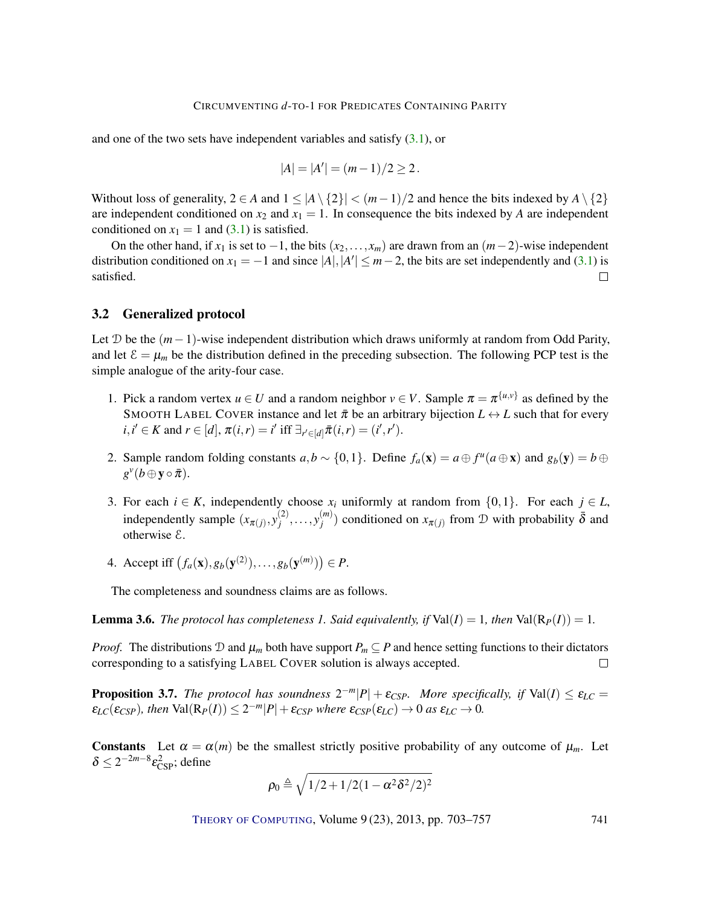and one of the two sets have independent variables and satisfy (3.1), or

$$|A| = |A'| = (m-1)/2 \geq 2\,.$$

Without loss of generality, $2 \in A$ and $1 \leq |A \setminus \{2\}| < (m-1)/2$ and hence the bits indexed by $A \setminus \{2\}$ are independent conditioned on $x_2$ and $x_1 = 1$. In consequence the bits indexed by $A$ are independent conditioned on $x_1 = 1$ and (3.1) is satisfied.

On the other hand, if $x_1$ is set to $-1$, the bits $(x_2, \ldots, x_m)$ are drawn from an $(m-2)$-wise independent distribution conditioned on $x_1 = -1$ and since $|A|, |A'| \leq m-2$, the bits are set independently and (3.1) is satisfied. □

### 3.2 Generalized protocol

Let $\mathcal{D}$ be the $(m-1)$-wise independent distribution which draws uniformly at random from Odd Parity, and let $\mathcal{E} = \mu_m$ be the distribution defined in the preceding subsection. The following PCP test is the simple analogue of the arity-four case.

1. Pick a random vertex $u \in U$ and a random neighbor $v \in V$. Sample $\pi = \pi^{\{u,v\}}$ as defined by the SMOOTH LABEL COVER instance and let $\bar{\pi}$ be an arbitrary bijection $L \leftrightarrow L$ such that for every $i, i' \in K$ and $r \in [d]$, $\pi(i,r) = i'$ iff $\exists_{r' \in [d]} \bar{\pi}(i,r) = (i', r')$.
2. Sample random folding constants $a, b \sim \{0,1\}$. Define $f_a(\mathbf{x}) = a \oplus f^u(a \oplus \mathbf{x})$ and $g_b(\mathbf{y}) = b \oplus g^v(b \oplus \mathbf{y} \circ \bar{\pi})$.
3. For each $i \in K$, independently choose $x_i$ uniformly at random from $\{0,1\}$. For each $j \in L$, independently sample $(x_{\pi(j)}, y_j^{(2)}, \ldots, y_j^{(m)})$ conditioned on $x_{\pi(j)}$ from $\mathcal{D}$ with probability $\bar{\delta}$ and otherwise $\mathcal{E}$.
4. Accept iff $\left(f_a(\mathbf{x}), g_b(\mathbf{y}^{(2)}), \ldots, g_b(\mathbf{y}^{(m)})\right) \in P$.

The completeness and soundness claims are as follows.

**Lemma 3.6.** *The protocol has completeness 1. Said equivalently, if* $\mathrm{Val}(I) = 1$*, then* $\mathrm{Val}(\mathrm{R}_P(I)) = 1$*.*

*Proof.* The distributions $\mathcal{D}$ and $\mu_m$ both have support $P_m \subseteq P$ and hence setting functions to their dictators corresponding to a satisfying LABEL COVER solution is always accepted. □

**Proposition 3.7.** *The protocol has soundness* $2^{-m}|P| + \varepsilon_{CSP}$*. More specifically, if* $\mathrm{Val}(I) \leq \varepsilon_{LC} = \varepsilon_{LC}(\varepsilon_{CSP})$*, then* $\mathrm{Val}(\mathrm{R}_P(I)) \leq 2^{-m}|P| + \varepsilon_{CSP}$ *where* $\varepsilon_{CSP}(\varepsilon_{LC}) \to 0$ *as* $\varepsilon_{LC} \to 0$*.*

**Constants** Let $\alpha = \alpha(m)$ be the smallest strictly positive probability of any outcome of $\mu_m$. Let $\delta \leq 2^{-2m-8}\varepsilon_{\mathrm{CSP}}^2$; define

$$\rho_0 \triangleq \sqrt{1/2 + 1/2(1 - \alpha^2\delta^2/2)^2}$$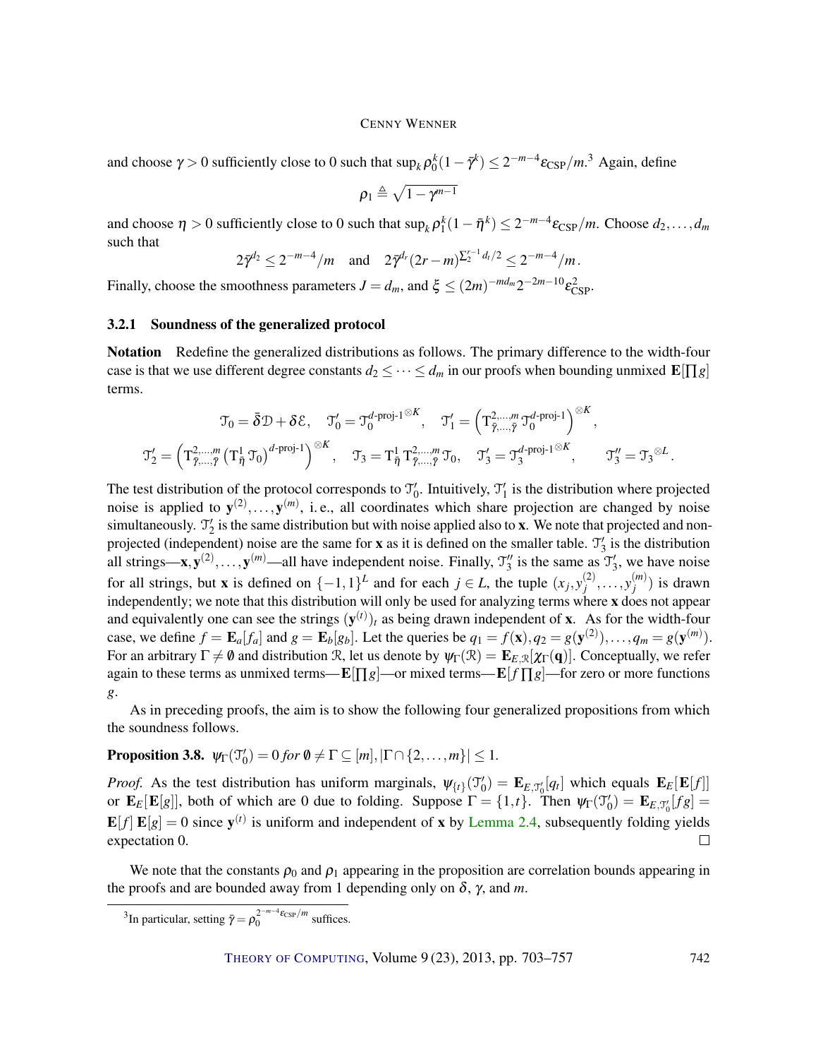and choose $\gamma > 0$ sufficiently close to 0 such that $\sup_k \rho_0^k(1-\bar{\gamma}^k) \le 2^{-m-4}\varepsilon_{\mathrm{CSP}}/m$.[3] Again, define

$$\rho_1 \triangleq \sqrt{1-\gamma^{m-1}}$$

and choose $\eta > 0$ sufficiently close to 0 such that $\sup_k \rho_1^k(1-\bar{\eta}^k) \le 2^{-m-4}\varepsilon_{\mathrm{CSP}}/m$. Choose $d_2, \ldots, d_m$ such that

$$2\bar{\gamma}^{d_2} \le 2^{-m-4}/m \quad \text{and} \quad 2\bar{\gamma}^{d_r}(2r-m)^{\sum_2^{r-1} d_t/2} \le 2^{-m-4}/m\,.$$

Finally, choose the smoothness parameters $J = d_m$, and $\xi \le (2m)^{-md_m}2^{-2m-10}\varepsilon_{\mathrm{CSP}}^2$.

### 3.2.1 Soundness of the generalized protocol

**Notation** Redefine the generalized distributions as follows. The primary difference to the width-four case is that we use different degree constants $d_2 \le \cdots \le d_m$ in our proofs when bounding unmixed $\mathbf{E}[\prod g]$ terms.

$$\mathcal{T}_0 = \bar{\delta}\mathcal{D} + \delta\mathcal{E}, \quad \mathcal{T}_0' = \mathcal{T}_0^{d\text{-proj-1}\otimes K}, \quad \mathcal{T}_1' = \left(\mathrm{T}^{2,\ldots,m}_{\bar{\gamma},\ldots,\bar{\gamma}}\,\mathcal{T}_0^{d\text{-proj-1}}\right)^{\otimes K},$$

$$\mathcal{T}_2' = \left(\mathrm{T}^{2,\ldots,m}_{\bar{\gamma},\ldots,\bar{\gamma}}\left(\mathrm{T}^1_{\bar{\eta}}\,\mathcal{T}_0\right)^{d\text{-proj-1}}\right)^{\otimes K}, \quad \mathcal{T}_3 = \mathrm{T}^1_{\bar{\eta}}\,\mathrm{T}^{2,\ldots,m}_{\bar{\gamma},\ldots,\bar{\gamma}}\,\mathcal{T}_0, \quad \mathcal{T}_3' = \mathcal{T}_3^{d\text{-proj-1}\otimes K}, \qquad \mathcal{T}_3'' = \mathcal{T}_3^{\otimes L}.$$

The test distribution of the protocol corresponds to $\mathcal{T}_0'$. Intuitively, $\mathcal{T}_1'$ is the distribution where projected noise is applied to $\mathbf{y}^{(2)}, \ldots, \mathbf{y}^{(m)}$, i. e., all coordinates which share projection are changed by noise simultaneously. $\mathcal{T}_2'$ is the same distribution but with noise applied also to $\mathbf{x}$. We note that projected and non-projected (independent) noise are the same for $\mathbf{x}$ as it is defined on the smaller table. $\mathcal{T}_3'$ is the distribution all strings—$\mathbf{x}, \mathbf{y}^{(2)}, \ldots, \mathbf{y}^{(m)}$—all have independent noise. Finally, $\mathcal{T}_3''$ is the same as $\mathcal{T}_3'$, we have noise for all strings, but $\mathbf{x}$ is defined on $\{-1,1\}^L$ and for each $j \in L$, the tuple $(x_j, y_j^{(2)}, \ldots, y_j^{(m)})$ is drawn independently; we note that this distribution will only be used for analyzing terms where $\mathbf{x}$ does not appear and equivalently one can see the strings $(\mathbf{y}^{(t)})_t$ as being drawn independent of $\mathbf{x}$. As for the width-four case, we define $f = \mathbf{E}_a[f_a]$ and $g = \mathbf{E}_b[g_b]$. Let the queries be $q_1 = f(\mathbf{x}), q_2 = g(\mathbf{y}^{(2)}), \ldots, q_m = g(\mathbf{y}^{(m)})$. For an arbitrary $\Gamma \neq \emptyset$ and distribution $\mathcal{R}$, let us denote by $\psi_\Gamma(\mathcal{R}) = \mathbf{E}_{E,\mathcal{R}}[\chi_\Gamma(\mathbf{q})]$. Conceptually, we refer again to these terms as unmixed terms—$\mathbf{E}[\prod g]$—or mixed terms—$\mathbf{E}[f\prod g]$—for zero or more functions $g$.

As in preceding proofs, the aim is to show the following four generalized propositions from which the soundness follows.

**Proposition 3.8.** *$\psi_\Gamma(\mathcal{T}_0') = 0$ for $\emptyset \neq \Gamma \subseteq [m], |\Gamma \cap \{2, \ldots, m\}| \le 1$.*

*Proof.* As the test distribution has uniform marginals, $\psi_{\{t\}}(\mathcal{T}_0') = \mathbf{E}_{E,\mathcal{T}_0'}[q_t]$ which equals $\mathbf{E}_E[\mathbf{E}[f]]$ or $\mathbf{E}_E[\mathbf{E}[g]]$, both of which are 0 due to folding. Suppose $\Gamma = \{1,t\}$. Then $\psi_\Gamma(\mathcal{T}_0') = \mathbf{E}_{E,\mathcal{T}_0'}[fg] = \mathbf{E}[f]\,\mathbf{E}[g] = 0$ since $\mathbf{y}^{(t)}$ is uniform and independent of $\mathbf{x}$ by Lemma 2.4, subsequently folding yields expectation 0. $\square$

We note that the constants $\rho_0$ and $\rho_1$ appearing in the proposition are correlation bounds appearing in the proofs and are bounded away from 1 depending only on $\delta$, $\gamma$, and $m$.

[3] In particular, setting $\bar{\gamma} = \rho_0^{2^{-m-4}\varepsilon_{\mathrm{CSP}}/m}$ suffices.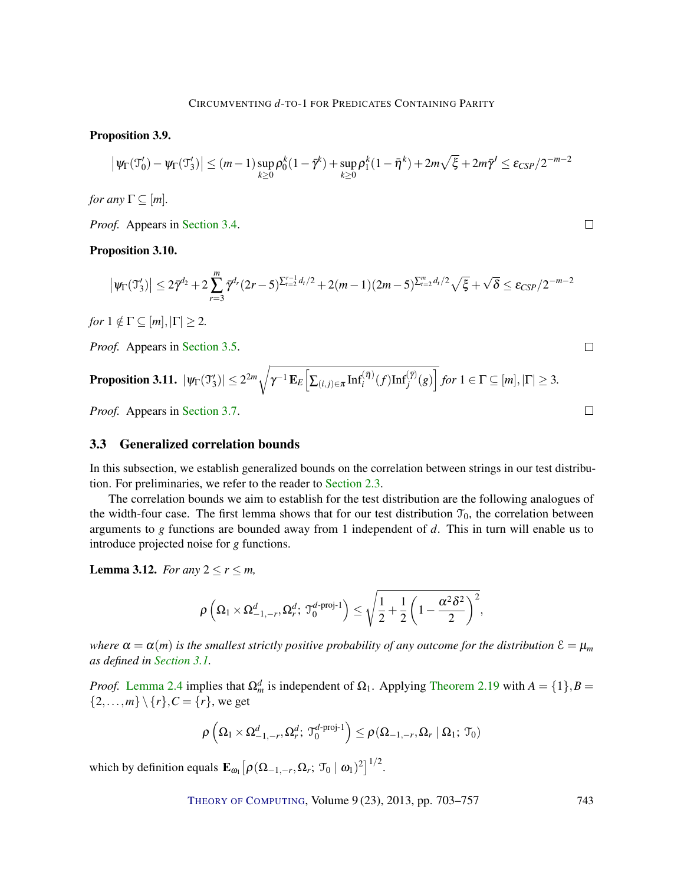**Proposition 3.9.**

$$\left|\psi_\Gamma(\mathcal{T}_0') - \psi_\Gamma(\mathcal{T}_3')\right| \le (m-1)\sup_{k\ge 0}\rho_0^k(1-\bar{\gamma}^k) + \sup_{k\ge 0}\rho_1^k(1-\bar{\eta}^k) + 2m\sqrt{\xi} + 2m\bar{\gamma}^J \le \varepsilon_{CSP}/2^{-m-2}$$

*for any* $\Gamma \subseteq [m]$.

*Proof.* Appears in Section 3.4. □

**Proposition 3.10.**

$$\left|\psi_\Gamma(\mathcal{T}_3')\right| \le 2\bar{\gamma}^{d_2} + 2\sum_{r=3}^{m}\bar{\gamma}^{d_r}(2r-5)^{\sum_{t=2}^{r-1} d_t/2} + 2(m-1)(2m-5)^{\sum_{t=2}^{m} d_t/2}\sqrt{\xi} + \sqrt{\delta} \le \varepsilon_{CSP}/2^{-m-2}$$

*for* $1 \notin \Gamma \subseteq [m], |\Gamma| \ge 2$.

*Proof.* Appears in Section 3.5. □

**Proposition 3.11.** $|\psi_\Gamma(\mathcal{T}_3')| \le 2^{2m}\sqrt{\gamma^{-1}\mathbf{E}_E\left[\sum_{(i,j)\in\pi}\mathrm{Inf}_i^{(\bar{\eta})}(f)\mathrm{Inf}_j^{(\bar{\gamma})}(g)\right]}$ *for* $1 \in \Gamma \subseteq [m], |\Gamma| \ge 3$.

*Proof.* Appears in Section 3.7. □

## 3.3 Generalized correlation bounds

In this subsection, we establish generalized bounds on the correlation between strings in our test distribution. For preliminaries, we refer to the reader to Section 2.3.

The correlation bounds we aim to establish for the test distribution are the following analogues of the width-four case. The first lemma shows that for our test distribution $\mathcal{T}_0$, the correlation between arguments to $g$ functions are bounded away from 1 independent of $d$. This in turn will enable us to introduce projected noise for $g$ functions.

**Lemma 3.12.** *For any* $2 \le r \le m$,

$$\rho\left(\Omega_1 \times \Omega_{-1,-r}^d, \Omega_r^d;\ \mathcal{T}_0^{d\text{-proj-1}}\right) \le \sqrt{\frac{1}{2} + \frac{1}{2}\left(1 - \frac{\alpha^2\delta^2}{2}\right)^2},$$

*where* $\alpha = \alpha(m)$ *is the smallest strictly positive probability of any outcome for the distribution* $\mathcal{E} = \mu_m$ *as defined in Section 3.1.*

*Proof.* Lemma 2.4 implies that $\Omega_m^d$ is independent of $\Omega_1$. Applying Theorem 2.19 with $A = \{1\}, B = \{2,\ldots,m\}\setminus\{r\}, C = \{r\}$, we get

$$\rho\left(\Omega_1 \times \Omega_{-1,-r}^d, \Omega_r^d;\ \mathcal{T}_0^{d\text{-proj-1}}\right) \le \rho(\Omega_{-1,-r}, \Omega_r \mid \Omega_1;\ \mathcal{T}_0)$$

which by definition equals $\mathbf{E}_{\omega_1}\left[\rho(\Omega_{-1,-r}, \Omega_r;\ \mathcal{T}_0 \mid \omega_1)^2\right]^{1/2}$.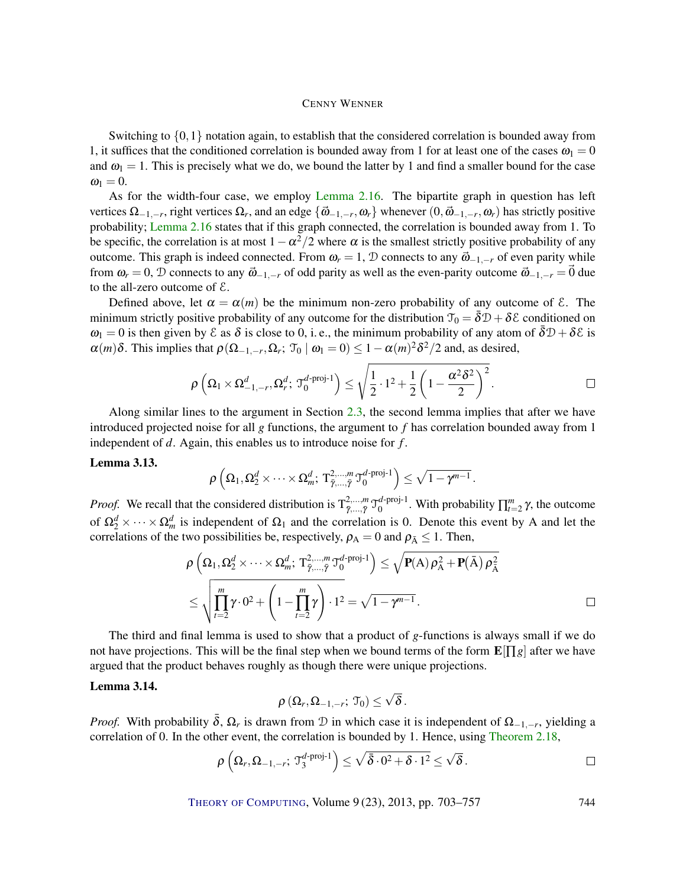Switching to $\{0,1\}$ notation again, to establish that the considered correlation is bounded away from 1, it suffices that the conditioned correlation is bounded away from 1 for at least one of the cases $\omega_{\mathrm{l}} = 0$ and $\omega_{\mathrm{l}} = 1$. This is precisely what we do, we bound the latter by 1 and find a smaller bound for the case $\omega_{\mathrm{l}} = 0$.

As for the width-four case, we employ Lemma 2.16. The bipartite graph in question has left vertices $\Omega_{-1,-r}$, right vertices $\Omega_r$, and an edge $\{\vec{\omega}_{-1,-r}, \omega_r\}$ whenever $(0, \vec{\omega}_{-1,-r}, \omega_r)$ has strictly positive probability; Lemma 2.16 states that if this graph connected, the correlation is bounded away from 1. To be specific, the correlation is at most $1 - \alpha^2/2$ where $\alpha$ is the smallest strictly positive probability of any outcome. This graph is indeed connected. From $\omega_r = 1$, $\mathcal{D}$ connects to any $\vec{\omega}_{-1,-r}$ of even parity while from $\omega_r = 0$, $\mathcal{D}$ connects to any $\vec{\omega}_{-1,-r}$ of odd parity as well as the even-parity outcome $\vec{\omega}_{-1,-r} = \vec{0}$ due to the all-zero outcome of $\mathcal{E}$.

Defined above, let $\alpha = \alpha(m)$ be the minimum non-zero probability of any outcome of $\mathcal{E}$. The minimum strictly positive probability of any outcome for the distribution $\mathcal{T}_0 = \bar{\delta}\mathcal{D} + \delta\mathcal{E}$ conditioned on $\omega_{\mathrm{l}} = 0$ is then given by $\mathcal{E}$ as $\delta$ is close to 0, i. e., the minimum probability of any atom of $\bar{\delta}\mathcal{D} + \delta\mathcal{E}$ is $\alpha(m)\delta$. This implies that $\rho(\Omega_{-1,-r}, \Omega_r;\ \mathcal{T}_0 \mid \omega_{\mathrm{l}} = 0) \le 1 - \alpha(m)^2\delta^2/2$ and, as desired,

$$\rho\left(\Omega_1 \times \Omega_{-1,-r}^d, \Omega_r^d;\ \mathcal{T}_0^{d\text{-proj-1}}\right) \le \sqrt{\frac{1}{2}\cdot 1^2 + \frac{1}{2}\left(1 - \frac{\alpha^2\delta^2}{2}\right)^2}. \qquad \square$$

Along similar lines to the argument in Section 2.3, the second lemma implies that after we have introduced projected noise for all $g$ functions, the argument to $f$ has correlation bounded away from 1 independent of $d$. Again, this enables us to introduce noise for $f$.

**Lemma 3.13.**

$$\rho\left(\Omega_1, \Omega_2^d \times \cdots \times \Omega_m^d;\ \mathrm{T}_{\bar{\gamma},\dots,\bar{\gamma}}^{2,\dots,m}\mathcal{T}_0^{d\text{-proj-1}}\right) \le \sqrt{1 - \gamma^{m-1}}.$$

*Proof.* We recall that the considered distribution is $\mathrm{T}_{\bar{\gamma},\dots,\bar{\gamma}}^{2,\dots,m}\mathcal{T}_0^{d\text{-proj-1}}$. With probability $\prod_{t=2}^m \gamma$, the outcome of $\Omega_2^d \times \cdots \times \Omega_m^d$ is independent of $\Omega_1$ and the correlation is 0. Denote this event by A and let the correlations of the two possibilities be, respectively, $\rho_{\mathrm{A}} = 0$ and $\rho_{\bar{\mathrm{A}}} \le 1$. Then,

$$\rho\left(\Omega_1, \Omega_2^d \times \cdots \times \Omega_m^d;\ \mathrm{T}_{\bar{\gamma},\dots,\bar{\gamma}}^{2,\dots,m}\mathcal{T}_0^{d\text{-proj-1}}\right) \le \sqrt{\mathbf{P}(\mathrm{A})\,\rho_{\mathrm{A}}^2 + \mathbf{P}(\bar{\mathrm{A}})\,\rho_{\bar{\mathrm{A}}}^2}$$

$$\le \sqrt{\prod_{t=2}^m \gamma \cdot 0^2 + \left(1 - \prod_{t=2}^m \gamma\right)\cdot 1^2} = \sqrt{1 - \gamma^{m-1}}. \qquad \square$$

The third and final lemma is used to show that a product of $g$-functions is always small if we do not have projections. This will be the final step when we bound terms of the form $\mathbf{E}[\prod g]$ after we have argued that the product behaves roughly as though there were unique projections.

**Lemma 3.14.**

$$\rho\left(\Omega_r, \Omega_{-1,-r};\ \mathcal{T}_0\right) \le \sqrt{\delta}.$$

*Proof.* With probability $\bar{\delta}$, $\Omega_r$ is drawn from $\mathcal{D}$ in which case it is independent of $\Omega_{-1,-r}$, yielding a correlation of 0. In the other event, the correlation is bounded by 1. Hence, using Theorem 2.18,

$$\rho\left(\Omega_r, \Omega_{-1,-r};\ \mathcal{T}_3^{d\text{-proj-1}}\right) \le \sqrt{\bar{\delta}\cdot 0^2 + \delta \cdot 1^2} \le \sqrt{\delta}. \qquad \square$$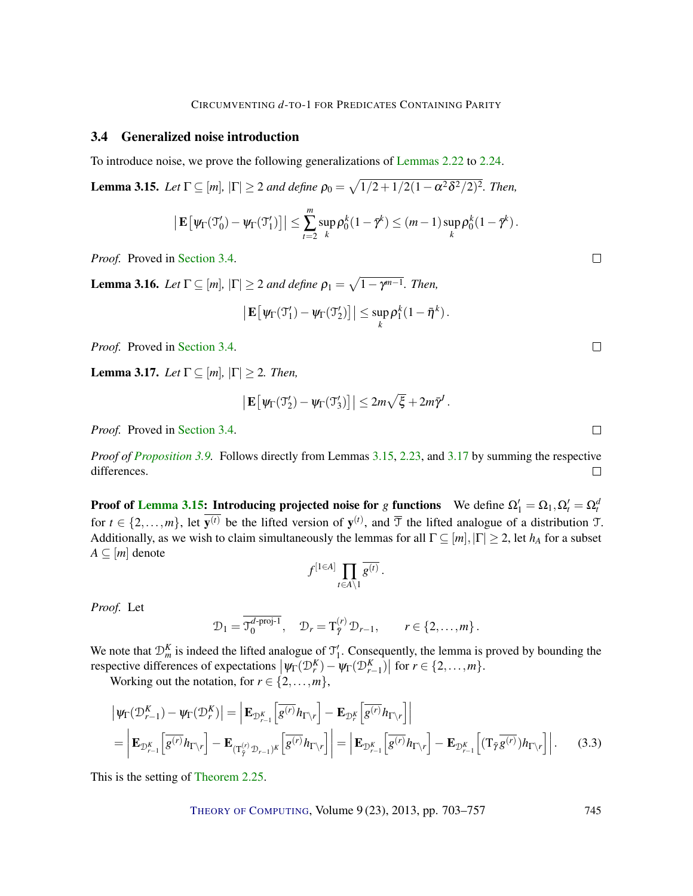### 3.4 Generalized noise introduction

To introduce noise, we prove the following generalizations of Lemmas 2.22 to 2.24.

**Lemma 3.15.** *Let $\Gamma \subseteq [m]$, $|\Gamma| \geq 2$ and define $\rho_0 = \sqrt{1/2 + 1/2(1-\alpha^2\delta^2/2)^2}$. Then,*

$$\left|\mathbf{E}\left[\psi_\Gamma(\mathcal{T}'_0) - \psi_\Gamma(\mathcal{T}'_1)\right]\right| \leq \sum_{t=2}^{m} \sup_k \rho_0^k (1-\bar{\gamma}^k) \leq (m-1)\sup_k \rho_0^k(1-\bar{\gamma}^k)\,.$$

*Proof.* Proved in Section 3.4. □

**Lemma 3.16.** *Let $\Gamma \subseteq [m]$, $|\Gamma| \geq 2$ and define $\rho_1 = \sqrt{1-\gamma^{m-1}}$. Then,*

$$\left|\mathbf{E}\left[\psi_\Gamma(\mathcal{T}'_1) - \psi_\Gamma(\mathcal{T}'_2)\right]\right| \leq \sup_k \rho_1^k(1-\bar{\eta}^k)\,.$$

*Proof.* Proved in Section 3.4. □

**Lemma 3.17.** *Let $\Gamma \subseteq [m]$, $|\Gamma| \geq 2$. Then,*

$$\left|\mathbf{E}\left[\psi_\Gamma(\mathcal{T}'_2) - \psi_\Gamma(\mathcal{T}'_3)\right]\right| \leq 2m\sqrt{\xi} + 2m\bar{\gamma}^l\,.$$

*Proof.* Proved in Section 3.4. □

*Proof of Proposition 3.9.* Follows directly from Lemmas 3.15, 2.23, and 3.17 by summing the respective differences. □

**Proof of Lemma 3.15: Introducing projected noise for $g$ functions** We define $\Omega'_1 = \Omega_1, \Omega'_t = \Omega_t^d$ for $t \in \{2,\dots,m\}$, let $\overline{\mathbf{y}^{(t)}}$ be the lifted version of $\mathbf{y}^{(t)}$, and $\overline{\mathcal{T}}$ the lifted analogue of a distribution $\mathcal{T}$. Additionally, as we wish to claim simultaneously the lemmas for all $\Gamma \subseteq [m], |\Gamma| \geq 2$, let $h_A$ for a subset $A \subseteq [m]$ denote

$$f^{[1\in A]} \prod_{t \in A\setminus 1} \overline{g^{(t)}}\,.$$

*Proof.* Let

$$\mathcal{D}_1 = \overline{\mathcal{T}_0^{d\text{-proj-1}}}, \quad \mathcal{D}_r = \mathrm{T}_{\bar{\gamma}}^{(r)} \mathcal{D}_{r-1}, \qquad r \in \{2,\dots,m\}\,.$$

We note that $\mathcal{D}_m^K$ is indeed the lifted analogue of $\mathcal{T}'_1$. Consequently, the lemma is proved by bounding the respective differences of expectations $\left|\psi_\Gamma(\mathcal{D}_r^K) - \psi_\Gamma(\mathcal{D}_{r-1}^K)\right|$ for $r \in \{2,\dots,m\}$.

Working out the notation, for $r \in \{2,\dots,m\}$,

$$\begin{aligned}
\left|\psi_\Gamma(\mathcal{D}_{r-1}^K) - \psi_\Gamma(\mathcal{D}_r^K)\right| &= \left|\mathbf{E}_{\mathcal{D}_{r-1}^K}\left[\overline{g^{(r)}} h_{\Gamma\setminus r}\right] - \mathbf{E}_{\mathcal{D}_r^K}\left[\overline{g^{(r)}} h_{\Gamma\setminus r}\right]\right| \\
&= \left|\mathbf{E}_{\mathcal{D}_{r-1}^K}\left[\overline{g^{(r)}} h_{\Gamma\setminus r}\right] - \mathbf{E}_{(\mathrm{T}_{\bar{\gamma}}^{(r)}\mathcal{D}_{r-1})^K}\left[\overline{g^{(r)}} h_{\Gamma\setminus r}\right]\right| = \left|\mathbf{E}_{\mathcal{D}_{r-1}^K}\left[\overline{g^{(r)}} h_{\Gamma\setminus r}\right] - \mathbf{E}_{\mathcal{D}_{r-1}^K}\left[(\mathrm{T}_{\bar{\gamma}}\overline{g^{(r)}}) h_{\Gamma\setminus r}\right]\right|. \quad (3.3)
\end{aligned}$$

This is the setting of Theorem 2.25.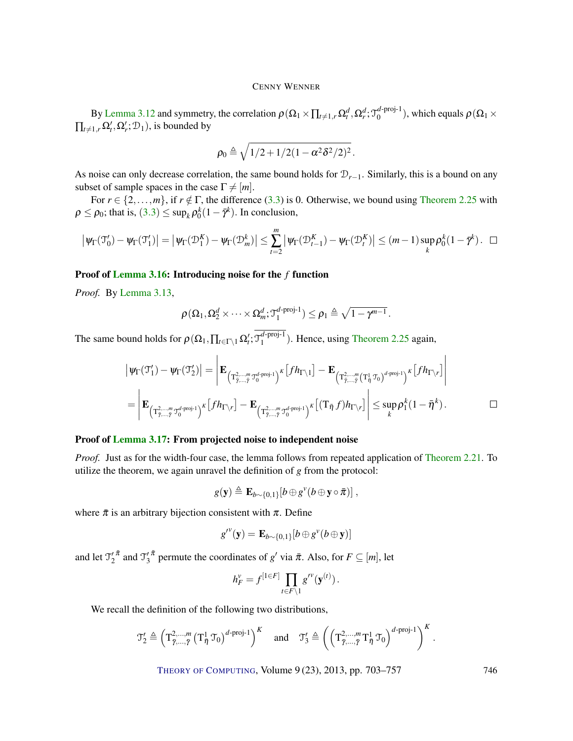By Lemma 3.12 and symmetry, the correlation $\rho(\Omega_1 \times \prod_{t\neq 1,r} \Omega_t^d, \Omega_r^d; \mathcal{T}_0^{d\text{-proj-1}})$, which equals $\rho(\Omega_1 \times \prod_{t\neq 1,r} \Omega'_t, \Omega'_r; \mathcal{D}_1)$, is bounded by

$$\rho_0 \triangleq \sqrt{1/2 + 1/2(1-\alpha^2\delta^2/2)^2}\,.$$

As noise can only decrease correlation, the same bound holds for $\mathcal{D}_{r-1}$. Similarly, this is a bound on any subset of sample spaces in the case $\Gamma \neq [m]$.

For $r \in \{2,\dots,m\}$, if $r \notin \Gamma$, the difference (3.3) is 0. Otherwise, we bound using Theorem 2.25 with $\rho \leq \rho_0$; that is, (3.3) $\leq \sup_k \rho_0^k(1-\bar{\gamma}^k)$. In conclusion,

$$\left|\psi_\Gamma(\mathcal{T}'_0) - \psi_\Gamma(\mathcal{T}'_1)\right| = \left|\psi_\Gamma(\mathcal{D}_1^K) - \psi_\Gamma(\mathcal{D}_m^k)\right| \leq \sum_{t=2}^{m} \left|\psi_\Gamma(\mathcal{D}_{t-1}^K) - \psi_\Gamma(\mathcal{D}_t^K)\right| \leq (m-1)\sup_k \rho_0^k(1-\bar{\gamma}^k)\,. \qquad \square$$

**Proof of Lemma 3.16: Introducing noise for the $f$ function**

*Proof.* By Lemma 3.13,

$$\rho(\Omega_1, \Omega_2^d \times \cdots \times \Omega_m^d; \mathcal{T}_1^{d\text{-proj-1}}) \leq \rho_1 \triangleq \sqrt{1-\gamma^{m-1}}\,.$$

The same bound holds for $\rho(\Omega_1, \prod_{t\in\Gamma\setminus 1}\Omega'_t; \overline{\mathcal{T}_1^{d\text{-proj-1}}})$. Hence, using Theorem 2.25 again,

$$\begin{aligned}
\left|\psi_\Gamma(\mathcal{T}'_1) - \psi_\Gamma(\mathcal{T}'_2)\right| &= \left|\mathbf{E}_{\left(\mathrm{T}^{2,\dots,m}_{\bar{\gamma},\dots,\bar{\gamma}}\mathcal{T}_0^{d\text{-proj-1}}\right)^K}\left[fh_{\Gamma\setminus 1}\right] - \mathbf{E}_{\left(\mathrm{T}^{2,\dots,m}_{\bar{\gamma},\dots,\bar{\gamma}}\left(\mathrm{T}^1_{\bar{\eta}}\mathcal{T}_0\right)^{d\text{-proj-1}}\right)^K}\left[fh_{\Gamma\setminus r}\right]\right| \\
&= \left|\mathbf{E}_{\left(\mathrm{T}^{2,\dots,m}_{\bar{\gamma},\dots,\bar{\gamma}}\mathcal{T}_0^{d\text{-proj-1}}\right)^K}\left[fh_{\Gamma\setminus r}\right] - \mathbf{E}_{\left(\mathrm{T}^{2,\dots,m}_{\bar{\gamma},\dots,\bar{\gamma}}\mathcal{T}_0^{d\text{-proj-1}}\right)^K}\left[(\mathrm{T}_{\bar{\eta}}f)h_{\Gamma\setminus r}\right]\right| \leq \sup_k \rho_1^k(1-\bar{\eta}^k)\,. \qquad \square
\end{aligned}$$

**Proof of Lemma 3.17: From projected noise to independent noise**

*Proof.* Just as for the width-four case, the lemma follows from repeated application of Theorem 2.21. To utilize the theorem, we again unravel the definition of $g$ from the protocol:

$$g(\mathbf{y}) \triangleq \mathbf{E}_{b\sim\{0,1\}}\left[b \oplus g^v(b \oplus \mathbf{y}\circ\bar{\pi})\right],$$

where $\bar{\pi}$ is an arbitrary bijection consistent with $\pi$. Define

$$g'^v(\mathbf{y}) = \mathbf{E}_{b\sim\{0,1\}}\left[b \oplus g^v(b \oplus \mathbf{y})\right]$$

and let $\mathcal{T}_2'^{\bar{\pi}}$ and $\mathcal{T}_3'^{\bar{\pi}}$ permute the coordinates of $g'$ via $\bar{\pi}$. Also, for $F \subseteq [m]$, let

$$h_F^v = f^{[1\in F]}\prod_{t\in F\setminus 1} g'^v(\mathbf{y}^{(t)})\,.$$

We recall the definition of the following two distributions,

$$\mathcal{T}'_2 \triangleq \left(\mathrm{T}^{2,\dots,m}_{\bar{\gamma},\dots,\bar{\gamma}}\left(\mathrm{T}^1_{\bar{\eta}}\mathcal{T}_0\right)^{d\text{-proj-1}}\right)^K \quad \text{and} \quad \mathcal{T}'_3 \triangleq \left(\left(\mathrm{T}^{2,\dots,m}_{\bar{\gamma},\dots,\bar{\gamma}}\mathrm{T}^1_{\bar{\eta}}\mathcal{T}_0\right)^{d\text{-proj-1}}\right)^K.$$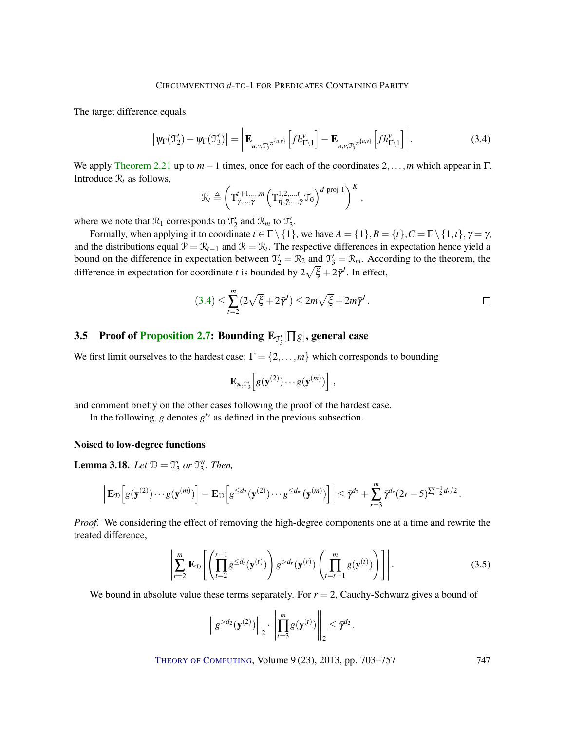The target difference equals

$$\left|\psi_\Gamma(\mathcal{T}_2') - \psi_\Gamma(\mathcal{T}_3')\right| = \left|\mathbf{E}_{u,v,\mathcal{T}_2'^{\pi^{\{u,v\}}}}\left[f h^v_{\Gamma\setminus 1}\right] - \mathbf{E}_{u,v,\mathcal{T}_3'^{\pi^{\{u,v\}}}}\left[f h^v_{\Gamma\setminus 1}\right]\right|. \tag{3.4}$$

We apply Theorem 2.21 up to $m-1$ times, once for each of the coordinates $2,\dots,m$ which appear in $\Gamma$. Introduce $\mathcal{R}_t$ as follows,

$$\mathcal{R}_t \triangleq \left(\mathrm{T}^{t+1,\dots,m}_{\bar{\gamma},\dots,\bar{\gamma}}\left(\mathrm{T}^{1,2,\dots,t}_{\bar{\eta},\bar{\gamma},\dots,\bar{\gamma}}\mathcal{T}_0\right)^{d\text{-proj-}1}\right)^K,$$

where we note that $\mathcal{R}_1$ corresponds to $\mathcal{T}_2'$ and $\mathcal{R}_m$ to $\mathcal{T}_3'$.

Formally, when applying it to coordinate $t \in \Gamma\setminus\{1\}$, we have $A=\{1\}, B=\{t\}, C=\Gamma\setminus\{1,t\}, \gamma=\gamma$, and the distributions equal $\mathcal{P}=\mathcal{R}_{t-1}$ and $\mathcal{R}=\mathcal{R}_t$. The respective differences in expectation hence yield a bound on the difference in expectation between $\mathcal{T}_2'=\mathcal{R}_2$ and $\mathcal{T}_3'=\mathcal{R}_m$. According to the theorem, the difference in expectation for coordinate $t$ is bounded by $2\sqrt{\xi}+2\bar{\gamma}^J$. In effect,

$$(3.4) \le \sum_{t=2}^{m}(2\sqrt{\xi}+2\bar{\gamma}^J) \le 2m\sqrt{\xi}+2m\bar{\gamma}^J. \qquad \square$$

## 3.5 Proof of Proposition 2.7: Bounding $\mathbf{E}_{\mathcal{T}_3'}[\prod g]$, general case

We first limit ourselves to the hardest case: $\Gamma=\{2,\dots,m\}$ which corresponds to bounding

$$\mathbf{E}_{\pi,\mathcal{T}_3'}\left[g(\mathbf{y}^{(2)})\cdots g(\mathbf{y}^{(m)})\right],$$

and comment briefly on the other cases following the proof of the hardest case.

In the following, $g$ denotes $g'^v$ as defined in the previous subsection.

#### Noised to low-degree functions

**Lemma 3.18.** *Let $\mathcal{D}=\mathcal{T}_3'$ or $\mathcal{T}_3''$. Then,*

$$\left|\mathbf{E}_{\mathcal{D}}\left[g(\mathbf{y}^{(2)})\cdots g(\mathbf{y}^{(m)})\right] - \mathbf{E}_{\mathcal{D}}\left[g^{\le d_2}(\mathbf{y}^{(2)})\cdots g^{\le d_m}(\mathbf{y}^{(m)})\right]\right| \le \bar{\gamma}^{d_2} + \sum_{r=3}^{m}\bar{\gamma}^{d_r}(2r-5)^{\sum_{t=2}^{r-1}d_t/2}.$$

*Proof.* We considering the effect of removing the high-degree components one at a time and rewrite the treated difference,

$$\left|\sum_{r=2}^{m}\mathbf{E}_{\mathcal{D}}\left[\left(\prod_{t=2}^{r-1}g^{\le d_t}(\mathbf{y}^{(t)})\right)g^{>d_r}(\mathbf{y}^{(r)})\left(\prod_{t=r+1}^{m}g(\mathbf{y}^{(t)})\right)\right]\right|. \tag{3.5}$$

We bound in absolute value these terms separately. For $r=2$, Cauchy-Schwarz gives a bound of

$$\left\|g^{>d_2}(\mathbf{y}^{(2)})\right\|_2 \cdot \left\|\prod_{t=3}^{m}g(\mathbf{y}^{(t)})\right\|_2 \le \bar{\gamma}^{d_2}.$$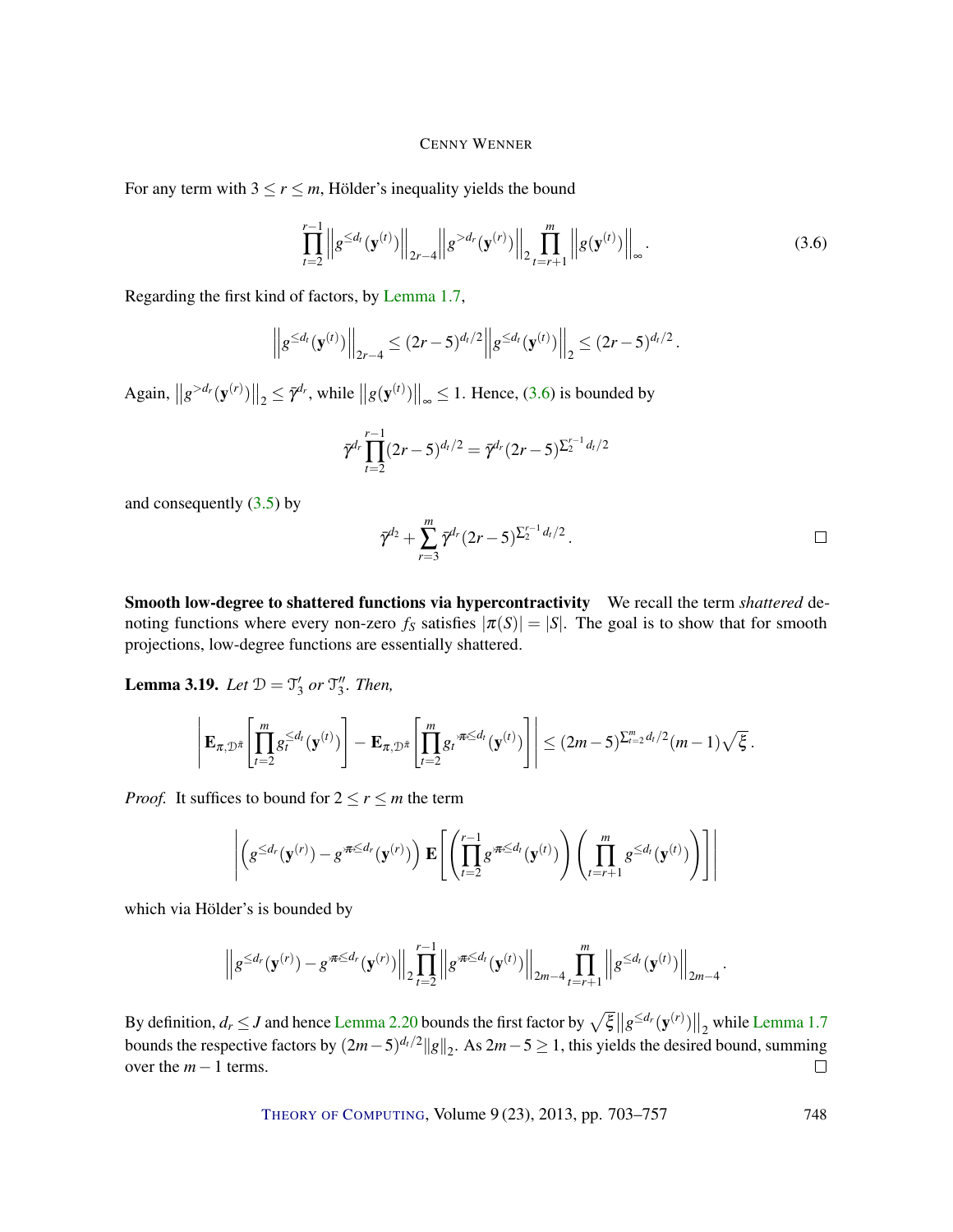For any term with $3 \le r \le m$, Hölder's inequality yields the bound

$$\prod_{t=2}^{r-1} \left\| g^{\le d_t}(\mathbf{y}^{(t)}) \right\|_{2r-4} \left\| g^{>d_r}(\mathbf{y}^{(r)}) \right\|_2 \prod_{t=r+1}^{m} \left\| g(\mathbf{y}^{(t)}) \right\|_\infty . \tag{3.6}$$

Regarding the first kind of factors, by Lemma 1.7,

$$\left\| g^{\le d_t}(\mathbf{y}^{(t)}) \right\|_{2r-4} \le (2r-5)^{d_t/2} \left\| g^{\le d_t}(\mathbf{y}^{(t)}) \right\|_2 \le (2r-5)^{d_t/2} .$$

Again, $\left\| g^{>d_r}(\mathbf{y}^{(r)}) \right\|_2 \le \bar{\gamma}^{d_r}$, while $\left\| g(\mathbf{y}^{(t)}) \right\|_\infty \le 1$. Hence, (3.6) is bounded by

$$\bar{\gamma}^{d_r} \prod_{t=2}^{r-1} (2r-5)^{d_t/2} = \bar{\gamma}^{d_r} (2r-5)^{\sum_2^{r-1} d_t/2}$$

and consequently (3.5) by

$$\bar{\gamma}^{d_2} + \sum_{r=3}^{m} \bar{\gamma}^{d_r} (2r-5)^{\sum_2^{r-1} d_t/2} .$$

□

**Smooth low-degree to shattered functions via hypercontractivity** We recall the term *shattered* denoting functions where every non-zero $f_S$ satisfies $|\pi(S)| = |S|$. The goal is to show that for smooth projections, low-degree functions are essentially shattered.

**Lemma 3.19.** *Let $\mathcal{D} = \mathcal{T}_3'$ or $\mathcal{T}_3''$. Then,*

$$\left| \mathbf{E}_{\pi, \mathcal{D}^{\bar{\pi}}} \left[ \prod_{t=2}^{m} g_t^{\le d_t}(\mathbf{y}^{(t)}) \right] - \mathbf{E}_{\pi, \mathcal{D}^{\bar{\pi}}} \left[ \prod_{t=2}^{m} g_t^{\not\pi \le d_t}(\mathbf{y}^{(t)}) \right] \right| \le (2m-5)^{\sum_{t=2}^{m} d_t/2} (m-1) \sqrt{\xi} .$$

*Proof.* It suffices to bound for $2 \le r \le m$ the term

$$\left| \left( g^{\le d_r}(\mathbf{y}^{(r)}) - g^{\not\pi \le d_r}(\mathbf{y}^{(r)}) \right) \mathbf{E} \left[ \left( \prod_{t=2}^{r-1} g^{\not\pi \le d_t}(\mathbf{y}^{(t)}) \right) \left( \prod_{t=r+1}^{m} g^{\le d_t}(\mathbf{y}^{(t)}) \right) \right] \right|$$

which via Hölder's is bounded by

$$\left\| g^{\le d_r}(\mathbf{y}^{(r)}) - g^{\not\pi \le d_r}(\mathbf{y}^{(r)}) \right\|_2 \prod_{t=2}^{r-1} \left\| g^{\not\pi \le d_t}(\mathbf{y}^{(t)}) \right\|_{2m-4} \prod_{t=r+1}^{m} \left\| g^{\le d_t}(\mathbf{y}^{(t)}) \right\|_{2m-4} .$$

By definition, $d_r \le J$ and hence Lemma 2.20 bounds the first factor by $\sqrt{\xi} \left\| g^{\le d_r}(\mathbf{y}^{(r)}) \right\|_2$ while Lemma 1.7 bounds the respective factors by $(2m-5)^{d_t/2} \|g\|_2$. As $2m-5 \ge 1$, this yields the desired bound, summing over the $m-1$ terms. □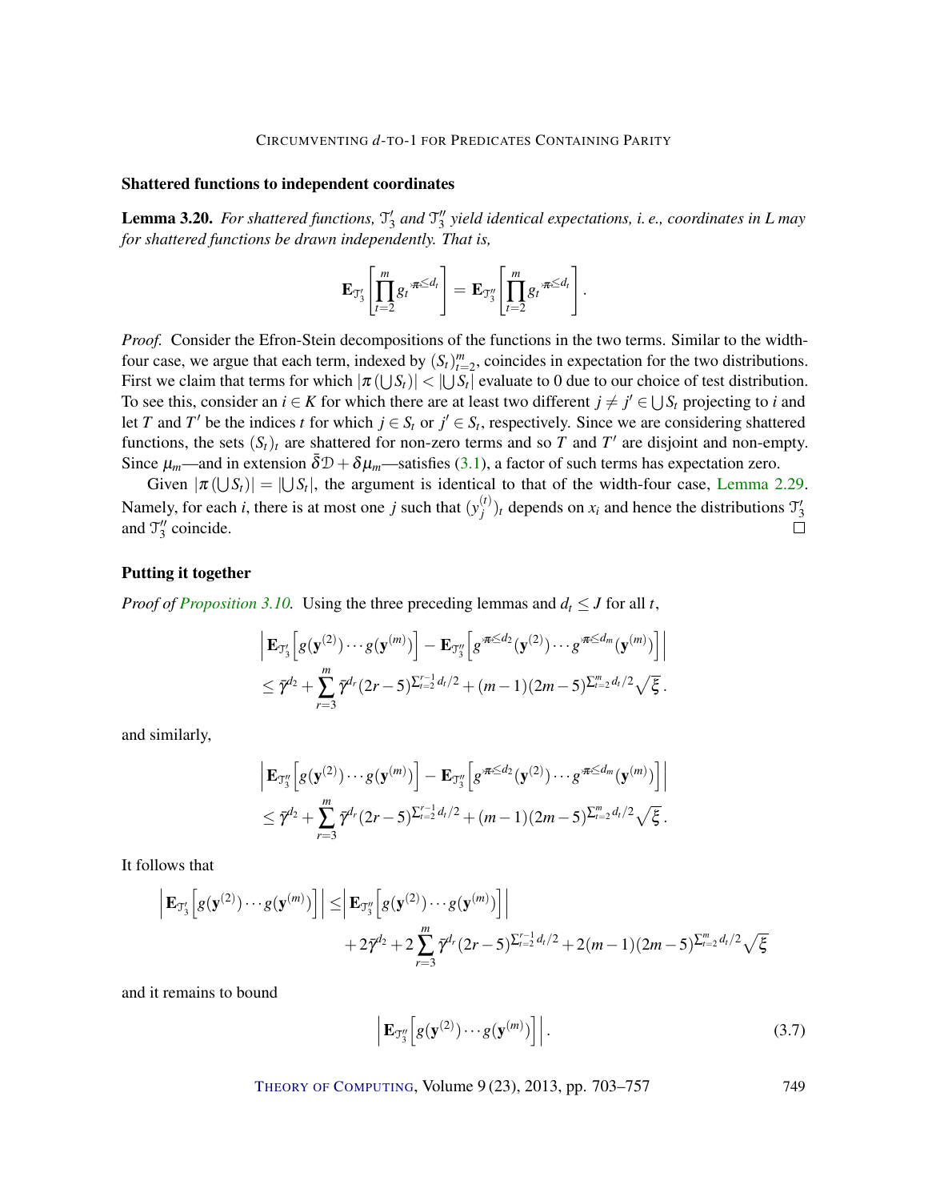### Shattered functions to independent coordinates

**Lemma 3.20.** *For shattered functions, $\mathcal{T}_3'$ and $\mathcal{T}_3''$ yield identical expectations, i. e., coordinates in $L$ may for shattered functions be drawn independently. That is,*

$$\mathbf{E}_{\mathcal{T}_3'}\left[\prod_{t=2}^{m} g_t^{\not\pi\leq d_t}\right] = \mathbf{E}_{\mathcal{T}_3''}\left[\prod_{t=2}^{m} g_t^{\not\pi\leq d_t}\right].$$

*Proof.* Consider the Efron-Stein decompositions of the functions in the two terms. Similar to the width-four case, we argue that each term, indexed by $(S_t)_{t=2}^m$, coincides in expectation for the two distributions. First we claim that terms for which $|\pi(\bigcup S_t)| < |\bigcup S_t|$ evaluate to 0 due to our choice of test distribution. To see this, consider an $i \in K$ for which there are at least two different $j \neq j' \in \bigcup S_t$ projecting to $i$ and let $T$ and $T'$ be the indices $t$ for which $j \in S_t$ or $j' \in S_t$, respectively. Since we are considering shattered functions, the sets $(S_t)_t$ are shattered for non-zero terms and so $T$ and $T'$ are disjoint and non-empty. Since $\mu_m$—and in extension $\bar{\delta}\mathcal{D} + \delta\mu_m$—satisfies (3.1), a factor of such terms has expectation zero.

Given $|\pi(\bigcup S_t)| = |\bigcup S_t|$, the argument is identical to that of the width-four case, Lemma 2.29. Namely, for each $i$, there is at most one $j$ such that $(y_j^{(t)})_t$ depends on $x_i$ and hence the distributions $\mathcal{T}_3'$ and $\mathcal{T}_3''$ coincide. $\square$

### Putting it together

*Proof of Proposition 3.10.* Using the three preceding lemmas and $d_t \leq J$ for all $t$,

$$\left|\mathbf{E}_{\mathcal{T}_3'}\left[g(\mathbf{y}^{(2)})\cdots g(\mathbf{y}^{(m)})\right] - \mathbf{E}_{\mathcal{T}_3''}\left[g^{\not\pi\leq d_2}(\mathbf{y}^{(2)})\cdots g^{\not\pi\leq d_m}(\mathbf{y}^{(m)})\right]\right|$$
$$\leq \bar{\gamma}^{d_2} + \sum_{r=3}^{m} \bar{\gamma}^{d_r}(2r-5)^{\sum_{t=2}^{r-1} d_t/2} + (m-1)(2m-5)^{\sum_{t=2}^{m} d_t/2}\sqrt{\xi}\,.$$

and similarly,

$$\left|\mathbf{E}_{\mathcal{T}_3''}\left[g(\mathbf{y}^{(2)})\cdots g(\mathbf{y}^{(m)})\right] - \mathbf{E}_{\mathcal{T}_3''}\left[g^{\not\pi\leq d_2}(\mathbf{y}^{(2)})\cdots g^{\not\pi\leq d_m}(\mathbf{y}^{(m)})\right]\right|$$
$$\leq \bar{\gamma}^{d_2} + \sum_{r=3}^{m} \bar{\gamma}^{d_r}(2r-5)^{\sum_{t=2}^{r-1} d_t/2} + (m-1)(2m-5)^{\sum_{t=2}^{m} d_t/2}\sqrt{\xi}\,.$$

It follows that

$$\left|\mathbf{E}_{\mathcal{T}_3'}\left[g(\mathbf{y}^{(2)})\cdots g(\mathbf{y}^{(m)})\right]\right| \leq \left|\mathbf{E}_{\mathcal{T}_3''}\left[g(\mathbf{y}^{(2)})\cdots g(\mathbf{y}^{(m)})\right]\right|$$
$$+ 2\bar{\gamma}^{d_2} + 2\sum_{r=3}^{m} \bar{\gamma}^{d_r}(2r-5)^{\sum_{t=2}^{r-1} d_t/2} + 2(m-1)(2m-5)^{\sum_{t=2}^{m} d_t/2}\sqrt{\xi}$$

and it remains to bound

$$\left|\mathbf{E}_{\mathcal{T}_3''}\left[g(\mathbf{y}^{(2)})\cdots g(\mathbf{y}^{(m)})\right]\right|. \tag{3.7}$$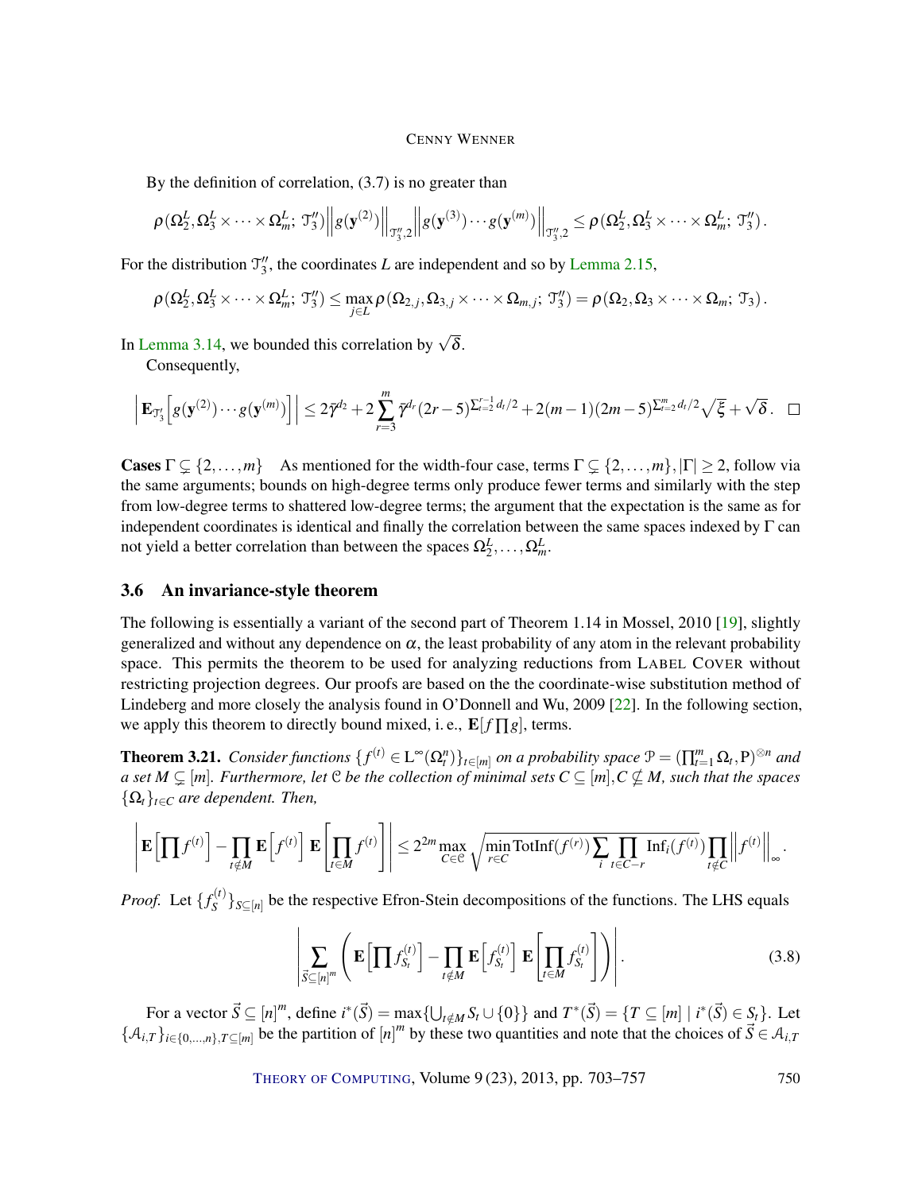By the definition of correlation, (3.7) is no greater than

$$\rho(\Omega_2^L, \Omega_3^L \times \cdots \times \Omega_m^L;\ \mathcal{T}_3'') \left\| g(\mathbf{y}^{(2)}) \right\|_{\mathcal{T}_3'',2} \left\| g(\mathbf{y}^{(3)}) \cdots g(\mathbf{y}^{(m)}) \right\|_{\mathcal{T}_3'',2} \leq \rho(\Omega_2^L, \Omega_3^L \times \cdots \times \Omega_m^L;\ \mathcal{T}_3'').$$

For the distribution $\mathcal{T}_3''$, the coordinates $L$ are independent and so by Lemma 2.15,

$$\rho(\Omega_2^L, \Omega_3^L \times \cdots \times \Omega_m^L;\ \mathcal{T}_3'') \leq \max_{j \in L} \rho(\Omega_{2,j}, \Omega_{3,j} \times \cdots \times \Omega_{m,j};\ \mathcal{T}_3'') = \rho(\Omega_2, \Omega_3 \times \cdots \times \Omega_m;\ \mathcal{T}_3).$$

In Lemma 3.14, we bounded this correlation by $\sqrt{\delta}$.

Consequently,

$$\left| \mathbf{E}_{\mathcal{T}_3'}\left[ g(\mathbf{y}^{(2)}) \cdots g(\mathbf{y}^{(m)}) \right] \right| \leq 2\bar{\gamma}^{d_2} + 2\sum_{r=3}^{m} \bar{\gamma}^{d_r} (2r-5)^{\sum_{t=2}^{r-1} d_t/2} + 2(m-1)(2m-5)^{\sum_{t=2}^{m} d_t/2} \sqrt{\xi} + \sqrt{\delta}. \quad \square$$

**Cases $\Gamma \subsetneq \{2, \ldots, m\}$** As mentioned for the width-four case, terms $\Gamma \subsetneq \{2, \ldots, m\}, |\Gamma| \geq 2$, follow via the same arguments; bounds on high-degree terms only produce fewer terms and similarly with the step from low-degree terms to shattered low-degree terms; the argument that the expectation is the same as for independent coordinates is identical and finally the correlation between the same spaces indexed by $\Gamma$ can not yield a better correlation than between the spaces $\Omega_2^L, \ldots, \Omega_m^L$.

## 3.6 An invariance-style theorem

The following is essentially a variant of the second part of Theorem 1.14 in Mossel, 2010 [19], slightly generalized and without any dependence on $\alpha$, the least probability of any atom in the relevant probability space. This permits the theorem to be used for analyzing reductions from LABEL COVER without restricting projection degrees. Our proofs are based on the the coordinate-wise substitution method of Lindeberg and more closely the analysis found in O'Donnell and Wu, 2009 [22]. In the following section, we apply this theorem to directly bound mixed, i. e., $\mathbf{E}[f \prod g]$, terms.

**Theorem 3.21.** *Consider functions $\{f^{(t)} \in \mathrm{L}^\infty(\Omega_t^n)\}_{t \in [m]}$ on a probability space $\mathcal{P} = (\prod_{t=1}^m \Omega_t, \mathrm{P})^{\otimes n}$ and a set $M \subsetneq [m]$. Furthermore, let $\mathcal{C}$ be the collection of minimal sets $C \subseteq [m], C \nsubseteq M$, such that the spaces $\{\Omega_t\}_{t \in C}$ are dependent. Then,*

$$\left| \mathbf{E}\left[ \prod f^{(t)} \right] - \prod_{t \notin M} \mathbf{E}\left[ f^{(t)} \right] \mathbf{E}\left[ \prod_{t \in M} f^{(t)} \right] \right| \leq 2^{2m} \max_{C \in \mathcal{C}} \sqrt{\min_{r \in C} \mathrm{TotInf}(f^{(r)}) \sum_i \prod_{t \in C-r} \mathrm{Inf}_i(f^{(t)})} \prod_{t \notin C} \left\| f^{(t)} \right\|_\infty.$$

*Proof.* Let $\{f_S^{(t)}\}_{S \subseteq [n]}$ be the respective Efron-Stein decompositions of the functions. The LHS equals

$$\left| \sum_{\vec{S} \subseteq [n]^m} \left( \mathbf{E}\left[ \prod f_{S_t}^{(t)} \right] - \prod_{t \notin M} \mathbf{E}\left[ f_{S_t}^{(t)} \right] \mathbf{E}\left[ \prod_{t \in M} f_{S_t}^{(t)} \right] \right) \right|. \tag{3.8}$$

For a vector $\vec{S} \subseteq [n]^m$, define $i^*(\vec{S}) = \max\{\bigcup_{t \notin M} S_t \cup \{0\}\}$ and $T^*(\vec{S}) = \{T \subseteq [m] \mid i^*(\vec{S}) \in S_t\}$. Let $\{\mathcal{A}_{i,T}\}_{i \in \{0,\ldots,n\}, T \subseteq [m]}$ be the partition of $[n]^m$ by these two quantities and note that the choices of $\vec{S} \in \mathcal{A}_{i,T}$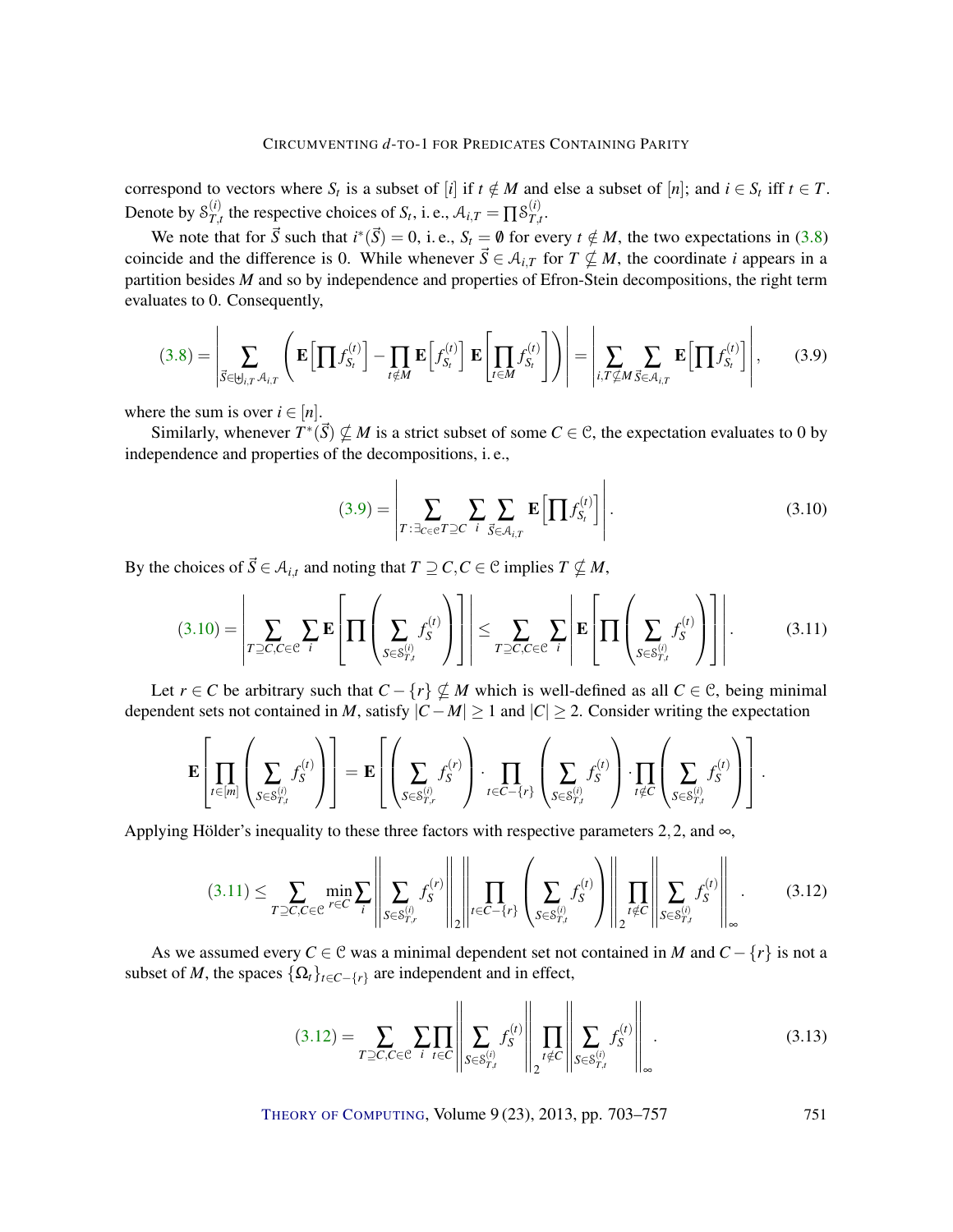correspond to vectors where $S_t$ is a subset of $[i]$ if $t \notin M$ and else a subset of $[n]$; and $i \in S_t$ iff $t \in T$. Denote by $\mathcal{S}^{(i)}_{T,t}$ the respective choices of $S_t$, i. e., $\mathcal{A}_{i,T} = \prod \mathcal{S}^{(i)}_{T,t}$.

We note that for $\vec{S}$ such that $i^*(\vec{S}) = 0$, i. e., $S_t = \emptyset$ for every $t \notin M$, the two expectations in (3.8) coincide and the difference is 0. While whenever $\vec{S} \in \mathcal{A}_{i,T}$ for $T \nsubseteq M$, the coordinate $i$ appears in a partition besides $M$ and so by independence and properties of Efron-Stein decompositions, the right term evaluates to 0. Consequently,

$$(3.8) = \left| \sum_{\vec{S} \in \uplus_{i,T} \mathcal{A}_{i,T}} \left( \mathbf{E}\Big[\prod f^{(t)}_{S_t}\Big] - \prod_{t \notin M} \mathbf{E}\Big[f^{(t)}_{S_t}\Big] \, \mathbf{E}\Big[\prod_{t \in M} f^{(t)}_{S_t}\Big] \right) \right| = \left| \sum_{i,T \nsubseteq M} \sum_{\vec{S} \in \mathcal{A}_{i,T}} \mathbf{E}\Big[\prod f^{(t)}_{S_t}\Big] \right|, \qquad (3.9)$$

where the sum is over $i \in [n]$.

Similarly, whenever $T^*(\vec{S}) \nsubseteq M$ is a strict subset of some $C \in \mathcal{C}$, the expectation evaluates to 0 by independence and properties of the decompositions, i. e.,

$$(3.9) = \left| \sum_{T \,:\, \exists_{C \in \mathcal{C}} T \supseteq C} \sum_i \sum_{\vec{S} \in \mathcal{A}_{i,T}} \mathbf{E}\Big[\prod f^{(t)}_{S_t}\Big] \right|. \qquad (3.10)$$

By the choices of $\vec{S} \in \mathcal{A}_{i,t}$ and noting that $T \supseteq C, C \in \mathcal{C}$ implies $T \nsubseteq M$,

$$(3.10) = \left| \sum_{T \supseteq C, C \in \mathcal{C}} \sum_i \mathbf{E}\left[ \prod \left( \sum_{S \in \mathcal{S}^{(i)}_{T,t}} f^{(t)}_S \right) \right] \right| \leq \sum_{T \supseteq C, C \in \mathcal{C}} \sum_i \left| \mathbf{E}\left[ \prod \left( \sum_{S \in \mathcal{S}^{(i)}_{T,t}} f^{(t)}_S \right) \right] \right|. \qquad (3.11)$$

Let $r \in C$ be arbitrary such that $C - \{r\} \nsubseteq M$ which is well-defined as all $C \in \mathcal{C}$, being minimal dependent sets not contained in $M$, satisfy $|C - M| \geq 1$ and $|C| \geq 2$. Consider writing the expectation

$$\mathbf{E}\left[ \prod_{t \in [m]} \left( \sum_{S \in \mathcal{S}^{(i)}_{T,t}} f^{(t)}_S \right) \right] = \mathbf{E}\left[ \left( \sum_{S \in \mathcal{S}^{(i)}_{T,r}} f^{(r)}_S \right) \cdot \prod_{t \in C - \{r\}} \left( \sum_{S \in \mathcal{S}^{(i)}_{T,t}} f^{(t)}_S \right) \cdot \prod_{t \notin C} \left( \sum_{S \in \mathcal{S}^{(i)}_{T,t}} f^{(t)}_S \right) \right].$$

Applying Hölder's inequality to these three factors with respective parameters $2, 2$, and $\infty$,

$$(3.11) \leq \sum_{T \supseteq C, C \in \mathcal{C}} \min_{r \in C} \sum_i \left\| \sum_{S \in \mathcal{S}^{(i)}_{T,r}} f^{(r)}_S \right\|_2 \left\| \prod_{t \in C - \{r\}} \left( \sum_{S \in \mathcal{S}^{(i)}_{T,t}} f^{(t)}_S \right) \right\|_2 \prod_{t \notin C} \left\| \sum_{S \in \mathcal{S}^{(i)}_{T,t}} f^{(t)}_S \right\|_\infty. \qquad (3.12)$$

As we assumed every $C \in \mathcal{C}$ was a minimal dependent set not contained in $M$ and $C - \{r\}$ is not a subset of $M$, the spaces $\{\Omega_t\}_{t \in C - \{r\}}$ are independent and in effect,

$$(3.12) = \sum_{T \supseteq C, C \in \mathcal{C}} \sum_i \prod_{t \in C} \left\| \sum_{S \in \mathcal{S}^{(i)}_{T,t}} f^{(t)}_S \right\|_2 \prod_{t \notin C} \left\| \sum_{S \in \mathcal{S}^{(i)}_{T,t}} f^{(t)}_S \right\|_\infty. \qquad (3.13)$$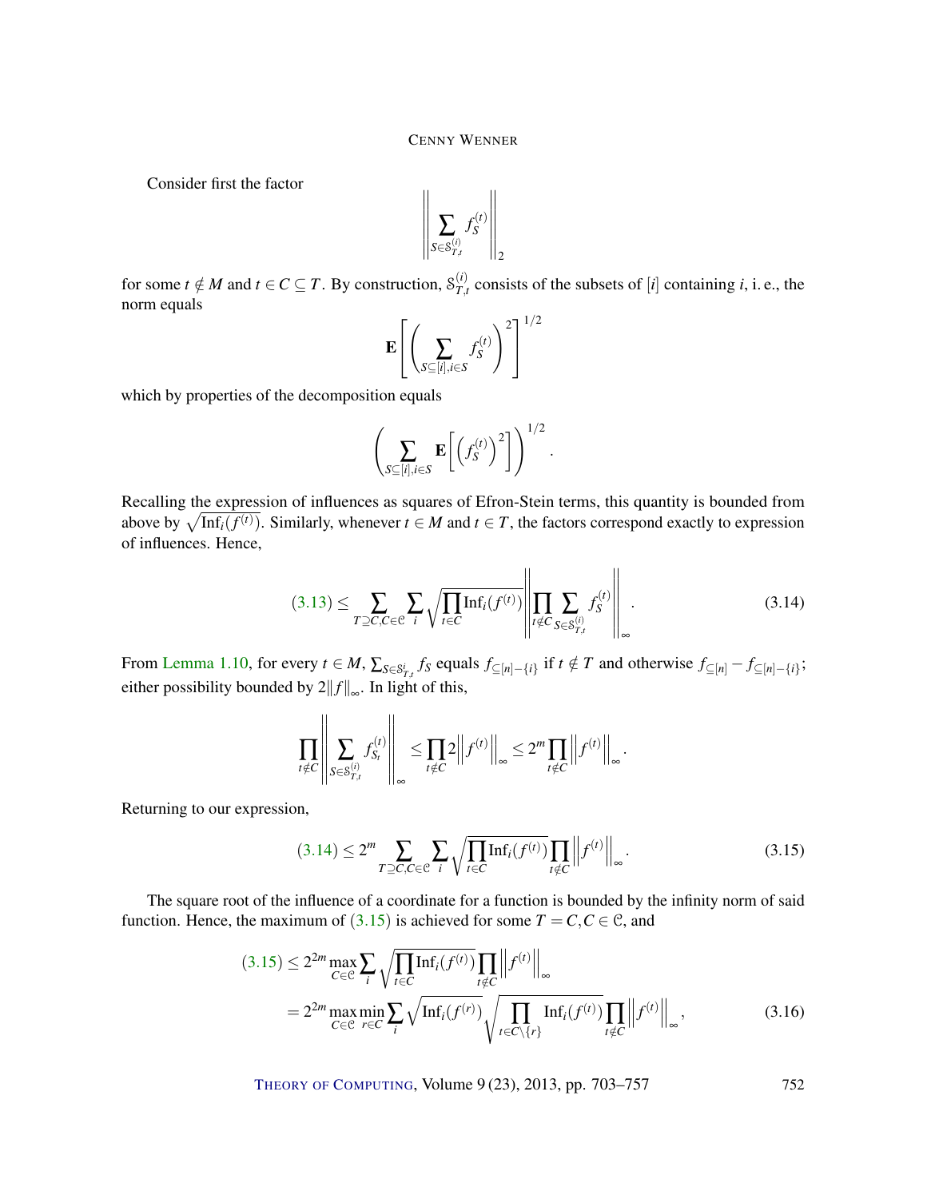Consider first the factor

$$\left\| \sum_{S \in \mathcal{S}^{(i)}_{T,t}} f_S^{(t)} \right\|_2$$

for some $t \notin M$ and $t \in C \subseteq T$. By construction, $\mathcal{S}^{(i)}_{T,t}$ consists of the subsets of $[i]$ containing $i$, i. e., the norm equals

$$\mathbf{E}\left[\left(\sum_{S \subseteq [i], i \in S} f_S^{(t)}\right)^2\right]^{1/2}$$

which by properties of the decomposition equals

$$\left(\sum_{S \subseteq [i], i \in S} \mathbf{E}\left[\left(f_S^{(t)}\right)^2\right]\right)^{1/2}.$$

Recalling the expression of influences as squares of Efron-Stein terms, this quantity is bounded from above by $\sqrt{\mathrm{Inf}_i(f^{(t)})}$. Similarly, whenever $t \in M$ and $t \in T$, the factors correspond exactly to expression of influences. Hence,

$$(3.13) \leq \sum_{T \supseteq C, C \in \mathcal{C}} \sum_i \sqrt{\prod_{t \in C} \mathrm{Inf}_i(f^{(t)})} \left\| \prod_{t \notin C} \sum_{S \in \mathcal{S}^{(i)}_{T,t}} f_S^{(t)} \right\|_\infty. \tag{3.14}$$

From Lemma 1.10, for every $t \in M$, $\sum_{S \in \mathcal{S}^i_{T,t}} f_S$ equals $f_{\subseteq [n]-\{i\}}$ if $t \notin T$ and otherwise $f_{\subseteq [n]} - f_{\subseteq [n]-\{i\}}$; either possibility bounded by $2\|f\|_\infty$. In light of this,

$$\prod_{t \notin C} \left\| \sum_{S \in \mathcal{S}^{(i)}_{T,t}} f_{S_t}^{(t)} \right\|_\infty \leq \prod_{t \notin C} 2\left\| f^{(t)} \right\|_\infty \leq 2^m \prod_{t \notin C} \left\| f^{(t)} \right\|_\infty.$$

Returning to our expression,

$$(3.14) \leq 2^m \sum_{T \supseteq C, C \in \mathcal{C}} \sum_i \sqrt{\prod_{t \in C} \mathrm{Inf}_i(f^{(t)})} \prod_{t \notin C} \left\| f^{(t)} \right\|_\infty. \tag{3.15}$$

The square root of the influence of a coordinate for a function is bounded by the infinity norm of said function. Hence, the maximum of (3.15) is achieved for some $T = C, C \in \mathcal{C}$, and

$$\begin{aligned}
(3.15) &\leq 2^{2m} \max_{C \in \mathcal{C}} \sum_i \sqrt{\prod_{t \in C} \mathrm{Inf}_i(f^{(t)})} \prod_{t \notin C} \left\| f^{(t)} \right\|_\infty \\
&= 2^{2m} \max_{C \in \mathcal{C}} \min_{r \in C} \sum_i \sqrt{\mathrm{Inf}_i(f^{(r)})} \sqrt{\prod_{t \in C \setminus \{r\}} \mathrm{Inf}_i(f^{(t)})} \prod_{t \notin C} \left\| f^{(t)} \right\|_\infty,
\end{aligned} \tag{3.16}$$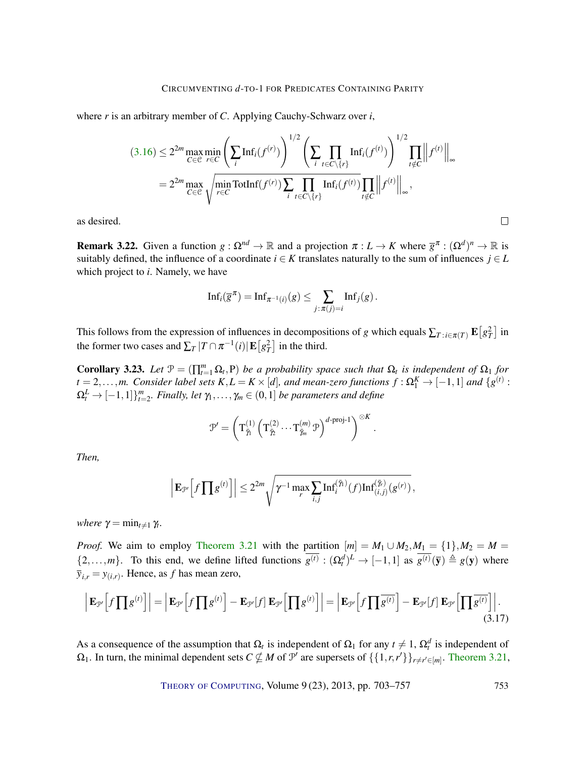where $r$ is an arbitrary member of $C$. Applying Cauchy-Schwarz over $i$,

$$\begin{aligned}
(3.16) &\le 2^{2m} \max_{C\in\mathcal{C}} \min_{r\in C} \left(\sum_i \mathrm{Inf}_i(f^{(r)})\right)^{1/2} \left(\sum_i \prod_{t\in C\setminus\{r\}} \mathrm{Inf}_i(f^{(t)})\right)^{1/2} \prod_{t\notin C} \left\|f^{(t)}\right\|_\infty \\
&= 2^{2m} \max_{C\in\mathcal{C}} \sqrt{\min_{r\in C} \mathrm{TotInf}(f^{(r)}) \sum_i \prod_{t\in C\setminus\{r\}} \mathrm{Inf}_i(f^{(t)})} \prod_{t\notin C} \left\|f^{(t)}\right\|_\infty ,
\end{aligned}$$

as desired. $\square$

**Remark 3.22.** Given a function $g : \Omega^{nd} \to \mathbb{R}$ and a projection $\pi : L \to K$ where $\overline{g}^{\pi} : (\Omega^d)^n \to \mathbb{R}$ is suitably defined, the influence of a coordinate $i \in K$ translates naturally to the sum of influences $j \in L$ which project to $i$. Namely, we have

$$\mathrm{Inf}_i(\overline{g}^{\pi}) = \mathrm{Inf}_{\pi^{-1}(i)}(g) \le \sum_{j:\pi(j)=i} \mathrm{Inf}_j(g).$$

This follows from the expression of influences in decompositions of $g$ which equals $\sum_{T:i\in\pi(T)} \mathbf{E}\left[g_T^2\right]$ in the former two cases and $\sum_T |T\cap\pi^{-1}(i)|\,\mathbf{E}\left[g_T^2\right]$ in the third.

**Corollary 3.23.** *Let $\mathcal{P} = (\prod_{t=1}^m \Omega_t, \mathrm{P})$ be a probability space such that $\Omega_t$ is independent of $\Omega_1$ for $t = 2,\dots,m$. Consider label sets $K, L = K\times[d]$, and mean-zero functions $f : \Omega_1^K \to [-1,1]$ and $\{g^{(t)} : \Omega_t^L \to [-1,1]\}_{t=2}^m$. Finally, let $\gamma_1,\dots,\gamma_m \in (0,1]$ be parameters and define*

$$\mathcal{P}' = \left(\mathrm{T}^{(1)}_{\bar{\gamma}_1}\left(\mathrm{T}^{(2)}_{\bar{\gamma}_2}\cdots\mathrm{T}^{(m)}_{\bar{\gamma}_m}\mathcal{P}\right)^{d\text{-proj-}1}\right)^{\otimes K}.$$

*Then,*

$$\left|\mathbf{E}_{\mathcal{P}'}\left[f\prod g^{(t)}\right]\right| \le 2^{2m}\sqrt{\gamma^{-1}\max_r \sum_{i,j} \mathrm{Inf}_i^{(\bar{\gamma}_1)}(f)\,\mathrm{Inf}_{(i,j)}^{(\bar{\gamma}_r)}(g^{(r)})},$$

*where $\gamma = \min_{t\neq 1}\gamma_t$.*

*Proof.* We aim to employ Theorem 3.21 with the partition $[m] = M_1 \cup M_2, M_1 = \{1\}, M_2 = M = \{2,\dots,m\}$. To this end, we define lifted functions $\overline{g^{(t)}} : (\Omega_t^d)^L \to [-1,1]$ as $\overline{g^{(t)}}(\overline{\mathbf{y}}) \triangleq g(\mathbf{y})$ where $\overline{y}_{i,r} = y_{(i,r)}$. Hence, as $f$ has mean zero,

$$\left|\mathbf{E}_{\mathcal{P}'}\left[f\prod g^{(t)}\right]\right| = \left|\mathbf{E}_{\mathcal{P}'}\left[f\prod g^{(t)}\right] - \mathbf{E}_{\mathcal{P}'}[f]\,\mathbf{E}_{\mathcal{P}'}\left[\prod g^{(t)}\right]\right| = \left|\mathbf{E}_{\mathcal{P}'}\left[f\prod \overline{g^{(t)}}\right] - \mathbf{E}_{\mathcal{P}'}[f]\,\mathbf{E}_{\mathcal{P}'}\left[\prod \overline{g^{(t)}}\right]\right|. \tag{3.17}$$

As a consequence of the assumption that $\Omega_t$ is independent of $\Omega_1$ for any $t \neq 1$, $\Omega_t^d$ is independent of $\Omega_1$. In turn, the minimal dependent sets $C \not\subseteq M$ of $\mathcal{P}'$ are supersets of $\{\{1,r,r'\}\}_{r\neq r'\in[m]}$. Theorem 3.21,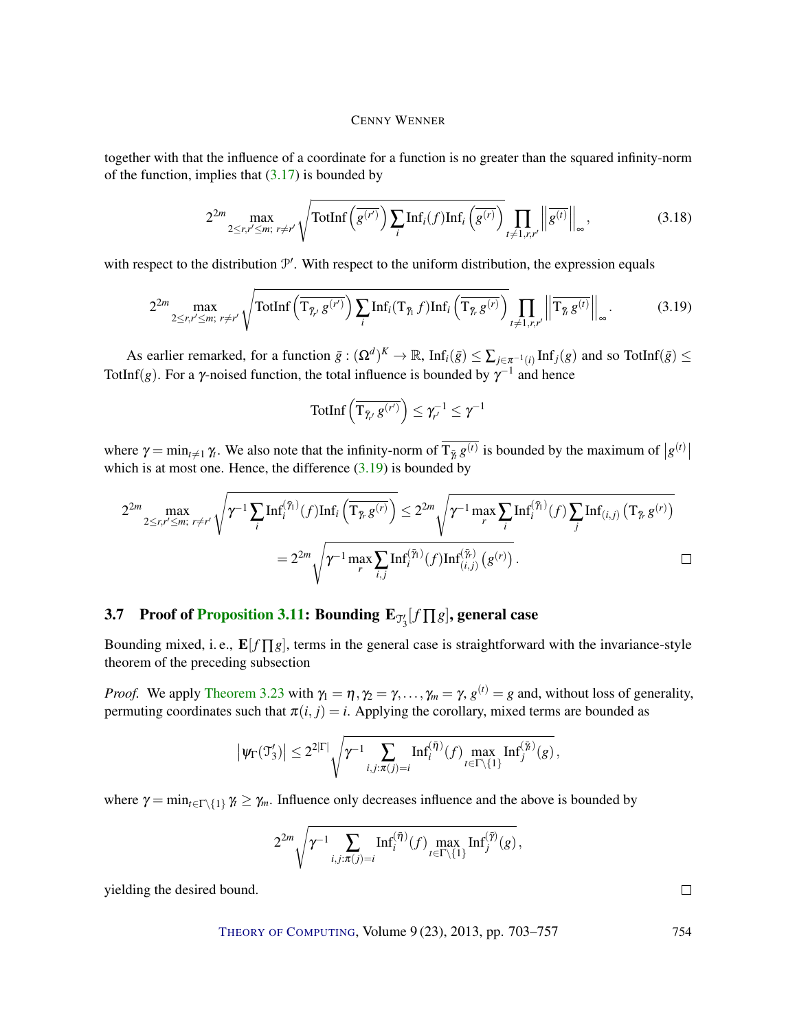together with that the influence of a coordinate for a function is no greater than the squared infinity-norm of the function, implies that (3.17) is bounded by

$$2^{2m} \max_{2 \le r, r' \le m;\; r \ne r'} \sqrt{\operatorname{TotInf}\left(\overline{g^{(r')}}\right) \sum_i \operatorname{Inf}_i(f) \operatorname{Inf}_i\left(\overline{g^{(r)}}\right)} \prod_{t \ne 1, r, r'} \left\| \overline{g^{(t)}} \right\|_\infty , \tag{3.18}$$

with respect to the distribution $\mathcal{P}'$. With respect to the uniform distribution, the expression equals

$$2^{2m} \max_{2 \le r, r' \le m;\; r \ne r'} \sqrt{\operatorname{TotInf}\left(\overline{\mathrm{T}_{\bar{\gamma}_{r'}}\, g^{(r')}}\right) \sum_i \operatorname{Inf}_i(\mathrm{T}_{\bar{\gamma}_1} f) \operatorname{Inf}_i\left(\overline{\mathrm{T}_{\bar{\gamma}_r}\, g^{(r)}}\right)} \prod_{t \ne 1, r, r'} \left\| \overline{\mathrm{T}_{\bar{\gamma}_t}\, g^{(t)}} \right\|_\infty . \tag{3.19}$$

As earlier remarked, for a function $\bar{g} : (\Omega^d)^K \to \mathbb{R}$, $\operatorname{Inf}_i(\bar{g}) \le \sum_{j \in \pi^{-1}(i)} \operatorname{Inf}_j(g)$ and so $\operatorname{TotInf}(\bar{g}) \le \operatorname{TotInf}(g)$. For a $\gamma$-noised function, the total influence is bounded by $\gamma^{-1}$ and hence

$$\operatorname{TotInf}\left(\overline{\mathrm{T}_{\bar{\gamma}_{r'}}\, g^{(r')}}\right) \le \gamma_{r'}^{-1} \le \gamma^{-1}$$

where $\gamma = \min_{t \ne 1} \gamma_t$. We also note that the infinity-norm of $\overline{\mathrm{T}_{\bar{\gamma}_t}\, g^{(t)}}$ is bounded by the maximum of $\left|g^{(t)}\right|$ which is at most one. Hence, the difference (3.19) is bounded by

$$\begin{aligned} 2^{2m} \max_{2 \le r, r' \le m;\; r \ne r'} \sqrt{\gamma^{-1} \sum_i \operatorname{Inf}_i^{(\bar{\gamma}_1)}(f) \operatorname{Inf}_i\left(\overline{\mathrm{T}_{\bar{\gamma}_r}\, g^{(r)}}\right)} &\le 2^{2m} \sqrt{\gamma^{-1} \max_r \sum_i \operatorname{Inf}_i^{(\bar{\gamma}_1)}(f) \sum_j \operatorname{Inf}_{(i,j)}\left(\mathrm{T}_{\bar{\gamma}_r}\, g^{(r)}\right)} \\ &= 2^{2m} \sqrt{\gamma^{-1} \max_r \sum_{i,j} \operatorname{Inf}_i^{(\bar{\gamma}_1)}(f) \operatorname{Inf}_{(i,j)}^{(\bar{\gamma}_r)}\left(g^{(r)}\right)} . \end{aligned}$$

□

### 3.7 Proof of Proposition 3.11: Bounding $\mathbf{E}_{\mathcal{T}_3'}[f \prod g]$, general case

Bounding mixed, i. e., $\mathbf{E}[f \prod g]$, terms in the general case is straightforward with the invariance-style theorem of the preceding subsection

*Proof.* We apply Theorem 3.23 with $\gamma_1 = \eta, \gamma_2 = \gamma, \ldots, \gamma_m = \gamma$, $g^{(t)} = g$ and, without loss of generality, permuting coordinates such that $\pi(i, j) = i$. Applying the corollary, mixed terms are bounded as

$$\left|\psi_\Gamma(\mathcal{T}_3')\right| \le 2^{2|\Gamma|} \sqrt{\gamma^{-1} \sum_{i,j : \pi(j) = i} \operatorname{Inf}_i^{(\bar{\eta})}(f) \max_{t \in \Gamma \setminus \{1\}} \operatorname{Inf}_j^{(\bar{\gamma}_t)}(g)} ,$$

where $\gamma = \min_{t \in \Gamma \setminus \{1\}} \gamma_t \ge \gamma_m$. Influence only decreases influence and the above is bounded by

$$2^{2m} \sqrt{\gamma^{-1} \sum_{i,j : \pi(j) = i} \operatorname{Inf}_i^{(\bar{\eta})}(f) \max_{t \in \Gamma \setminus \{1\}} \operatorname{Inf}_j^{(\bar{\gamma})}(g)} ,$$

yielding the desired bound.

□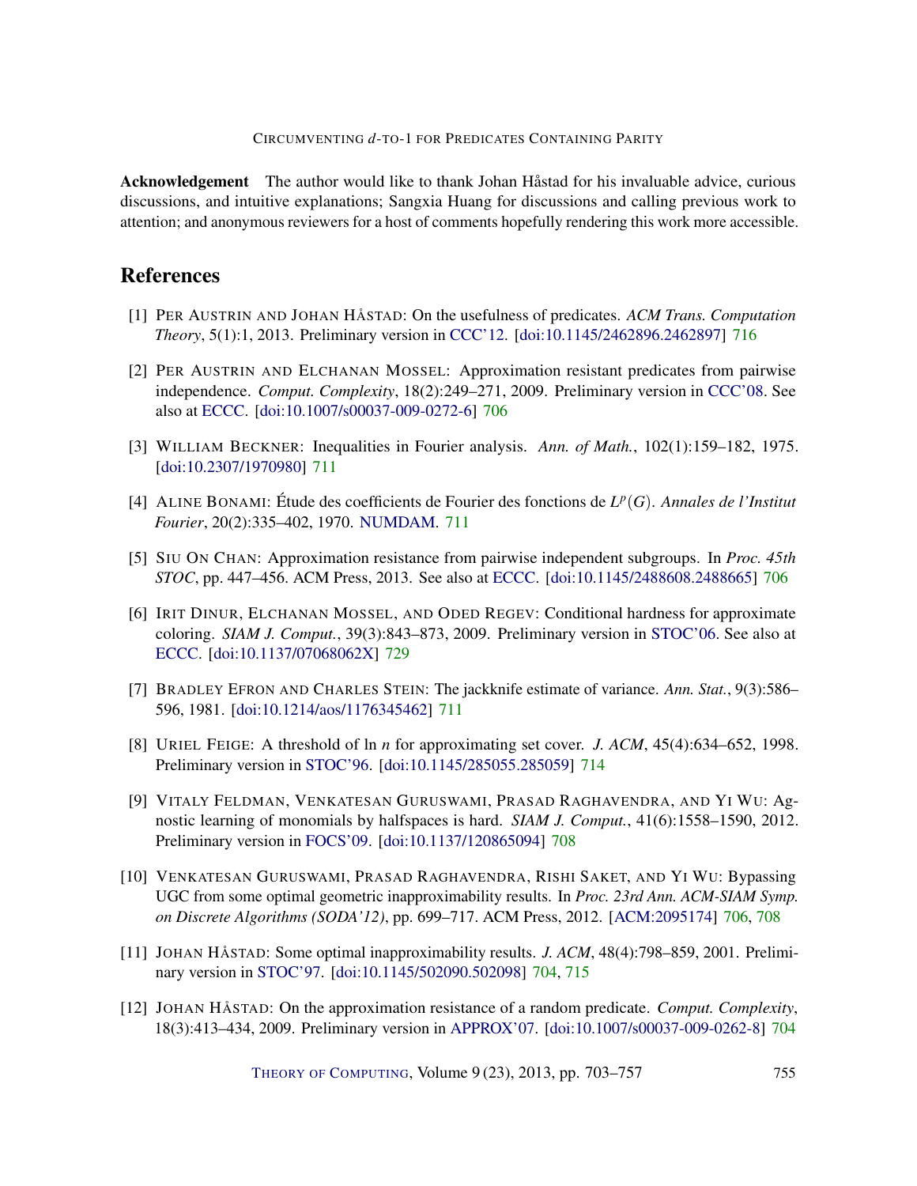**Acknowledgement** The author would like to thank Johan Håstad for his invaluable advice, curious discussions, and intuitive explanations; Sangxia Huang for discussions and calling previous work to attention; and anonymous reviewers for a host of comments hopefully rendering this work more accessible.

## References

[1] PER AUSTRIN AND JOHAN HÅSTAD: On the usefulness of predicates. *ACM Trans. Computation Theory*, 5(1):1, 2013. Preliminary version in CCC'12. [doi:10.1145/2462896.2462897] 716

[2] PER AUSTRIN AND ELCHANAN MOSSEL: Approximation resistant predicates from pairwise independence. *Comput. Complexity*, 18(2):249–271, 2009. Preliminary version in CCC'08. See also at ECCC. [doi:10.1007/s00037-009-0272-6] 706

[3] WILLIAM BECKNER: Inequalities in Fourier analysis. *Ann. of Math.*, 102(1):159–182, 1975. [doi:10.2307/1970980] 711

[4] ALINE BONAMI: Étude des coefficients de Fourier des fonctions de $L^p(G)$. *Annales de l'Institut Fourier*, 20(2):335–402, 1970. NUMDAM. 711

[5] SIU ON CHAN: Approximation resistance from pairwise independent subgroups. In *Proc. 45th STOC*, pp. 447–456. ACM Press, 2013. See also at ECCC. [doi:10.1145/2488608.2488665] 706

[6] IRIT DINUR, ELCHANAN MOSSEL, AND ODED REGEV: Conditional hardness for approximate coloring. *SIAM J. Comput.*, 39(3):843–873, 2009. Preliminary version in STOC'06. See also at ECCC. [doi:10.1137/07068062X] 729

[7] BRADLEY EFRON AND CHARLES STEIN: The jackknife estimate of variance. *Ann. Stat.*, 9(3):586–596, 1981. [doi:10.1214/aos/1176345462] 711

[8] URIEL FEIGE: A threshold of ln $n$ for approximating set cover. *J. ACM*, 45(4):634–652, 1998. Preliminary version in STOC'96. [doi:10.1145/285055.285059] 714

[9] VITALY FELDMAN, VENKATESAN GURUSWAMI, PRASAD RAGHAVENDRA, AND YI WU: Agnostic learning of monomials by halfspaces is hard. *SIAM J. Comput.*, 41(6):1558–1590, 2012. Preliminary version in FOCS'09. [doi:10.1137/120865094] 708

[10] VENKATESAN GURUSWAMI, PRASAD RAGHAVENDRA, RISHI SAKET, AND YI WU: Bypassing UGC from some optimal geometric inapproximability results. In *Proc. 23rd Ann. ACM-SIAM Symp. on Discrete Algorithms (SODA'12)*, pp. 699–717. ACM Press, 2012. [ACM:2095174] 706, 708

[11] JOHAN HÅSTAD: Some optimal inapproximability results. *J. ACM*, 48(4):798–859, 2001. Preliminary version in STOC'97. [doi:10.1145/502090.502098] 704, 715

[12] JOHAN HÅSTAD: On the approximation resistance of a random predicate. *Comput. Complexity*, 18(3):413–434, 2009. Preliminary version in APPROX'07. [doi:10.1007/s00037-009-0262-8] 704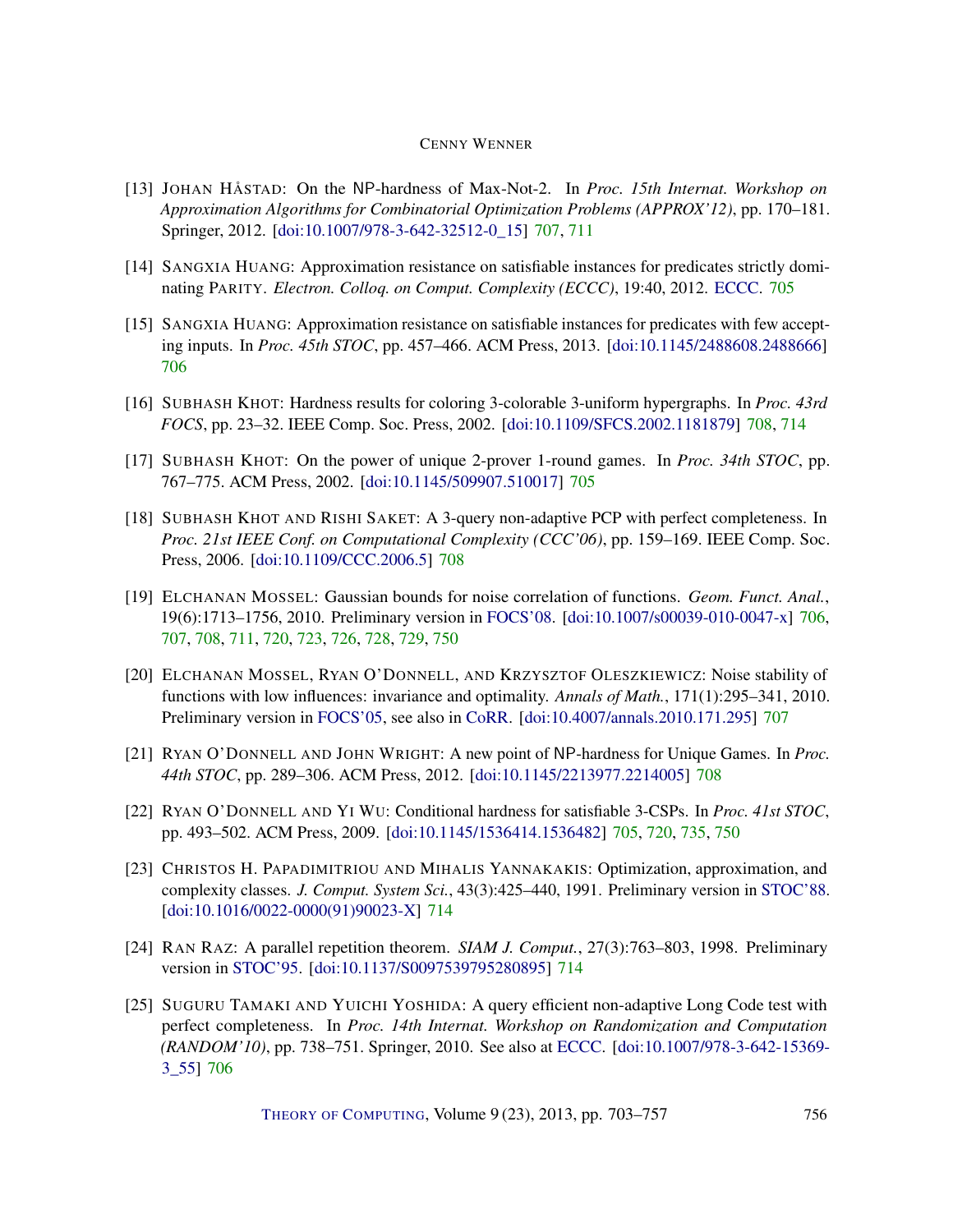[13] JOHAN HÅSTAD: On the NP-hardness of Max-Not-2. In *Proc. 15th Internat. Workshop on Approximation Algorithms for Combinatorial Optimization Problems (APPROX'12)*, pp. 170–181. Springer, 2012. [doi:10.1007/978-3-642-32512-0_15] 707, 711

[14] SANGXIA HUANG: Approximation resistance on satisfiable instances for predicates strictly dominating PARITY. *Electron. Colloq. on Comput. Complexity (ECCC)*, 19:40, 2012. ECCC. 705

[15] SANGXIA HUANG: Approximation resistance on satisfiable instances for predicates with few accepting inputs. In *Proc. 45th STOC*, pp. 457–466. ACM Press, 2013. [doi:10.1145/2488608.2488666] 706

[16] SUBHASH KHOT: Hardness results for coloring 3-colorable 3-uniform hypergraphs. In *Proc. 43rd FOCS*, pp. 23–32. IEEE Comp. Soc. Press, 2002. [doi:10.1109/SFCS.2002.1181879] 708, 714

[17] SUBHASH KHOT: On the power of unique 2-prover 1-round games. In *Proc. 34th STOC*, pp. 767–775. ACM Press, 2002. [doi:10.1145/509907.510017] 705

[18] SUBHASH KHOT AND RISHI SAKET: A 3-query non-adaptive PCP with perfect completeness. In *Proc. 21st IEEE Conf. on Computational Complexity (CCC'06)*, pp. 159–169. IEEE Comp. Soc. Press, 2006. [doi:10.1109/CCC.2006.5] 708

[19] ELCHANAN MOSSEL: Gaussian bounds for noise correlation of functions. *Geom. Funct. Anal.*, 19(6):1713–1756, 2010. Preliminary version in FOCS'08. [doi:10.1007/s00039-010-0047-x] 706, 707, 708, 711, 720, 723, 726, 728, 729, 750

[20] ELCHANAN MOSSEL, RYAN O'DONNELL, AND KRZYSZTOF OLESZKIEWICZ: Noise stability of functions with low influences: invariance and optimality. *Annals of Math.*, 171(1):295–341, 2010. Preliminary version in FOCS'05, see also in CoRR. [doi:10.4007/annals.2010.171.295] 707

[21] RYAN O'DONNELL AND JOHN WRIGHT: A new point of NP-hardness for Unique Games. In *Proc. 44th STOC*, pp. 289–306. ACM Press, 2012. [doi:10.1145/2213977.2214005] 708

[22] RYAN O'DONNELL AND YI WU: Conditional hardness for satisfiable 3-CSPs. In *Proc. 41st STOC*, pp. 493–502. ACM Press, 2009. [doi:10.1145/1536414.1536482] 705, 720, 735, 750

[23] CHRISTOS H. PAPADIMITRIOU AND MIHALIS YANNAKAKIS: Optimization, approximation, and complexity classes. *J. Comput. System Sci.*, 43(3):425–440, 1991. Preliminary version in STOC'88. [doi:10.1016/0022-0000(91)90023-X] 714

[24] RAN RAZ: A parallel repetition theorem. *SIAM J. Comput.*, 27(3):763–803, 1998. Preliminary version in STOC'95. [doi:10.1137/S0097539795280895] 714

[25] SUGURU TAMAKI AND YUICHI YOSHIDA: A query efficient non-adaptive Long Code test with perfect completeness. In *Proc. 14th Internat. Workshop on Randomization and Computation (RANDOM'10)*, pp. 738–751. Springer, 2010. See also at ECCC. [doi:10.1007/978-3-642-15369-3_55] 706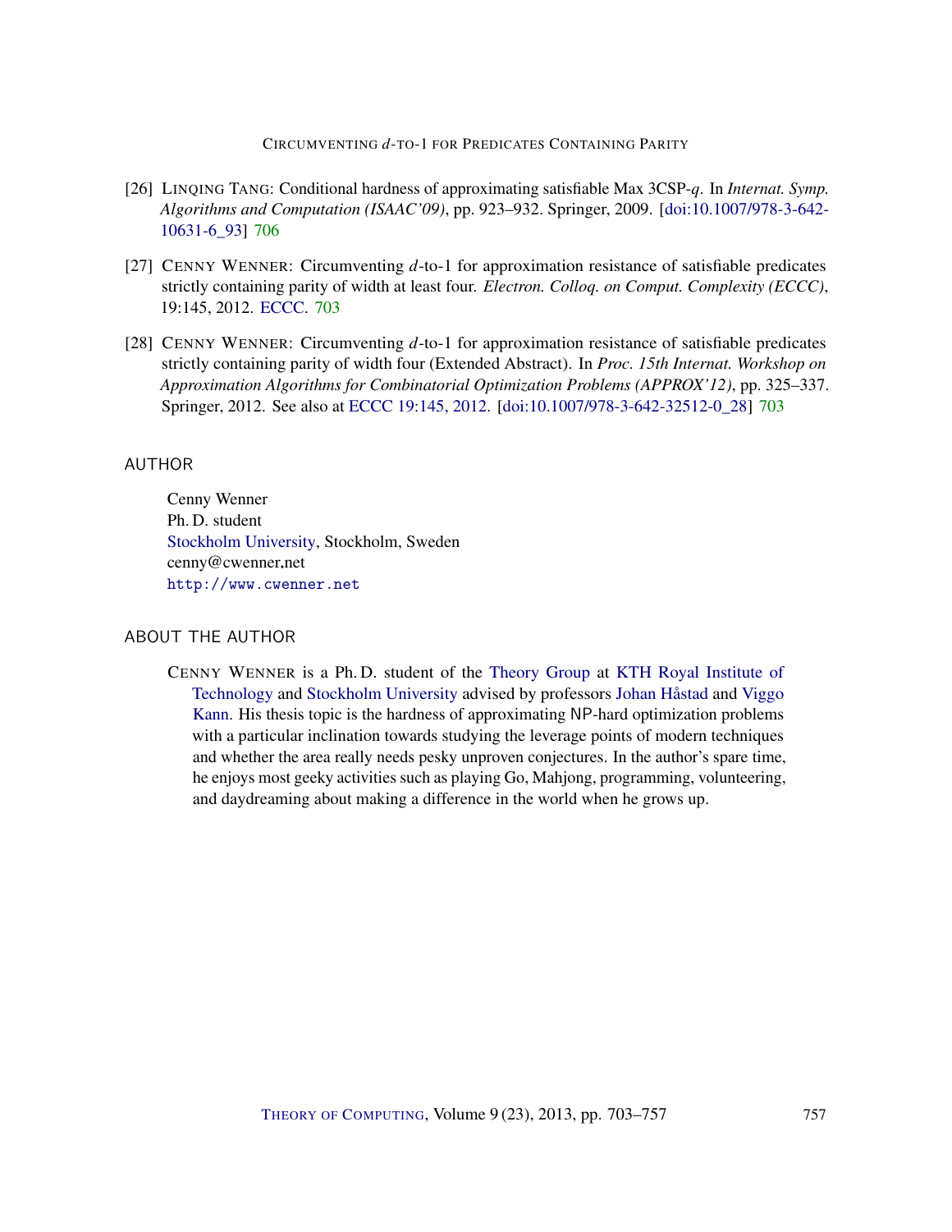[26] Linqing Tang: Conditional hardness of approximating satisfiable Max 3CSP-$q$. In *Internat. Symp. Algorithms and Computation (ISAAC'09)*, pp. 923–932. Springer, 2009. [doi:10.1007/978-3-642-10631-6_93] 706

[27] Cenny Wenner: Circumventing $d$-to-1 for approximation resistance of satisfiable predicates strictly containing parity of width at least four. *Electron. Colloq. on Comput. Complexity (ECCC)*, 19:145, 2012. ECCC. 703

[28] Cenny Wenner: Circumventing $d$-to-1 for approximation resistance of satisfiable predicates strictly containing parity of width four (Extended Abstract). In *Proc. 15th Internat. Workshop on Approximation Algorithms for Combinatorial Optimization Problems (APPROX'12)*, pp. 325–337. Springer, 2012. See also at ECCC 19:145, 2012. [doi:10.1007/978-3-642-32512-0_28] 703

## AUTHOR

Cenny Wenner
Ph. D. student
Stockholm University, Stockholm, Sweden
cenny@cwenner.net
http://www.cwenner.net

## ABOUT THE AUTHOR

Cenny Wenner is a Ph. D. student of the Theory Group at KTH Royal Institute of Technology and Stockholm University advised by professors Johan Håstad and Viggo Kann. His thesis topic is the hardness of approximating NP-hard optimization problems with a particular inclination towards studying the leverage points of modern techniques and whether the area really needs pesky unproven conjectures. In the author's spare time, he enjoys most geeky activities such as playing Go, Mahjong, programming, volunteering, and daydreaming about making a difference in the world when he grows up.